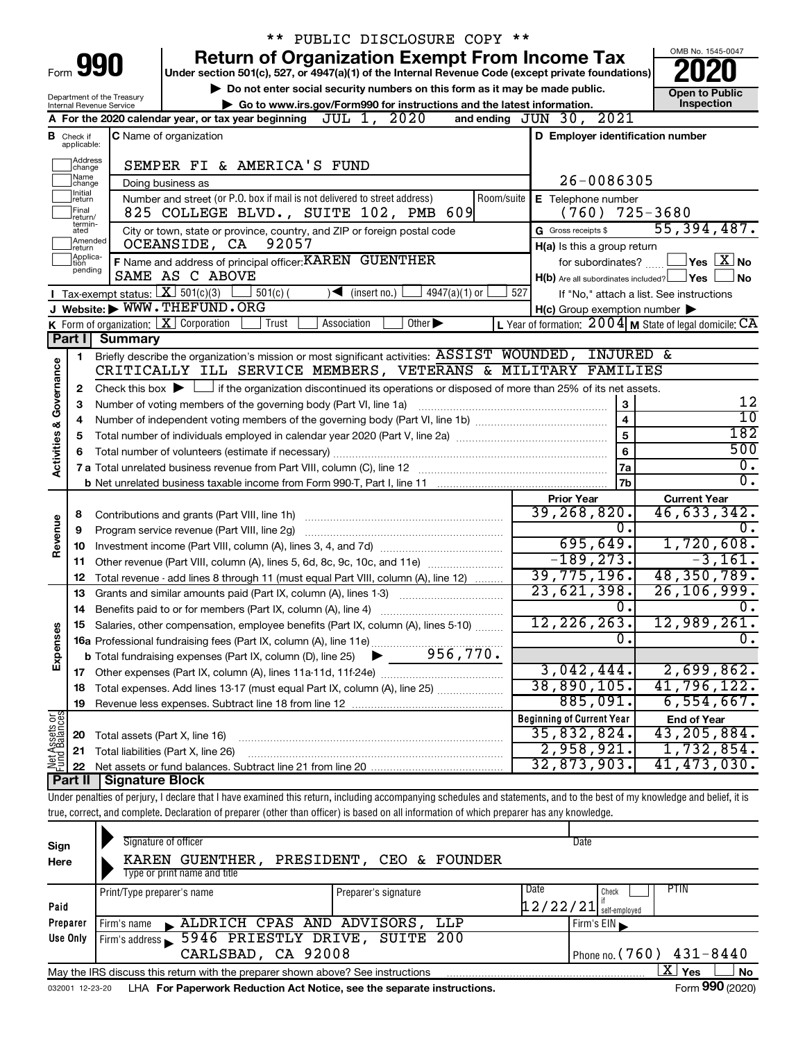\*\* PUBLIC DISCLOSURE COPY \*\*

Form **990**

# Return of Organization Exempt From Income Tax

Under section 501(c), 527, or 4947(a)(1) of the Internal Revenue Code (except private foundations)

▶ Do not enter social security numbers on this form as it may be made public.

▶ Go to www.irs.gov/Form990 for instructions and the latest information.

OMB No. 1545-0047

**2020**

**Open to Public Inspection**

Department of the Treasury
Internal Revenue Service

**A** For the 2020 calendar year, or tax year beginning JUL 1, 2020 and ending JUN 30, 2021

**B** Check if applicable: Address change, Name change, Initial return, Final return/terminated, Amended return, Application pending

**C** Name of organization: SEMPER FI & AMERICA'S FUND

Doing business as

Number and street (or P.O. box if mail is not delivered to street address): 825 COLLEGE BLVD., SUITE 102, PMB 609 | Room/suite

City or town, state or province, country, and ZIP or foreign postal code: OCEANSIDE, CA 92057

**D** Employer identification number: 26-0086305

**E** Telephone number: (760) 725-3680

**G** Gross receipts $ 55,394,487.

**F** Name and address of principal officer: KAREN GUENTHER
SAME AS C ABOVE

**H(a)** Is this a group return for subordinates? ☐ Yes ☒ No

**H(b)** Are all subordinates included? ☐ Yes ☐ No
If "No," attach a list. See instructions

**H(c)** Group exemption number ▶

**I** Tax-exempt status: ☒ 501(c)(3) ☐ 501(c) ( ) ◀ (insert no.) ☐ 4947(a)(1) or ☐ 527

**J** Website: ▶ WWW.THEFUND.ORG

**K** Form of organization: ☒ Corporation ☐ Trust ☐ Association ☐ Other ▶

**L** Year of formation: 2004 **M** State of legal domicile: CA

## Part I Summary

**Activities & Governance**

1. Briefly describe the organization's mission or most significant activities: ASSIST WOUNDED, INJURED & CRITICALLY ILL SERVICE MEMBERS, VETERANS & MILITARY FAMILIES
2. Check this box ▶ ☐ if the organization discontinued its operations or disposed of more than 25% of its net assets.

| | | | |
|---|---|---|---|
| 3 | Number of voting members of the governing body (Part VI, line 1a) | 3 | 12 |
| 4 | Number of independent voting members of the governing body (Part VI, line 1b) | 4 | 10 |
| 5 | Total number of individuals employed in calendar year 2020 (Part V, line 2a) | 5 | 182 |
| 6 | Total number of volunteers (estimate if necessary) | 6 | 500 |
| 7a | Total unrelated business revenue from Part VIII, column (C), line 12 | 7a | 0. |
| b | Net unrelated business taxable income from Form 990-T, Part I, line 11 | 7b | 0. |

| | | | Prior Year | Current Year |
|---|---|---|---|---|
| **Revenue** | 8 | Contributions and grants (Part VIII, line 1h) | 39,268,820. | 46,633,342. |
| | 9 | Program service revenue (Part VIII, line 2g) | 0. | 0. |
| | 10 | Investment income (Part VIII, column (A), lines 3, 4, and 7d) | 695,649. | 1,720,608. |
| | 11 | Other revenue (Part VIII, column (A), lines 5, 6d, 8c, 9c, 10c, and 11e) | -189,273. | -3,161. |
| | 12 | Total revenue - add lines 8 through 11 (must equal Part VIII, column (A), line 12) | 39,775,196. | 48,350,789. |
| **Expenses** | 13 | Grants and similar amounts paid (Part IX, column (A), lines 1-3) | 23,621,398. | 26,106,999. |
| | 14 | Benefits paid to or for members (Part IX, column (A), line 4) | 0. | 0. |
| | 15 | Salaries, other compensation, employee benefits (Part IX, column (A), lines 5-10) | 12,226,263. | 12,989,261. |
| | 16a | Professional fundraising fees (Part IX, column (A), line 11e) | 0. | 0. |
| | b | Total fundraising expenses (Part IX, column (D), line 25) ▶ 956,770. | | |
| | 17 | Other expenses (Part IX, column (A), lines 11a-11d, 11f-24e) | 3,042,444. | 2,699,862. |
| | 18 | Total expenses. Add lines 13-17 (must equal Part IX, column (A), line 25) | 38,890,105. | 41,796,122. |
| | 19 | Revenue less expenses. Subtract line 18 from line 12 | 885,091. | 6,554,667. |

| | | | Beginning of Current Year | End of Year |
|---|---|---|---|---|
| **Net Assets or Fund Balances** | 20 | Total assets (Part X, line 16) | 35,832,824. | 43,205,884. |
| | 21 | Total liabilities (Part X, line 26) | 2,958,921. | 1,732,854. |
| | 22 | Net assets or fund balances. Subtract line 21 from line 20 | 32,873,903. | 41,473,030. |

## Part II Signature Block

Under penalties of perjury, I declare that I have examined this return, including accompanying schedules and statements, and to the best of my knowledge and belief, it is true, correct, and complete. Declaration of preparer (other than officer) is based on all information of which preparer has any knowledge.

**Sign Here**

Signature of officer | Date

KAREN GUENTHER, PRESIDENT, CEO & FOUNDER
Type or print name and title

**Paid Preparer Use Only**

| Print/Type preparer's name | Preparer's signature | Date | Check ☐ if self-employed | PTIN |
|---|---|---|---|---|
| | | 12/22/21 | | |

Firm's name ▶ ALDRICH CPAS AND ADVISORS, LLP | Firm's EIN ▶

Firm's address ▶ 5946 PRIESTLY DRIVE, SUITE 200, CARLSBAD, CA 92008 | Phone no. (760) 431-8440

May the IRS discuss this return with the preparer shown above? See instructions ☒ Yes ☐ No

032001 12-23-20 LHA For Paperwork Reduction Act Notice, see the separate instructions. Form **990** (2020)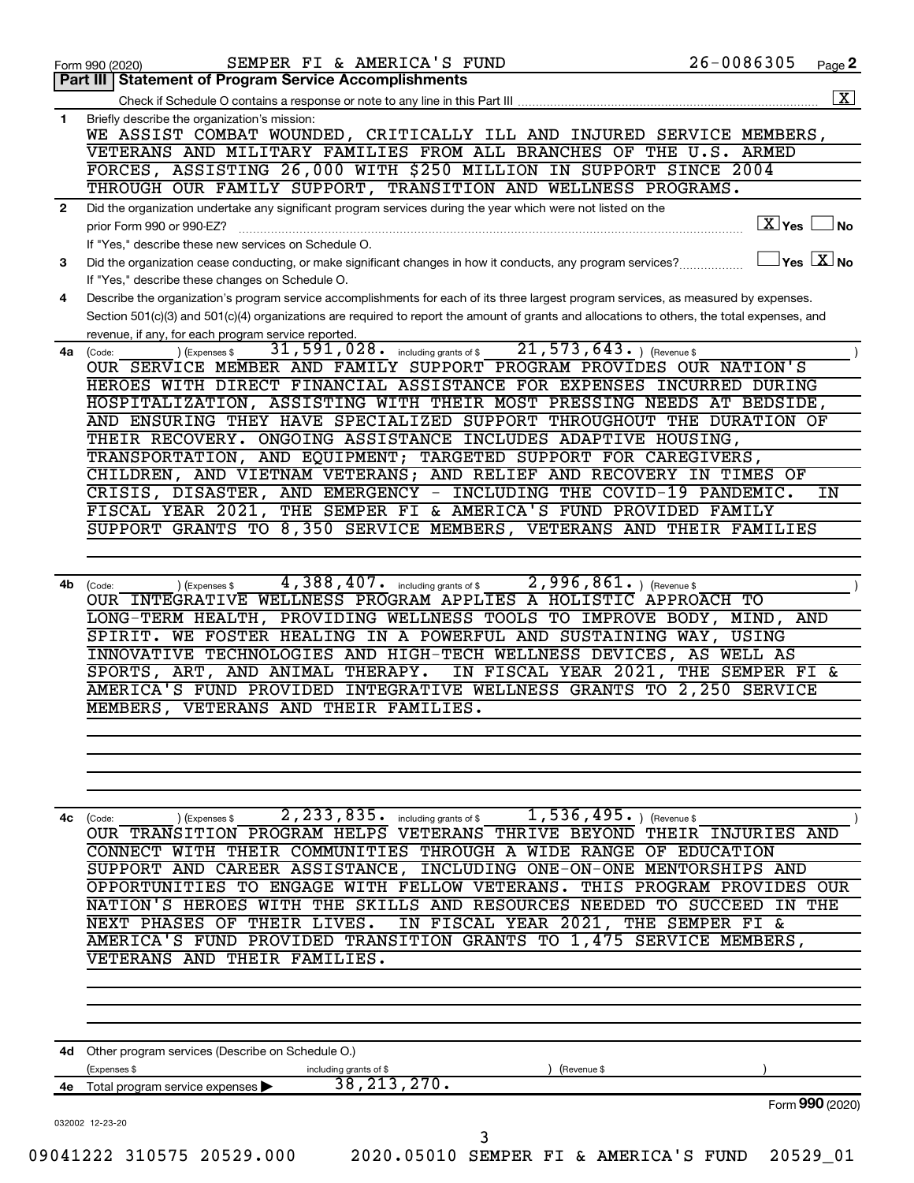Form 990 (2020) SEMPER FI & AMERICA'S FUND 26-0086305

## Part III | Statement of Program Service Accomplishments

Check if Schedule O contains a response or note to any line in this Part III [X]

**1** Briefly describe the organization's mission:

WE ASSIST COMBAT WOUNDED, CRITICALLY ILL AND INJURED SERVICE MEMBERS, VETERANS AND MILITARY FAMILIES FROM ALL BRANCHES OF THE U.S. ARMED FORCES, ASSISTING 26,000 WITH $250 MILLION IN SUPPORT SINCE 2004 THROUGH OUR FAMILY SUPPORT, TRANSITION AND WELLNESS PROGRAMS.

**2** Did the organization undertake any significant program services during the year which were not listed on the prior Form 990 or 990-EZ? [X] Yes [ ] No

If "Yes," describe these new services on Schedule O.

**3** Did the organization cease conducting, or make significant changes in how it conducts, any program services? [ ] Yes [X] No

If "Yes," describe these changes on Schedule O.

**4** Describe the organization's program service accomplishments for each of its three largest program services, as measured by expenses. Section 501(c)(3) and 501(c)(4) organizations are required to report the amount of grants and allocations to others, the total expenses, and revenue, if any, for each program service reported.

**4a** (Code: ) (Expenses $ 31,591,028. including grants of $ 21,573,643. ) (Revenue $ )

OUR SERVICE MEMBER AND FAMILY SUPPORT PROGRAM PROVIDES OUR NATION'S HEROES WITH DIRECT FINANCIAL ASSISTANCE FOR EXPENSES INCURRED DURING HOSPITALIZATION, ASSISTING WITH THEIR MOST PRESSING NEEDS AT BEDSIDE, AND ENSURING THEY HAVE SPECIALIZED SUPPORT THROUGHOUT THE DURATION OF THEIR RECOVERY. ONGOING ASSISTANCE INCLUDES ADAPTIVE HOUSING, TRANSPORTATION, AND EQUIPMENT; TARGETED SUPPORT FOR CAREGIVERS, CHILDREN, AND VIETNAM VETERANS; AND RELIEF AND RECOVERY IN TIMES OF CRISIS, DISASTER, AND EMERGENCY - INCLUDING THE COVID-19 PANDEMIC. IN FISCAL YEAR 2021, THE SEMPER FI & AMERICA'S FUND PROVIDED FAMILY SUPPORT GRANTS TO 8,350 SERVICE MEMBERS, VETERANS AND THEIR FAMILIES

**4b** (Code: ) (Expenses $ 4,388,407. including grants of $ 2,996,861. ) (Revenue $ )

OUR INTEGRATIVE WELLNESS PROGRAM APPLIES A HOLISTIC APPROACH TO LONG-TERM HEALTH, PROVIDING WELLNESS TOOLS TO IMPROVE BODY, MIND, AND SPIRIT. WE FOSTER HEALING IN A POWERFUL AND SUSTAINING WAY, USING INNOVATIVE TECHNOLOGIES AND HIGH-TECH WELLNESS DEVICES, AS WELL AS SPORTS, ART, AND ANIMAL THERAPY. IN FISCAL YEAR 2021, THE SEMPER FI & AMERICA'S FUND PROVIDED INTEGRATIVE WELLNESS GRANTS TO 2,250 SERVICE MEMBERS, VETERANS AND THEIR FAMILIES.

**4c** (Code: ) (Expenses $ 2,233,835. including grants of $ 1,536,495. ) (Revenue $ )

OUR TRANSITION PROGRAM HELPS VETERANS THRIVE BEYOND THEIR INJURIES AND CONNECT WITH THEIR COMMUNITIES THROUGH A WIDE RANGE OF EDUCATION SUPPORT AND CAREER ASSISTANCE, INCLUDING ONE-ON-ONE MENTORSHIPS AND OPPORTUNITIES TO ENGAGE WITH FELLOW VETERANS. THIS PROGRAM PROVIDES OUR NATION'S HEROES WITH THE SKILLS AND RESOURCES NEEDED TO SUCCEED IN THE NEXT PHASES OF THEIR LIVES. IN FISCAL YEAR 2021, THE SEMPER FI & AMERICA'S FUND PROVIDED TRANSITION GRANTS TO 1,475 SERVICE MEMBERS, VETERANS AND THEIR FAMILIES.

**4d** Other program services (Describe on Schedule O.)

(Expenses $ including grants of $ ) (Revenue $ )

**4e** Total program service expenses ▶ 38,213,270.

Form 990 (2020)

032002 12-23-20

09041222 310575 20529.000 2020.05010 SEMPER FI & AMERICA'S FUND 20529_01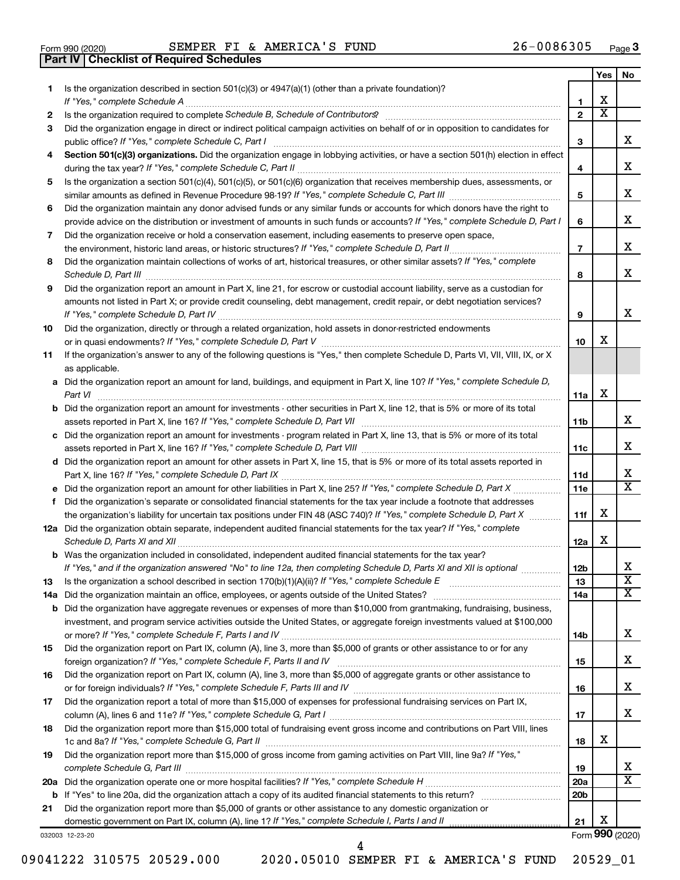Form 990 (2020) SEMPER FI & AMERICA'S FUND 26-0086305

## Part IV | Checklist of Required Schedules

| | | | Yes | No |
|---|---|---|---|---|
| 1 | Is the organization described in section 501(c)(3) or 4947(a)(1) (other than a private foundation)? *If "Yes," complete Schedule A* | 1 | X | |
| 2 | Is the organization required to complete *Schedule B, Schedule of Contributors*? | 2 | X | |
| 3 | Did the organization engage in direct or indirect political campaign activities on behalf of or in opposition to candidates for public office? *If "Yes," complete Schedule C, Part I* | 3 | | X |
| 4 | **Section 501(c)(3) organizations.** Did the organization engage in lobbying activities, or have a section 501(h) election in effect during the tax year? *If "Yes," complete Schedule C, Part II* | 4 | | X |
| 5 | Is the organization a section 501(c)(4), 501(c)(5), or 501(c)(6) organization that receives membership dues, assessments, or similar amounts as defined in Revenue Procedure 98-19? *If "Yes," complete Schedule C, Part III* | 5 | | X |
| 6 | Did the organization maintain any donor advised funds or any similar funds or accounts for which donors have the right to provide advice on the distribution or investment of amounts in such funds or accounts? *If "Yes," complete Schedule D, Part I* | 6 | | X |
| 7 | Did the organization receive or hold a conservation easement, including easements to preserve open space, the environment, historic land areas, or historic structures? *If "Yes," complete Schedule D, Part II* | 7 | | X |
| 8 | Did the organization maintain collections of works of art, historical treasures, or other similar assets? *If "Yes," complete Schedule D, Part III* | 8 | | X |
| 9 | Did the organization report an amount in Part X, line 21, for escrow or custodial account liability, serve as a custodian for amounts not listed in Part X; or provide credit counseling, debt management, credit repair, or debt negotiation services? *If "Yes," complete Schedule D, Part IV* | 9 | | X |
| 10 | Did the organization, directly or through a related organization, hold assets in donor-restricted endowments or in quasi endowments? *If "Yes," complete Schedule D, Part V* | 10 | X | |
| 11 | If the organization's answer to any of the following questions is "Yes," then complete Schedule D, Parts VI, VII, VIII, IX, or X as applicable. | | | |
| a | Did the organization report an amount for land, buildings, and equipment in Part X, line 10? *If "Yes," complete Schedule D, Part VI* | 11a | X | |
| b | Did the organization report an amount for investments - other securities in Part X, line 12, that is 5% or more of its total assets reported in Part X, line 16? *If "Yes," complete Schedule D, Part VII* | 11b | | X |
| c | Did the organization report an amount for investments - program related in Part X, line 13, that is 5% or more of its total assets reported in Part X, line 16? *If "Yes," complete Schedule D, Part VIII* | 11c | | X |
| d | Did the organization report an amount for other assets in Part X, line 15, that is 5% or more of its total assets reported in Part X, line 16? *If "Yes," complete Schedule D, Part IX* | 11d | | X |
| e | Did the organization report an amount for other liabilities in Part X, line 25? *If "Yes," complete Schedule D, Part X* | 11e | | X |
| f | Did the organization's separate or consolidated financial statements for the tax year include a footnote that addresses the organization's liability for uncertain tax positions under FIN 48 (ASC 740)? *If "Yes," complete Schedule D, Part X* | 11f | X | |
| 12a | Did the organization obtain separate, independent audited financial statements for the tax year? *If "Yes," complete Schedule D, Parts XI and XII* | 12a | X | |
| b | Was the organization included in consolidated, independent audited financial statements for the tax year? *If "Yes," and if the organization answered "No" to line 12a, then completing Schedule D, Parts XI and XII is optional* | 12b | | X |
| 13 | Is the organization a school described in section 170(b)(1)(A)(ii)? *If "Yes," complete Schedule E* | 13 | | X |
| 14a | Did the organization maintain an office, employees, or agents outside of the United States? | 14a | | X |
| b | Did the organization have aggregate revenues or expenses of more than $10,000 from grantmaking, fundraising, business, investment, and program service activities outside the United States, or aggregate foreign investments valued at $100,000 or more? *If "Yes," complete Schedule F, Parts I and IV* | 14b | | X |
| 15 | Did the organization report on Part IX, column (A), line 3, more than $5,000 of grants or other assistance to or for any foreign organization? *If "Yes," complete Schedule F, Parts II and IV* | 15 | | X |
| 16 | Did the organization report on Part IX, column (A), line 3, more than $5,000 of aggregate grants or other assistance to or for foreign individuals? *If "Yes," complete Schedule F, Parts III and IV* | 16 | | X |
| 17 | Did the organization report a total of more than $15,000 of expenses for professional fundraising services on Part IX, column (A), lines 6 and 11e? *If "Yes," complete Schedule G, Part I* | 17 | | X |
| 18 | Did the organization report more than $15,000 total of fundraising event gross income and contributions on Part VIII, lines 1c and 8a? *If "Yes," complete Schedule G, Part II* | 18 | X | |
| 19 | Did the organization report more than $15,000 of gross income from gaming activities on Part VIII, line 9a? *If "Yes," complete Schedule G, Part III* | 19 | | X |
| 20a | Did the organization operate one or more hospital facilities? *If "Yes," complete Schedule H* | 20a | | X |
| b | If "Yes" to line 20a, did the organization attach a copy of its audited financial statements to this return? | 20b | | |
| 21 | Did the organization report more than $5,000 of grants or other assistance to any domestic organization or domestic government on Part IX, column (A), line 1? *If "Yes," complete Schedule I, Parts I and II* | 21 | X | |

032003 12-23-20 Form **990** (2020)

09041222 310575 20529.000 2020.05010 SEMPER FI & AMERICA'S FUND 20529_01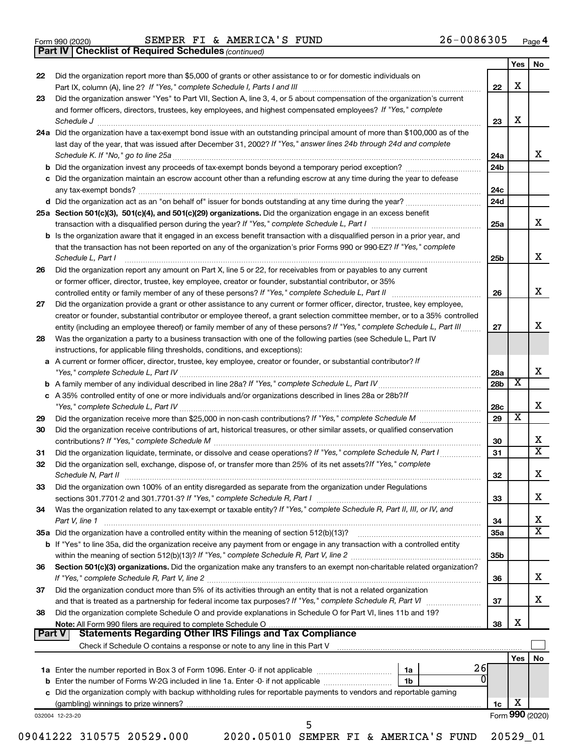Form 990 (2020) SEMPER FI & AMERICA'S FUND 26-0086305

**Part IV | Checklist of Required Schedules** *(continued)*

| | | | Yes | No |
|---|---|---|---|---|
| 22 | Did the organization report more than $5,000 of grants or other assistance to or for domestic individuals on Part IX, column (A), line 2? *If "Yes," complete Schedule I, Parts I and III* | 22 | X | |
| 23 | Did the organization answer "Yes" to Part VII, Section A, line 3, 4, or 5 about compensation of the organization's current and former officers, directors, trustees, key employees, and highest compensated employees? *If "Yes," complete Schedule J* | 23 | X | |
| 24a | Did the organization have a tax-exempt bond issue with an outstanding principal amount of more than $100,000 as of the last day of the year, that was issued after December 31, 2002? *If "Yes," answer lines 24b through 24d and complete Schedule K. If "No," go to line 25a* | 24a | | X |
| b | Did the organization invest any proceeds of tax-exempt bonds beyond a temporary period exception? | 24b | | |
| c | Did the organization maintain an escrow account other than a refunding escrow at any time during the year to defease any tax-exempt bonds? | 24c | | |
| d | Did the organization act as an "on behalf of" issuer for bonds outstanding at any time during the year? | 24d | | |
| 25a | **Section 501(c)(3), 501(c)(4), and 501(c)(29) organizations.** Did the organization engage in an excess benefit transaction with a disqualified person during the year? *If "Yes," complete Schedule L, Part I* | 25a | | X |
| b | Is the organization aware that it engaged in an excess benefit transaction with a disqualified person in a prior year, and that the transaction has not been reported on any of the organization's prior Forms 990 or 990-EZ? *If "Yes," complete Schedule L, Part I* | 25b | | X |
| 26 | Did the organization report any amount on Part X, line 5 or 22, for receivables from or payables to any current or former officer, director, trustee, key employee, creator or founder, substantial contributor, or 35% controlled entity or family member of any of these persons? *If "Yes," complete Schedule L, Part II* | 26 | | X |
| 27 | Did the organization provide a grant or other assistance to any current or former officer, director, trustee, key employee, creator or founder, substantial contributor or employee thereof, a grant selection committee member, or to a 35% controlled entity (including an employee thereof) or family member of any of these persons? *If "Yes," complete Schedule L, Part III* | 27 | | X |
| 28 | Was the organization a party to a business transaction with one of the following parties (see Schedule L, Part IV instructions, for applicable filing thresholds, conditions, and exceptions): | | | |
| a | A current or former officer, director, trustee, key employee, creator or founder, or substantial contributor? *If "Yes," complete Schedule L, Part IV* | 28a | | X |
| b | A family member of any individual described in line 28a? *If "Yes," complete Schedule L, Part IV* | 28b | X | |
| c | A 35% controlled entity of one or more individuals and/or organizations described in lines 28a or 28b? *If "Yes," complete Schedule L, Part IV* | 28c | | X |
| 29 | Did the organization receive more than $25,000 in non-cash contributions? *If "Yes," complete Schedule M* | 29 | X | |
| 30 | Did the organization receive contributions of art, historical treasures, or other similar assets, or qualified conservation contributions? *If "Yes," complete Schedule M* | 30 | | X |
| 31 | Did the organization liquidate, terminate, or dissolve and cease operations? *If "Yes," complete Schedule N, Part I* | 31 | | X |
| 32 | Did the organization sell, exchange, dispose of, or transfer more than 25% of its net assets? *If "Yes," complete Schedule N, Part II* | 32 | | X |
| 33 | Did the organization own 100% of an entity disregarded as separate from the organization under Regulations sections 301.7701-2 and 301.7701-3? *If "Yes," complete Schedule R, Part I* | 33 | | X |
| 34 | Was the organization related to any tax-exempt or taxable entity? *If "Yes," complete Schedule R, Part II, III, or IV, and Part V, line 1* | 34 | | X |
| 35a | Did the organization have a controlled entity within the meaning of section 512(b)(13)? | 35a | | X |
| b | If "Yes" to line 35a, did the organization receive any payment from or engage in any transaction with a controlled entity within the meaning of section 512(b)(13)? *If "Yes," complete Schedule R, Part V, line 2* | 35b | | |
| 36 | **Section 501(c)(3) organizations.** Did the organization make any transfers to an exempt non-charitable related organization? *If "Yes," complete Schedule R, Part V, line 2* | 36 | | X |
| 37 | Did the organization conduct more than 5% of its activities through an entity that is not a related organization and that is treated as a partnership for federal income tax purposes? *If "Yes," complete Schedule R, Part VI* | 37 | | X |
| 38 | Did the organization complete Schedule O and provide explanations in Schedule O for Part VI, lines 11b and 19? **Note:** All Form 990 filers are required to complete Schedule O | 38 | X | |

**Part V | Statements Regarding Other IRS Filings and Tax Compliance**

Check if Schedule O contains a response or note to any line in this Part V ☐

| | | | | Yes | No |
|---|---|---|---|---|---|
| 1a | Enter the number reported in Box 3 of Form 1096. Enter -0- if not applicable | 1a | 26 | | |
| b | Enter the number of Forms W-2G included in line 1a. Enter -0- if not applicable | 1b | 0 | | |
| c | Did the organization comply with backup withholding rules for reportable payments to vendors and reportable gaming (gambling) winnings to prize winners? | | 1c | X | |

032004 12-23-20

Form **990** (2020)

09041222 310575 20529.000 2020.05010 SEMPER FI & AMERICA'S FUND 20529_01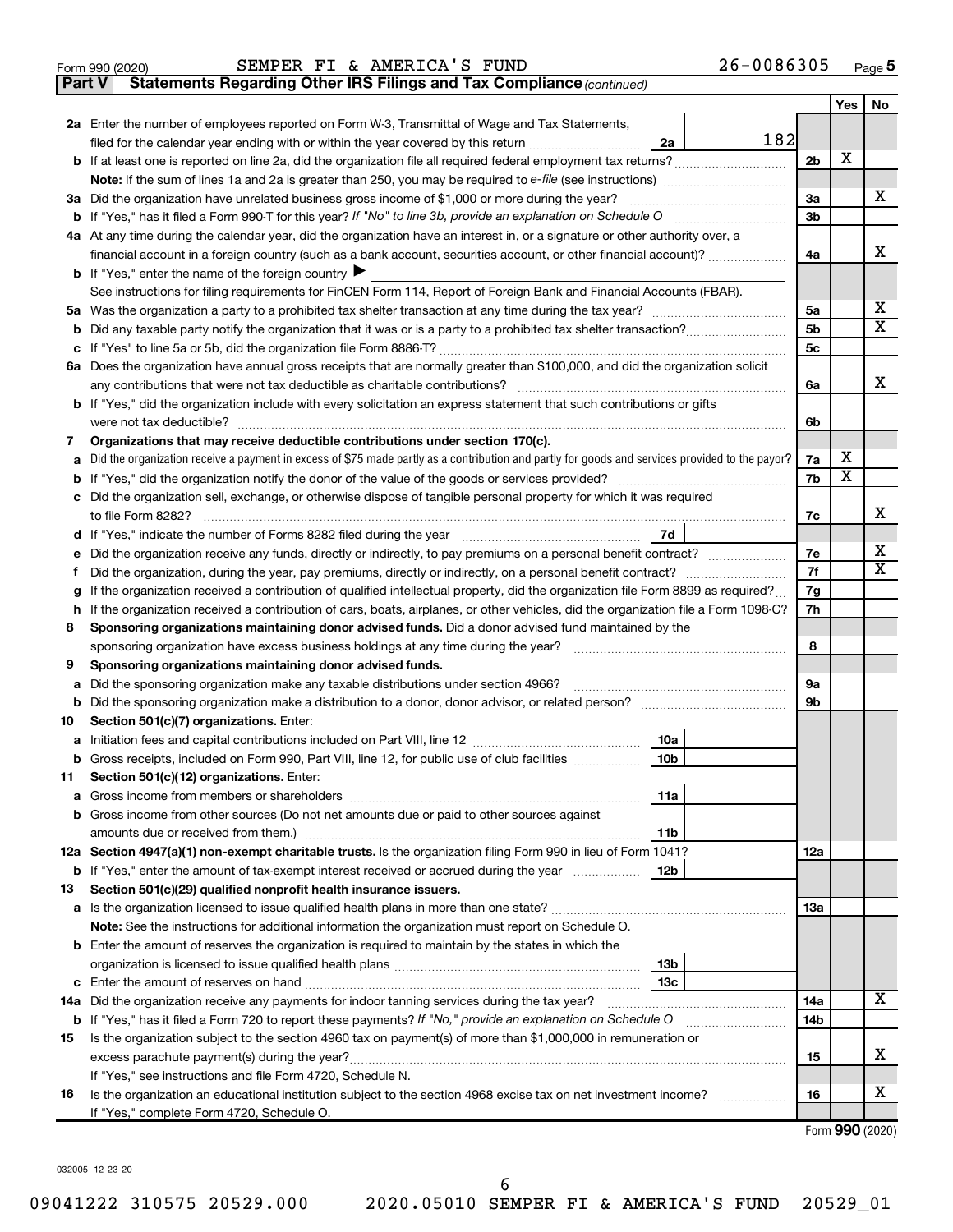Form 990 (2020) SEMPER FI & AMERICA'S FUND 26-0086305 Page 5

**Part V | Statements Regarding Other IRS Filings and Tax Compliance** *(continued)*

| | | | | Yes | No |
|---|---|---|---|---|---|
| **2a** | Enter the number of employees reported on Form W-3, Transmittal of Wage and Tax Statements, filed for the calendar year ending with or within the year covered by this return | 2a | 182 | | |
| **b** | If at least one is reported on line 2a, did the organization file all required federal employment tax returns? | | 2b | X | |
| | **Note:** If the sum of lines 1a and 2a is greater than 250, you may be required to *e-file* (see instructions) | | | | |
| **3a** | Did the organization have unrelated business gross income of $1,000 or more during the year? | | 3a | | X |
| **b** | If "Yes," has it filed a Form 990-T for this year? *If "No" to line 3b, provide an explanation on Schedule O* | | 3b | | |
| **4a** | At any time during the calendar year, did the organization have an interest in, or a signature or other authority over, a financial account in a foreign country (such as a bank account, securities account, or other financial account)? | | 4a | | X |
| **b** | If "Yes," enter the name of the foreign country ▶ | | | | |
| | See instructions for filing requirements for FinCEN Form 114, Report of Foreign Bank and Financial Accounts (FBAR). | | | | |
| **5a** | Was the organization a party to a prohibited tax shelter transaction at any time during the tax year? | | 5a | | X |
| **b** | Did any taxable party notify the organization that it was or is a party to a prohibited tax shelter transaction? | | 5b | | X |
| **c** | If "Yes" to line 5a or 5b, did the organization file Form 8886-T? | | 5c | | |
| **6a** | Does the organization have annual gross receipts that are normally greater than $100,000, and did the organization solicit any contributions that were not tax deductible as charitable contributions? | | 6a | | X |
| **b** | If "Yes," did the organization include with every solicitation an express statement that such contributions or gifts were not tax deductible? | | 6b | | |
| **7** | **Organizations that may receive deductible contributions under section 170(c).** | | | | |
| **a** | Did the organization receive a payment in excess of $75 made partly as a contribution and partly for goods and services provided to the payor? | | 7a | X | |
| **b** | If "Yes," did the organization notify the donor of the value of the goods or services provided? | | 7b | X | |
| **c** | Did the organization sell, exchange, or otherwise dispose of tangible personal property for which it was required to file Form 8282? | | 7c | | X |
| **d** | If "Yes," indicate the number of Forms 8282 filed during the year | 7d | | | |
| **e** | Did the organization receive any funds, directly or indirectly, to pay premiums on a personal benefit contract? | | 7e | | X |
| **f** | Did the organization, during the year, pay premiums, directly or indirectly, on a personal benefit contract? | | 7f | | X |
| **g** | If the organization received a contribution of qualified intellectual property, did the organization file Form 8899 as required? | | 7g | | |
| **h** | If the organization received a contribution of cars, boats, airplanes, or other vehicles, did the organization file a Form 1098-C? | | 7h | | |
| **8** | **Sponsoring organizations maintaining donor advised funds.** Did a donor advised fund maintained by the sponsoring organization have excess business holdings at any time during the year? | | 8 | | |
| **9** | **Sponsoring organizations maintaining donor advised funds.** | | | | |
| **a** | Did the sponsoring organization make any taxable distributions under section 4966? | | 9a | | |
| **b** | Did the sponsoring organization make a distribution to a donor, donor advisor, or related person? | | 9b | | |
| **10** | **Section 501(c)(7) organizations.** Enter: | | | | |
| **a** | Initiation fees and capital contributions included on Part VIII, line 12 | 10a | | | |
| **b** | Gross receipts, included on Form 990, Part VIII, line 12, for public use of club facilities | 10b | | | |
| **11** | **Section 501(c)(12) organizations.** Enter: | | | | |
| **a** | Gross income from members or shareholders | 11a | | | |
| **b** | Gross income from other sources (Do not net amounts due or paid to other sources against amounts due or received from them.) | 11b | | | |
| **12a** | **Section 4947(a)(1) non-exempt charitable trusts.** Is the organization filing Form 990 in lieu of Form 1041? | | 12a | | |
| **b** | If "Yes," enter the amount of tax-exempt interest received or accrued during the year | 12b | | | |
| **13** | **Section 501(c)(29) qualified nonprofit health insurance issuers.** | | | | |
| **a** | Is the organization licensed to issue qualified health plans in more than one state? | | 13a | | |
| | **Note:** See the instructions for additional information the organization must report on Schedule O. | | | | |
| **b** | Enter the amount of reserves the organization is required to maintain by the states in which the organization is licensed to issue qualified health plans | 13b | | | |
| **c** | Enter the amount of reserves on hand | 13c | | | |
| **14a** | Did the organization receive any payments for indoor tanning services during the tax year? | | 14a | | X |
| **b** | If "Yes," has it filed a Form 720 to report these payments? *If "No," provide an explanation on Schedule O* | | 14b | | |
| **15** | Is the organization subject to the section 4960 tax on payment(s) of more than $1,000,000 in remuneration or excess parachute payment(s) during the year? | | 15 | | X |
| | If "Yes," see instructions and file Form 4720, Schedule N. | | | | |
| **16** | Is the organization an educational institution subject to the section 4968 excise tax on net investment income? | | 16 | | X |
| | If "Yes," complete Form 4720, Schedule O. | | | | |

Form **990** (2020)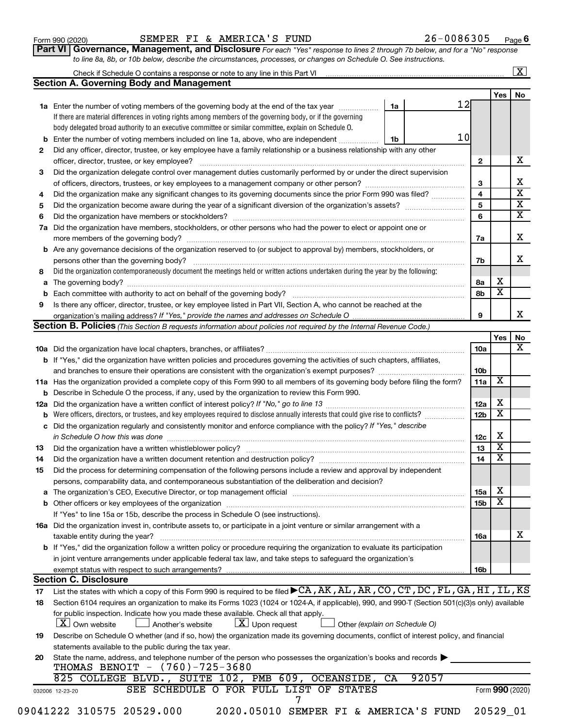Form 990 (2020) SEMPER FI & AMERICA'S FUND 26-0086305 Page 6

**Part VI Governance, Management, and Disclosure** *For each "Yes" response to lines 2 through 7b below, and for a "No" response to line 8a, 8b, or 10b below, describe the circumstances, processes, or changes on Schedule O. See instructions.*

Check if Schedule O contains a response or note to any line in this Part VI ..... [X]

## Section A. Governing Body and Management

| | | | Yes | No |
|---|---|---|---|---|
| 1a | Enter the number of voting members of the governing body at the end of the tax year ..... 1a: 12<br>If there are material differences in voting rights among members of the governing body, or if the governing body delegated broad authority to an executive committee or similar committee, explain on Schedule O. | | | |
| b | Enter the number of voting members included on line 1a, above, who are independent ..... 1b: 10 | | | |
| 2 | Did any officer, director, trustee, or key employee have a family relationship or a business relationship with any other officer, director, trustee, or key employee? | 2 | | X |
| 3 | Did the organization delegate control over management duties customarily performed by or under the direct supervision of officers, directors, trustees, or key employees to a management company or other person? | 3 | | X |
| 4 | Did the organization make any significant changes to its governing documents since the prior Form 990 was filed? | 4 | | X |
| 5 | Did the organization become aware during the year of a significant diversion of the organization's assets? | 5 | | X |
| 6 | Did the organization have members or stockholders? | 6 | | X |
| 7a | Did the organization have members, stockholders, or other persons who had the power to elect or appoint one or more members of the governing body? | 7a | | X |
| b | Are any governance decisions of the organization reserved to (or subject to approval by) members, stockholders, or persons other than the governing body? | 7b | | X |
| 8 | Did the organization contemporaneously document the meetings held or written actions undertaken during the year by the following: | | | |
| a | The governing body? | 8a | X | |
| b | Each committee with authority to act on behalf of the governing body? | 8b | X | |
| 9 | Is there any officer, director, trustee, or key employee listed in Part VII, Section A, who cannot be reached at the organization's mailing address? *If "Yes," provide the names and addresses on Schedule O* | 9 | | X |

## Section B. Policies *(This Section B requests information about policies not required by the Internal Revenue Code.)*

| | | | Yes | No |
|---|---|---|---|---|
| 10a | Did the organization have local chapters, branches, or affiliates? | 10a | | X |
| b | If "Yes," did the organization have written policies and procedures governing the activities of such chapters, affiliates, and branches to ensure their operations are consistent with the organization's exempt purposes? | 10b | | |
| 11a | Has the organization provided a complete copy of this Form 990 to all members of its governing body before filing the form? | 11a | X | |
| b | Describe in Schedule O the process, if any, used by the organization to review this Form 990. | | | |
| 12a | Did the organization have a written conflict of interest policy? *If "No," go to line 13* | 12a | X | |
| b | Were officers, directors, or trustees, and key employees required to disclose annually interests that could give rise to conflicts? | 12b | X | |
| c | Did the organization regularly and consistently monitor and enforce compliance with the policy? *If "Yes," describe in Schedule O how this was done* | 12c | X | |
| 13 | Did the organization have a written whistleblower policy? | 13 | X | |
| 14 | Did the organization have a written document retention and destruction policy? | 14 | X | |
| 15 | Did the process for determining compensation of the following persons include a review and approval by independent persons, comparability data, and contemporaneous substantiation of the deliberation and decision? | | | |
| a | The organization's CEO, Executive Director, or top management official | 15a | X | |
| b | Other officers or key employees of the organization | 15b | X | |
| | If "Yes" to line 15a or 15b, describe the process in Schedule O (see instructions). | | | |
| 16a | Did the organization invest in, contribute assets to, or participate in a joint venture or similar arrangement with a taxable entity during the year? | 16a | | X |
| b | If "Yes," did the organization follow a written policy or procedure requiring the organization to evaluate its participation in joint venture arrangements under applicable federal tax law, and take steps to safeguard the organization's exempt status with respect to such arrangements? | 16b | | |

## Section C. Disclosure

17 List the states with which a copy of this Form 990 is required to be filed ▶ CA, AK, AL, AR, CO, CT, DC, FL, GA, HI, IL, KS

18 Section 6104 requires an organization to make its Forms 1023 (1024 or 1024-A, if applicable), 990, and 990-T (Section 501(c)(3)s only) available for public inspection. Indicate how you made these available. Check all that apply.

[X] Own website [ ] Another's website [X] Upon request [ ] Other *(explain on Schedule O)*

19 Describe on Schedule O whether (and if so, how) the organization made its governing documents, conflict of interest policy, and financial statements available to the public during the tax year.

20 State the name, address, and telephone number of the person who possesses the organization's books and records ▶
THOMAS BENOIT - (760)-725-3680
825 COLLEGE BLVD., SUITE 102, PMB 609, OCEANSIDE, CA 92057

SEE SCHEDULE O FOR FULL LIST OF STATES

032006 12-23-20 Form **990** (2020)

09041222 310575 20529.000 2020.05010 SEMPER FI & AMERICA'S FUND 20529_01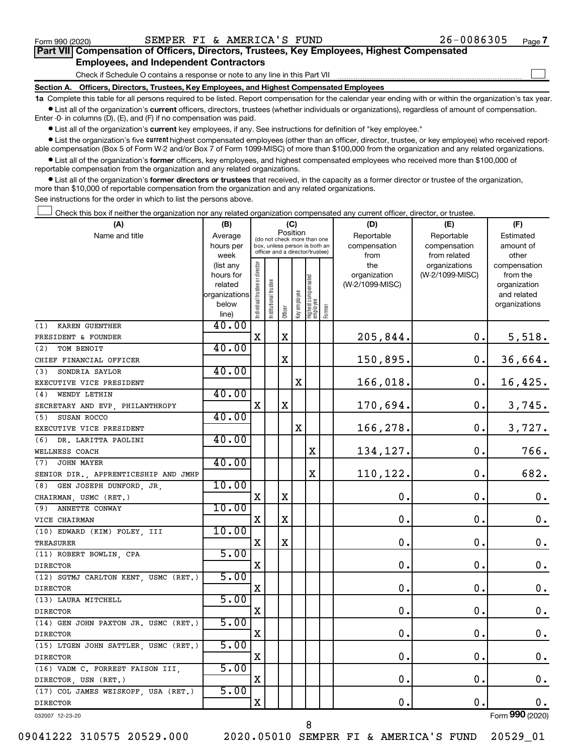Form 990 (2020) SEMPER FI & AMERICA'S FUND 26-0086305 Page 7

## Part VII Compensation of Officers, Directors, Trustees, Key Employees, Highest Compensated Employees, and Independent Contractors

Check if Schedule O contains a response or note to any line in this Part VII ☐

### Section A. Officers, Directors, Trustees, Key Employees, and Highest Compensated Employees

**1a** Complete this table for all persons required to be listed. Report compensation for the calendar year ending with or within the organization's tax year.

- List all of the organization's **current** officers, directors, trustees (whether individuals or organizations), regardless of amount of compensation. Enter -0- in columns (D), (E), and (F) if no compensation was paid.
- List all of the organization's **current** key employees, if any. See instructions for definition of "key employee."
- List the organization's five **current** highest compensated employees (other than an officer, director, trustee, or key employee) who received reportable compensation (Box 5 of Form W-2 and/or Box 7 of Form 1099-MISC) of more than $100,000 from the organization and any related organizations.
- List all of the organization's **former** officers, key employees, and highest compensated employees who received more than $100,000 of reportable compensation from the organization and any related organizations.
- List all of the organization's **former directors or trustees** that received, in the capacity as a former director or trustee of the organization, more than $10,000 of reportable compensation from the organization and any related organizations.

See instructions for the order in which to list the persons above.

☐ Check this box if neither the organization nor any related organization compensated any current officer, director, or trustee.

| (A) Name and title | (B) Average hours per week (list any hours for related organizations below line) | (C) Position: Individual trustee or director | Institutional trustee | Officer | Key employee | Highest compensated employee | Former | (D) Reportable compensation from the organization (W-2/1099-MISC) | (E) Reportable compensation from related organizations (W-2/1099-MISC) | (F) Estimated amount of other compensation from the organization and related organizations |
|---|---|---|---|---|---|---|---|---|---|---|
| (1) KAREN GUENTHER<br>PRESIDENT & FOUNDER | 40.00 | X | | X | | | | 205,844. | 0. | 5,518. |
| (2) TOM BENOIT<br>CHIEF FINANCIAL OFFICER | 40.00 | | | X | | | | 150,895. | 0. | 36,664. |
| (3) SONDRIA SAYLOR<br>EXECUTIVE VICE PRESIDENT | 40.00 | | | | X | | | 166,018. | 0. | 16,425. |
| (4) WENDY LETHIN<br>SECRETARY AND EVP, PHILANTHROPY | 40.00 | X | | X | | | | 170,694. | 0. | 3,745. |
| (5) SUSAN ROCCO<br>EXECUTIVE VICE PRESIDENT | 40.00 | | | | X | | | 166,278. | 0. | 3,727. |
| (6) DR. LARITTA PAOLINI<br>WELLNESS COACH | 40.00 | | | | | X | | 134,127. | 0. | 766. |
| (7) JOHN MAYER<br>SENIOR DIR., APPRENTICESHIP AND JMHP | 40.00 | | | | | X | | 110,122. | 0. | 682. |
| (8) GEN JOSEPH DUNFORD, JR,<br>CHAIRMAN, USMC (RET.) | 10.00 | X | | X | | | | 0. | 0. | 0. |
| (9) ANNETTE CONWAY<br>VICE CHAIRMAN | 10.00 | X | | X | | | | 0. | 0. | 0. |
| (10) EDWARD (KIM) FOLEY, III<br>TREASURER | 10.00 | X | | X | | | | 0. | 0. | 0. |
| (11) ROBERT BOWLIN, CPA<br>DIRECTOR | 5.00 | X | | | | | | 0. | 0. | 0. |
| (12) SGTMJ CARLTON KENT, USMC (RET.)<br>DIRECTOR | 5.00 | X | | | | | | 0. | 0. | 0. |
| (13) LAURA MITCHELL<br>DIRECTOR | 5.00 | X | | | | | | 0. | 0. | 0. |
| (14) GEN JOHN PAXTON JR. USMC (RET.)<br>DIRECTOR | 5.00 | X | | | | | | 0. | 0. | 0. |
| (15) LTGEN JOHN SATTLER, USMC (RET.)<br>DIRECTOR | 5.00 | X | | | | | | 0. | 0. | 0. |
| (16) VADM C. FORREST FAISON III,<br>DIRECTOR, USN (RET.) | 5.00 | X | | | | | | 0. | 0. | 0. |
| (17) COL JAMES WEISKOPF, USA (RET.)<br>DIRECTOR | 5.00 | X | | | | | | 0. | 0. | 0. |

032007 12-23-20 Form **990** (2020)

09041222 310575 20529.000 2020.05010 SEMPER FI & AMERICA'S FUND 20529_01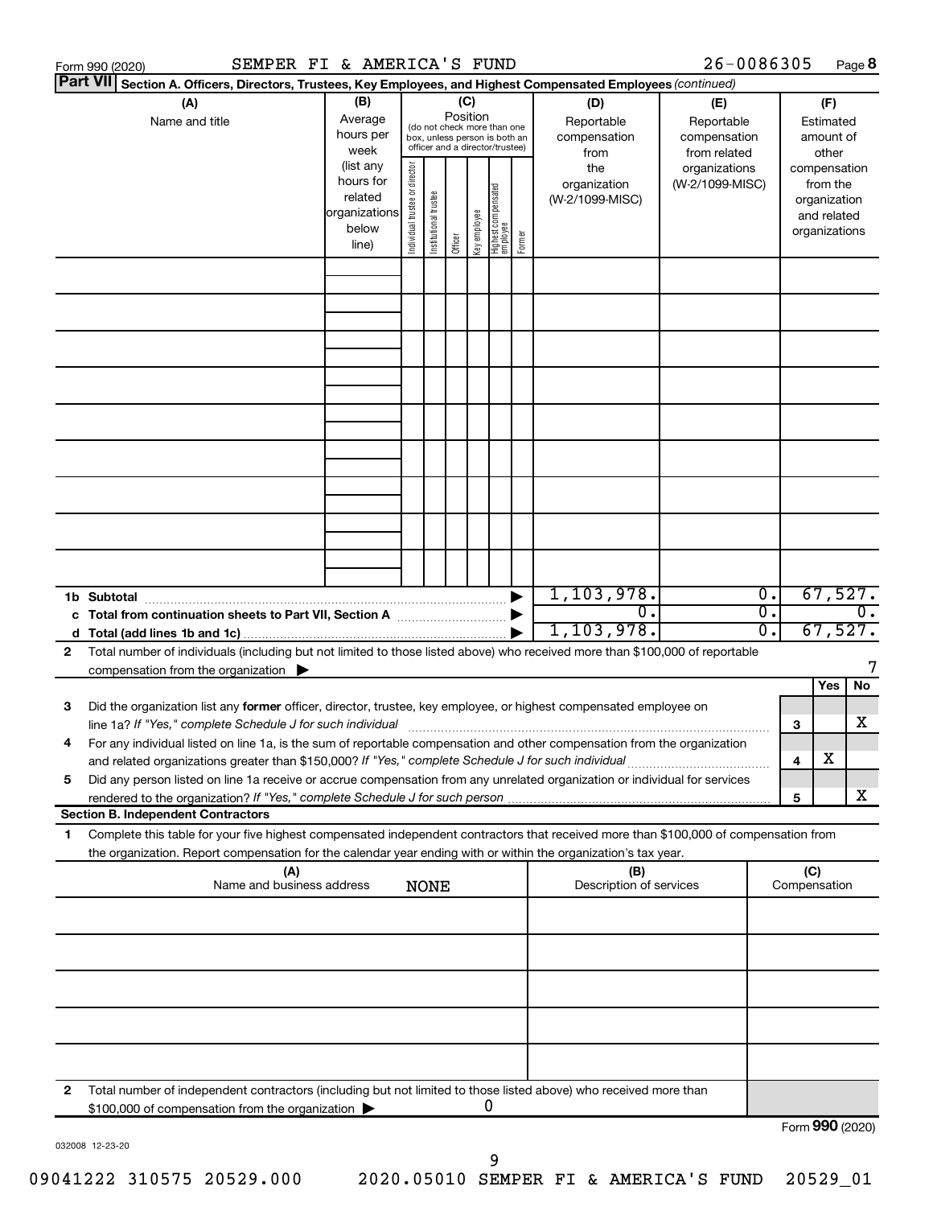Form 990 (2020) SEMPER FI & AMERICA'S FUND 26-0086305 Page 8

**Part VII** Section A. Officers, Directors, Trustees, Key Employees, and Highest Compensated Employees *(continued)*

| (A) Name and title | (B) Average hours per week (list any hours for related organizations below line) | (C) Position (do not check more than one box, unless person is both an officer and a director/trustee): Individual trustee or director | Institutional trustee | Officer | Key employee | Highest compensated employee | Former | (D) Reportable compensation from the organization (W-2/1099-MISC) | (E) Reportable compensation from related organizations (W-2/1099-MISC) | (F) Estimated amount of other compensation from the organization and related organizations |
|---|---|---|---|---|---|---|---|---|---|---|
| | | | | | | | | | | |
| | | | | | | | | | | |
| | | | | | | | | | | |
| | | | | | | | | | | |
| | | | | | | | | | | |
| | | | | | | | | | | |
| | | | | | | | | | | |
| | | | | | | | | | | |
| | | | | | | | | | | |

| | | (D) | (E) | (F) |
|---|---|---|---|---|
| 1b | Subtotal | 1,103,978. | 0. | 67,527. |
| c | Total from continuation sheets to Part VII, Section A | 0. | 0. | 0. |
| d | Total (add lines 1b and 1c) | 1,103,978. | 0. | 67,527. |

**2** Total number of individuals (including but not limited to those listed above) who received more than $100,000 of reportable compensation from the organization ▶ 7

| | | | Yes | No |
|---|---|---|---|---|
| 3 | Did the organization list any **former** officer, director, trustee, key employee, or highest compensated employee on line 1a? *If "Yes," complete Schedule J for such individual* | 3 | | X |
| 4 | For any individual listed on line 1a, is the sum of reportable compensation and other compensation from the organization and related organizations greater than $150,000? *If "Yes," complete Schedule J for such individual* | 4 | X | |
| 5 | Did any person listed on line 1a receive or accrue compensation from any unrelated organization or individual for services rendered to the organization? *If "Yes," complete Schedule J for such person* | 5 | | X |

**Section B. Independent Contractors**

**1** Complete this table for your five highest compensated independent contractors that received more than $100,000 of compensation from the organization. Report compensation for the calendar year ending with or within the organization's tax year.

| (A) Name and business address NONE | (B) Description of services | (C) Compensation |
|---|---|---|
| | | |
| | | |
| | | |
| | | |
| | | |

**2** Total number of independent contractors (including but not limited to those listed above) who received more than $100,000 of compensation from the organization ▶ 0

Form **990** (2020)

032008 12-23-20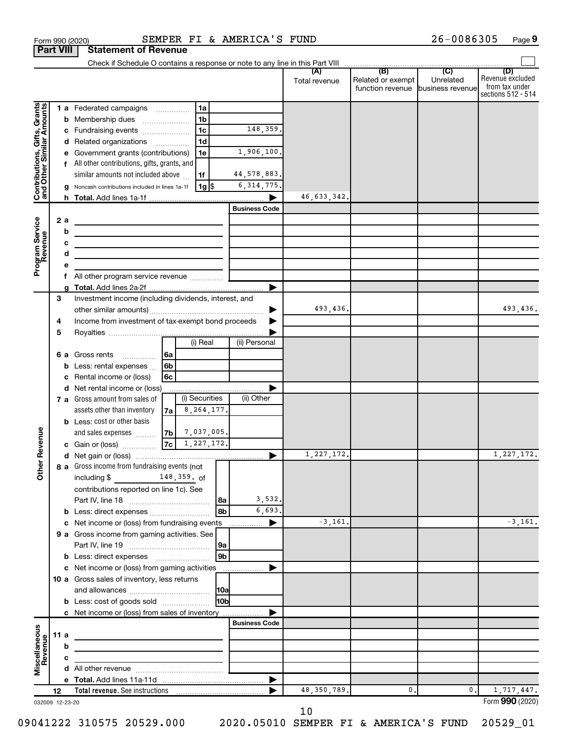Form 990 (2020) SEMPER FI & AMERICA'S FUND 26-0086305 Page 9

**Part VIII Statement of Revenue**

Check if Schedule O contains a response or note to any line in this Part VIII

| | | | | (A) Total revenue | (B) Related or exempt function revenue | (C) Unrelated business revenue | (D) Revenue excluded from tax under sections 512 - 514 |
|---|---|---|---|---|---|---|---|
| **Contributions, Gifts, Grants and Other Similar Amounts** | 1 a Federated campaigns | 1a | | | | | |
| | b Membership dues | 1b | | | | | |
| | c Fundraising events | 1c | 148,359. | | | | |
| | d Related organizations | 1d | | | | | |
| | e Government grants (contributions) | 1e | 1,906,100. | | | | |
| | f All other contributions, gifts, grants, and similar amounts not included above | 1f | 44,578,883. | | | | |
| | g Noncash contributions included in lines 1a-1f | 1g $ | 6,314,775. | | | | |
| | h **Total.** Add lines 1a-1f | | | 46,633,342. | | | |
| **Program Service Revenue** | | | Business Code | | | | |
| | 2 a | | | | | | |
| | b | | | | | | |
| | c | | | | | | |
| | d | | | | | | |
| | e | | | | | | |
| | f All other program service revenue | | | | | | |
| | g **Total.** Add lines 2a-2f | | | | | | |
| **Other Revenue** | 3 Investment income (including dividends, interest, and other similar amounts) | | | 493,436. | | | 493,436. |
| | 4 Income from investment of tax-exempt bond proceeds | | | | | | |
| | 5 Royalties | | | | | | |
| | | (i) Real | (ii) Personal | | | | |
| | 6 a Gross rents 6a | | | | | | |
| | b Less: rental expenses 6b | | | | | | |
| | c Rental income or (loss) 6c | | | | | | |
| | d Net rental income or (loss) | | | | | | |
| | | (i) Securities | (ii) Other | | | | |
| | 7 a Gross amount from sales of assets other than inventory 7a | 8,264,177. | | | | | |
| | b Less: cost or other basis and sales expenses 7b | 7,037,005. | | | | | |
| | c Gain or (loss) 7c | 1,227,172. | | | | | |
| | d Net gain or (loss) | | | 1,227,172. | | | 1,227,172. |
| | 8 a Gross income from fundraising events (not including $ 148,359. of contributions reported on line 1c). See Part IV, line 18 | 8a | 3,532. | | | | |
| | b Less: direct expenses | 8b | 6,693. | | | | |
| | c Net income or (loss) from fundraising events | | | -3,161. | | | -3,161. |
| | 9 a Gross income from gaming activities. See Part IV, line 19 | 9a | | | | | |
| | b Less: direct expenses | 9b | | | | | |
| | c Net income or (loss) from gaming activities | | | | | | |
| | 10 a Gross sales of inventory, less returns and allowances | 10a | | | | | |
| | b Less: cost of goods sold | 10b | | | | | |
| | c Net income or (loss) from sales of inventory | | | | | | |
| **Miscellaneous Revenue** | | | Business Code | | | | |
| | 11 a | | | | | | |
| | b | | | | | | |
| | c | | | | | | |
| | d All other revenue | | | | | | |
| | e **Total.** Add lines 11a-11d | | | | | | |
| | 12 **Total revenue.** See instructions | | | 48,350,789. | 0. | 0. | 1,717,447. |

032009 12-23-20

Form **990** (2020)

09041222 310575 20529.000 2020.05010 SEMPER FI & AMERICA'S FUND 20529_01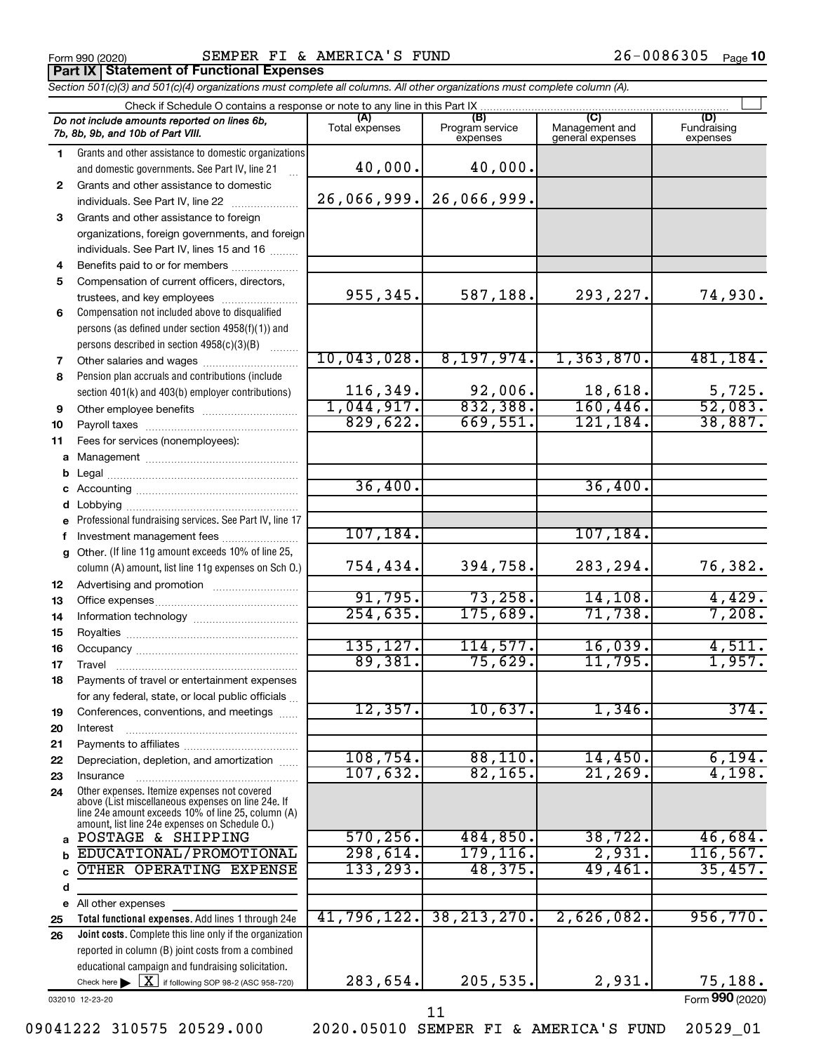Form 990 (2020) SEMPER FI & AMERICA'S FUND 26-0086305 Page 10

## Part IX Statement of Functional Expenses

*Section 501(c)(3) and 501(c)(4) organizations must complete all columns. All other organizations must complete column (A).*

Check if Schedule O contains a response or note to any line in this Part IX

| | *Do not include amounts reported on lines 6b, 7b, 8b, 9b, and 10b of Part VIII.* | (A) Total expenses | (B) Program service expenses | (C) Management and general expenses | (D) Fundraising expenses |
|---|---|---|---|---|---|
| 1 | Grants and other assistance to domestic organizations and domestic governments. See Part IV, line 21 | 40,000. | 40,000. | | |
| 2 | Grants and other assistance to domestic individuals. See Part IV, line 22 | 26,066,999. | 26,066,999. | | |
| 3 | Grants and other assistance to foreign organizations, foreign governments, and foreign individuals. See Part IV, lines 15 and 16 | | | | |
| 4 | Benefits paid to or for members | | | | |
| 5 | Compensation of current officers, directors, trustees, and key employees | 955,345. | 587,188. | 293,227. | 74,930. |
| 6 | Compensation not included above to disqualified persons (as defined under section 4958(f)(1)) and persons described in section 4958(c)(3)(B) | | | | |
| 7 | Other salaries and wages | 10,043,028. | 8,197,974. | 1,363,870. | 481,184. |
| 8 | Pension plan accruals and contributions (include section 401(k) and 403(b) employer contributions) | 116,349. | 92,006. | 18,618. | 5,725. |
| 9 | Other employee benefits | 1,044,917. | 832,388. | 160,446. | 52,083. |
| 10 | Payroll taxes | 829,622. | 669,551. | 121,184. | 38,887. |
| 11 | Fees for services (nonemployees): | | | | |
| a | Management | | | | |
| b | Legal | | | | |
| c | Accounting | 36,400. | | 36,400. | |
| d | Lobbying | | | | |
| e | Professional fundraising services. See Part IV, line 17 | | | | |
| f | Investment management fees | 107,184. | | 107,184. | |
| g | Other. (If line 11g amount exceeds 10% of line 25, column (A) amount, list line 11g expenses on Sch O.) | 754,434. | 394,758. | 283,294. | 76,382. |
| 12 | Advertising and promotion | | | | |
| 13 | Office expenses | 91,795. | 73,258. | 14,108. | 4,429. |
| 14 | Information technology | 254,635. | 175,689. | 71,738. | 7,208. |
| 15 | Royalties | | | | |
| 16 | Occupancy | 135,127. | 114,577. | 16,039. | 4,511. |
| 17 | Travel | 89,381. | 75,629. | 11,795. | 1,957. |
| 18 | Payments of travel or entertainment expenses for any federal, state, or local public officials | | | | |
| 19 | Conferences, conventions, and meetings | 12,357. | 10,637. | 1,346. | 374. |
| 20 | Interest | | | | |
| 21 | Payments to affiliates | | | | |
| 22 | Depreciation, depletion, and amortization | 108,754. | 88,110. | 14,450. | 6,194. |
| 23 | Insurance | 107,632. | 82,165. | 21,269. | 4,198. |
| 24 | Other expenses. Itemize expenses not covered above (List miscellaneous expenses on line 24e. If line 24e amount exceeds 10% of line 25, column (A) amount, list line 24e expenses on Schedule O.) | | | | |
| a | POSTAGE & SHIPPING | 570,256. | 484,850. | 38,722. | 46,684. |
| b | EDUCATIONAL/PROMOTIONAL | 298,614. | 179,116. | 2,931. | 116,567. |
| c | OTHER OPERATING EXPENSE | 133,293. | 48,375. | 49,461. | 35,457. |
| d | | | | | |
| e | All other expenses | | | | |
| 25 | **Total functional expenses.** Add lines 1 through 24e | 41,796,122. | 38,213,270. | 2,626,082. | 956,770. |
| 26 | **Joint costs.** Complete this line only if the organization reported in column (B) joint costs from a combined educational campaign and fundraising solicitation. Check here [X] if following SOP 98-2 (ASC 958-720) | 283,654. | 205,535. | 2,931. | 75,188. |

032010 12-23-20

Form **990** (2020)

09041222 310575 20529.000 2020.05010 SEMPER FI & AMERICA'S FUND 20529_01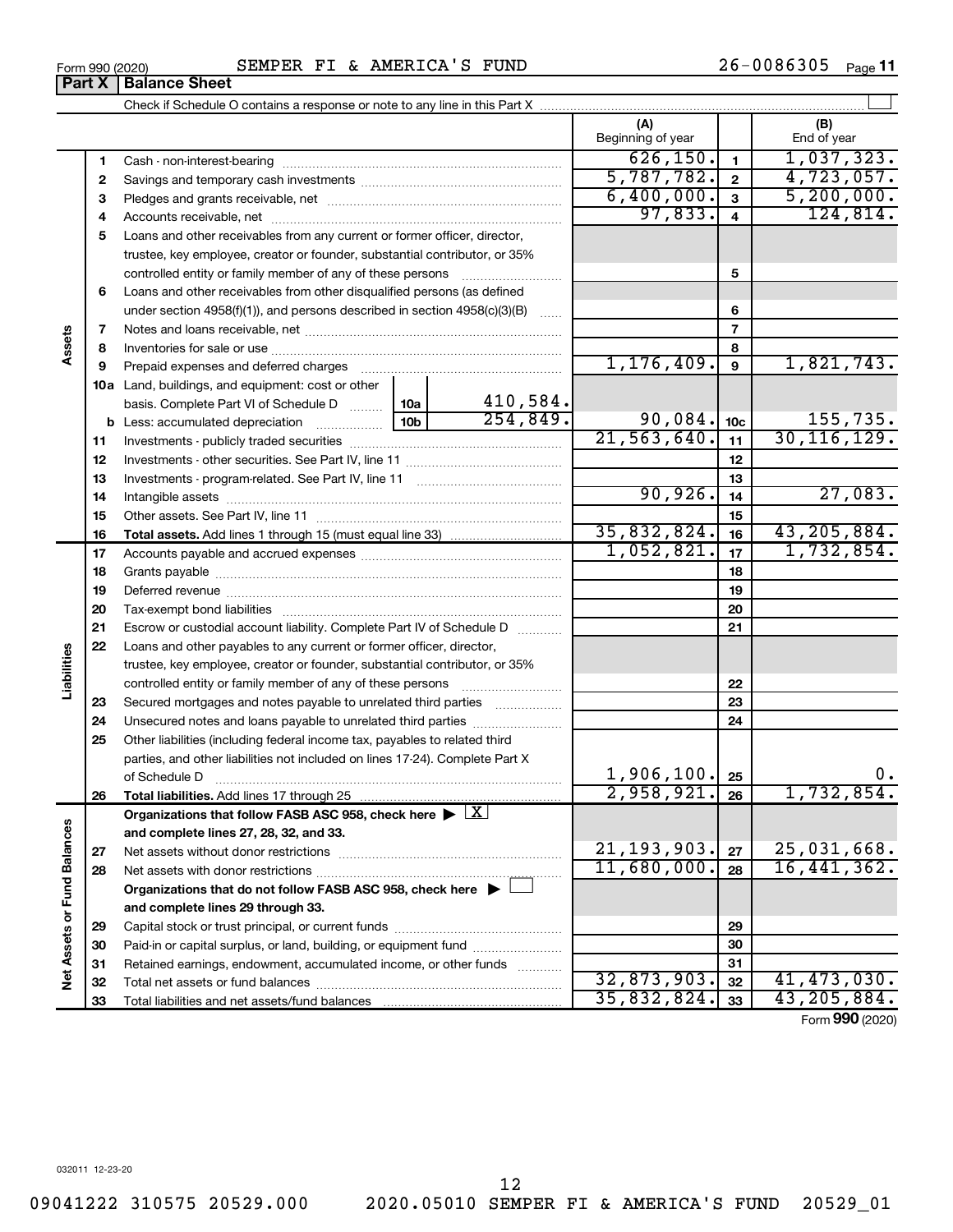Form 990 (2020) SEMPER FI & AMERICA'S FUND 26-0086305

## Part X | Balance Sheet

Check if Schedule O contains a response or note to any line in this Part X

| | | | | (A) Beginning of year | | (B) End of year |
|---|---|---|---|---|---|---|
| **Assets** | 1 | Cash - non-interest-bearing | | 626,150. | 1 | 1,037,323. |
| | 2 | Savings and temporary cash investments | | 5,787,782. | 2 | 4,723,057. |
| | 3 | Pledges and grants receivable, net | | 6,400,000. | 3 | 5,200,000. |
| | 4 | Accounts receivable, net | | 97,833. | 4 | 124,814. |
| | 5 | Loans and other receivables from any current or former officer, director, trustee, key employee, creator or founder, substantial contributor, or 35% controlled entity or family member of any of these persons | | | 5 | |
| | 6 | Loans and other receivables from other disqualified persons (as defined under section 4958(f)(1)), and persons described in section 4958(c)(3)(B) | | | 6 | |
| | 7 | Notes and loans receivable, net | | | 7 | |
| | 8 | Inventories for sale or use | | | 8 | |
| | 9 | Prepaid expenses and deferred charges | | 1,176,409. | 9 | 1,821,743. |
| | 10a | Land, buildings, and equipment: cost or other basis. Complete Part VI of Schedule D | 10a 410,584. | | | |
| | b | Less: accumulated depreciation | 10b 254,849. | 90,084. | 10c | 155,735. |
| | 11 | Investments - publicly traded securities | | 21,563,640. | 11 | 30,116,129. |
| | 12 | Investments - other securities. See Part IV, line 11 | | | 12 | |
| | 13 | Investments - program-related. See Part IV, line 11 | | | 13 | |
| | 14 | Intangible assets | | 90,926. | 14 | 27,083. |
| | 15 | Other assets. See Part IV, line 11 | | | 15 | |
| | 16 | **Total assets.** Add lines 1 through 15 (must equal line 33) | | 35,832,824. | 16 | 43,205,884. |
| **Liabilities** | 17 | Accounts payable and accrued expenses | | 1,052,821. | 17 | 1,732,854. |
| | 18 | Grants payable | | | 18 | |
| | 19 | Deferred revenue | | | 19 | |
| | 20 | Tax-exempt bond liabilities | | | 20 | |
| | 21 | Escrow or custodial account liability. Complete Part IV of Schedule D | | | 21 | |
| | 22 | Loans and other payables to any current or former officer, director, trustee, key employee, creator or founder, substantial contributor, or 35% controlled entity or family member of any of these persons | | | 22 | |
| | 23 | Secured mortgages and notes payable to unrelated third parties | | | 23 | |
| | 24 | Unsecured notes and loans payable to unrelated third parties | | | 24 | |
| | 25 | Other liabilities (including federal income tax, payables to related third parties, and other liabilities not included on lines 17-24). Complete Part X of Schedule D | | 1,906,100. | 25 | 0. |
| | 26 | **Total liabilities.** Add lines 17 through 25 | | 2,958,921. | 26 | 1,732,854. |
| **Net Assets or Fund Balances** | | **Organizations that follow FASB ASC 958, check here** ▶ [X] **and complete lines 27, 28, 32, and 33.** | | | | |
| | 27 | Net assets without donor restrictions | | 21,193,903. | 27 | 25,031,668. |
| | 28 | Net assets with donor restrictions | | 11,680,000. | 28 | 16,441,362. |
| | | **Organizations that do not follow FASB ASC 958, check here** ▶ [ ] **and complete lines 29 through 33.** | | | | |
| | 29 | Capital stock or trust principal, or current funds | | | 29 | |
| | 30 | Paid-in or capital surplus, or land, building, or equipment fund | | | 30 | |
| | 31 | Retained earnings, endowment, accumulated income, or other funds | | | 31 | |
| | 32 | Total net assets or fund balances | | 32,873,903. | 32 | 41,473,030. |
| | 33 | Total liabilities and net assets/fund balances | | 35,832,824. | 33 | 43,205,884. |

Form **990** (2020)

032011 12-23-20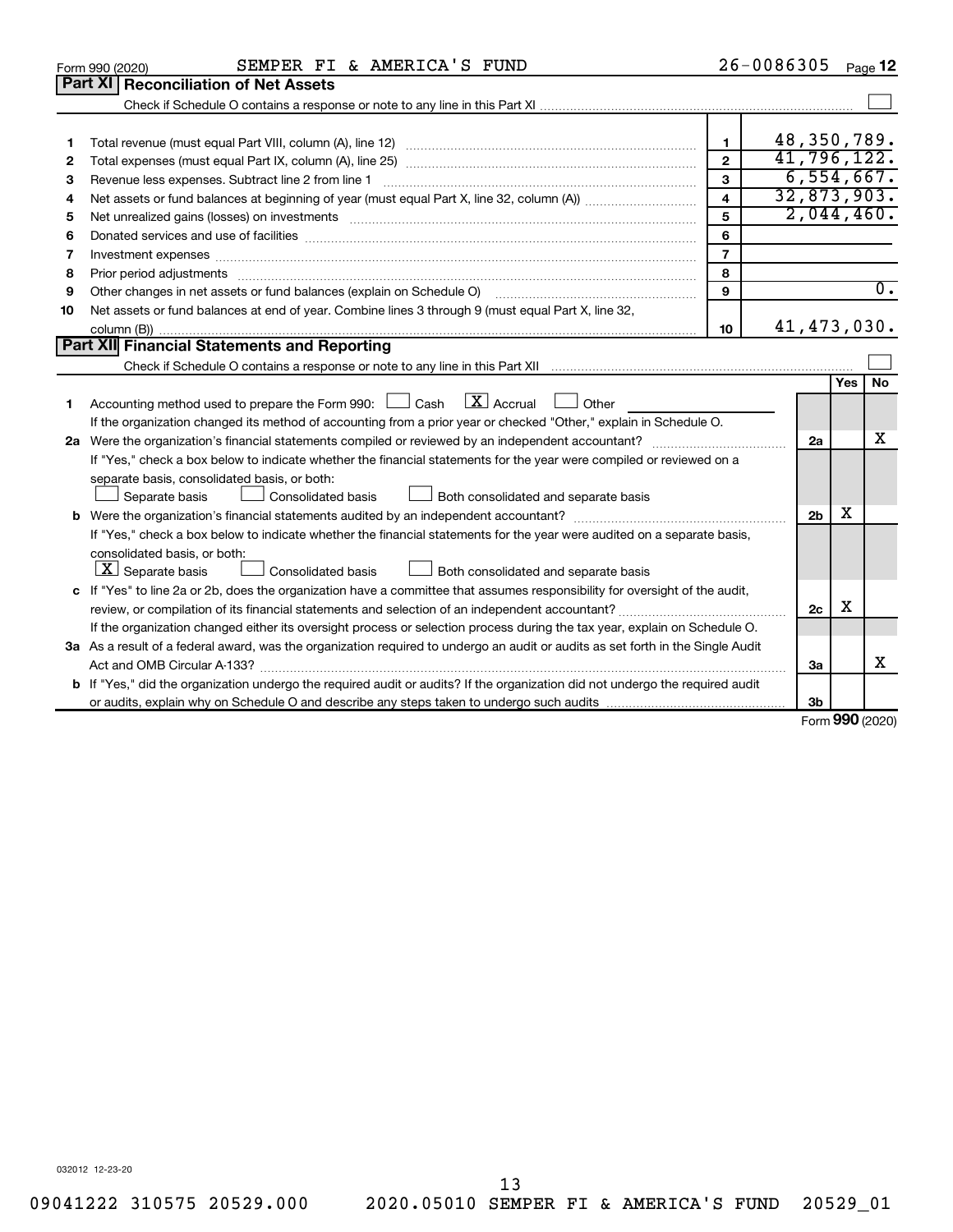Form 990 (2020) SEMPER FI & AMERICA'S FUND 26-0086305

## Part XI Reconciliation of Net Assets

Check if Schedule O contains a response or note to any line in this Part XI ☐

| | | | |
|---|---|---|---|
| 1 | Total revenue (must equal Part VIII, column (A), line 12) | 1 | 48,350,789. |
| 2 | Total expenses (must equal Part IX, column (A), line 25) | 2 | 41,796,122. |
| 3 | Revenue less expenses. Subtract line 2 from line 1 | 3 | 6,554,667. |
| 4 | Net assets or fund balances at beginning of year (must equal Part X, line 32, column (A)) | 4 | 32,873,903. |
| 5 | Net unrealized gains (losses) on investments | 5 | 2,044,460. |
| 6 | Donated services and use of facilities | 6 | |
| 7 | Investment expenses | 7 | |
| 8 | Prior period adjustments | 8 | |
| 9 | Other changes in net assets or fund balances (explain on Schedule O) | 9 | 0. |
| 10 | Net assets or fund balances at end of year. Combine lines 3 through 9 (must equal Part X, line 32, column (B)) | 10 | 41,473,030. |

## Part XII Financial Statements and Reporting

Check if Schedule O contains a response or note to any line in this Part XII ☐

| | | | Yes | No |
|---|---|---|---|---|
| 1 | Accounting method used to prepare the Form 990: ☐ Cash ☒ Accrual ☐ Other<br>If the organization changed its method of accounting from a prior year or checked "Other," explain in Schedule O. | | | |
| 2a | Were the organization's financial statements compiled or reviewed by an independent accountant?<br>If "Yes," check a box below to indicate whether the financial statements for the year were compiled or reviewed on a separate basis, consolidated basis, or both:<br>☐ Separate basis ☐ Consolidated basis ☐ Both consolidated and separate basis | 2a | | X |
| b | Were the organization's financial statements audited by an independent accountant?<br>If "Yes," check a box below to indicate whether the financial statements for the year were audited on a separate basis, consolidated basis, or both:<br>☒ Separate basis ☐ Consolidated basis ☐ Both consolidated and separate basis | 2b | X | |
| c | If "Yes" to line 2a or 2b, does the organization have a committee that assumes responsibility for oversight of the audit, review, or compilation of its financial statements and selection of an independent accountant?<br>If the organization changed either its oversight process or selection process during the tax year, explain on Schedule O. | 2c | X | |
| 3a | As a result of a federal award, was the organization required to undergo an audit or audits as set forth in the Single Audit Act and OMB Circular A-133? | 3a | | X |
| b | If "Yes," did the organization undergo the required audit or audits? If the organization did not undergo the required audit or audits, explain why on Schedule O and describe any steps taken to undergo such audits | 3b | | |

Form 990 (2020)

032012 12-23-20

09041222 310575 20529.000 2020.05010 SEMPER FI & AMERICA'S FUND 20529_01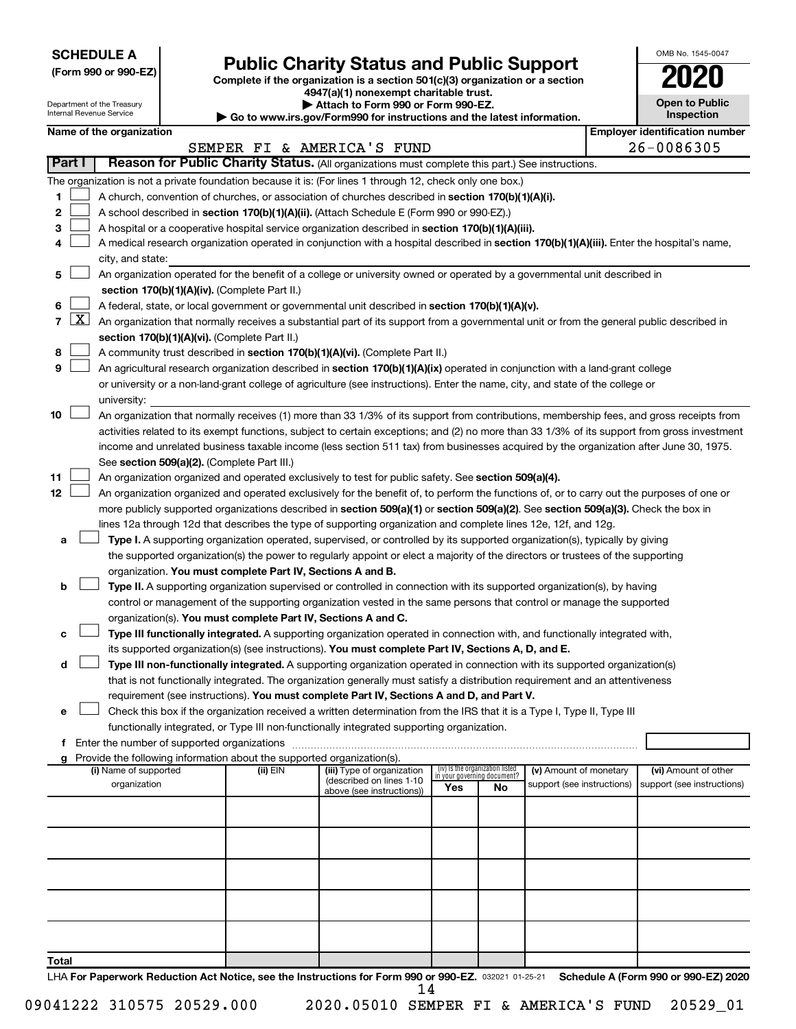**SCHEDULE A**
**(Form 990 or 990-EZ)**

Department of the Treasury
Internal Revenue Service

# Public Charity Status and Public Support

**Complete if the organization is a section 501(c)(3) organization or a section 4947(a)(1) nonexempt charitable trust.**
**▶ Attach to Form 990 or Form 990-EZ.**
**▶ Go to www.irs.gov/Form990 for instructions and the latest information.**

OMB No. 1545-0047
**2020**
**Open to Public Inspection**

**Name of the organization:** SEMPER FI & AMERICA'S FUND
**Employer identification number:** 26-0086305

**Part I — Reason for Public Charity Status.** (All organizations must complete this part.) See instructions.

The organization is not a private foundation because it is: (For lines 1 through 12, check only one box.)

1. ☐ A church, convention of churches, or association of churches described in **section 170(b)(1)(A)(i).**
2. ☐ A school described in **section 170(b)(1)(A)(ii).** (Attach Schedule E (Form 990 or 990-EZ).)
3. ☐ A hospital or a cooperative hospital service organization described in **section 170(b)(1)(A)(iii).**
4. ☐ A medical research organization operated in conjunction with a hospital described in **section 170(b)(1)(A)(iii).** Enter the hospital's name, city, and state:
5. ☐ An organization operated for the benefit of a college or university owned or operated by a governmental unit described in **section 170(b)(1)(A)(iv).** (Complete Part II.)
6. ☐ A federal, state, or local government or governmental unit described in **section 170(b)(1)(A)(v).**
7. ☒ An organization that normally receives a substantial part of its support from a governmental unit or from the general public described in **section 170(b)(1)(A)(vi).** (Complete Part II.)
8. ☐ A community trust described in **section 170(b)(1)(A)(vi).** (Complete Part II.)
9. ☐ An agricultural research organization described in **section 170(b)(1)(A)(ix)** operated in conjunction with a land-grant college or university or a non-land-grant college of agriculture (see instructions). Enter the name, city, and state of the college or university:
10. ☐ An organization that normally receives (1) more than 33 1/3% of its support from contributions, membership fees, and gross receipts from activities related to its exempt functions, subject to certain exceptions; and (2) no more than 33 1/3% of its support from gross investment income and unrelated business taxable income (less section 511 tax) from businesses acquired by the organization after June 30, 1975. See **section 509(a)(2).** (Complete Part III.)
11. ☐ An organization organized and operated exclusively to test for public safety. See **section 509(a)(4).**
12. ☐ An organization organized and operated exclusively for the benefit of, to perform the functions of, or to carry out the purposes of one or more publicly supported organizations described in **section 509(a)(1)** or **section 509(a)(2).** See **section 509(a)(3).** Check the box in lines 12a through 12d that describes the type of supporting organization and complete lines 12e, 12f, and 12g.
   - **a** ☐ **Type I.** A supporting organization operated, supervised, or controlled by its supported organization(s), typically by giving the supported organization(s) the power to regularly appoint or elect a majority of the directors or trustees of the supporting organization. **You must complete Part IV, Sections A and B.**
   - **b** ☐ **Type II.** A supporting organization supervised or controlled in connection with its supported organization(s), by having control or management of the supporting organization vested in the same persons that control or manage the supported organization(s). **You must complete Part IV, Sections A and C.**
   - **c** ☐ **Type III functionally integrated.** A supporting organization operated in connection with, and functionally integrated with, its supported organization(s) (see instructions). **You must complete Part IV, Sections A, D, and E.**
   - **d** ☐ **Type III non-functionally integrated.** A supporting organization operated in connection with its supported organization(s) that is not functionally integrated. The organization generally must satisfy a distribution requirement and an attentiveness requirement (see instructions). **You must complete Part IV, Sections A and D, and Part V.**
   - **e** ☐ Check this box if the organization received a written determination from the IRS that it is a Type I, Type II, Type III functionally integrated, or Type III non-functionally integrated supporting organization.
   - **f** Enter the number of supported organizations
   - **g** Provide the following information about the supported organization(s).

| (i) Name of supported organization | (ii) EIN | (iii) Type of organization (described on lines 1-10 above (see instructions)) | (iv) Is the organization listed in your governing document? Yes | No | (v) Amount of monetary support (see instructions) | (vi) Amount of other support (see instructions) |
|---|---|---|---|---|---|---|
| | | | | | | |
| | | | | | | |
| | | | | | | |
| | | | | | | |
| | | | | | | |
| **Total** | | | | | | |

LHA **For Paperwork Reduction Act Notice, see the Instructions for Form 990 or 990-EZ.** 032021 01-25-21 **Schedule A (Form 990 or 990-EZ) 2020**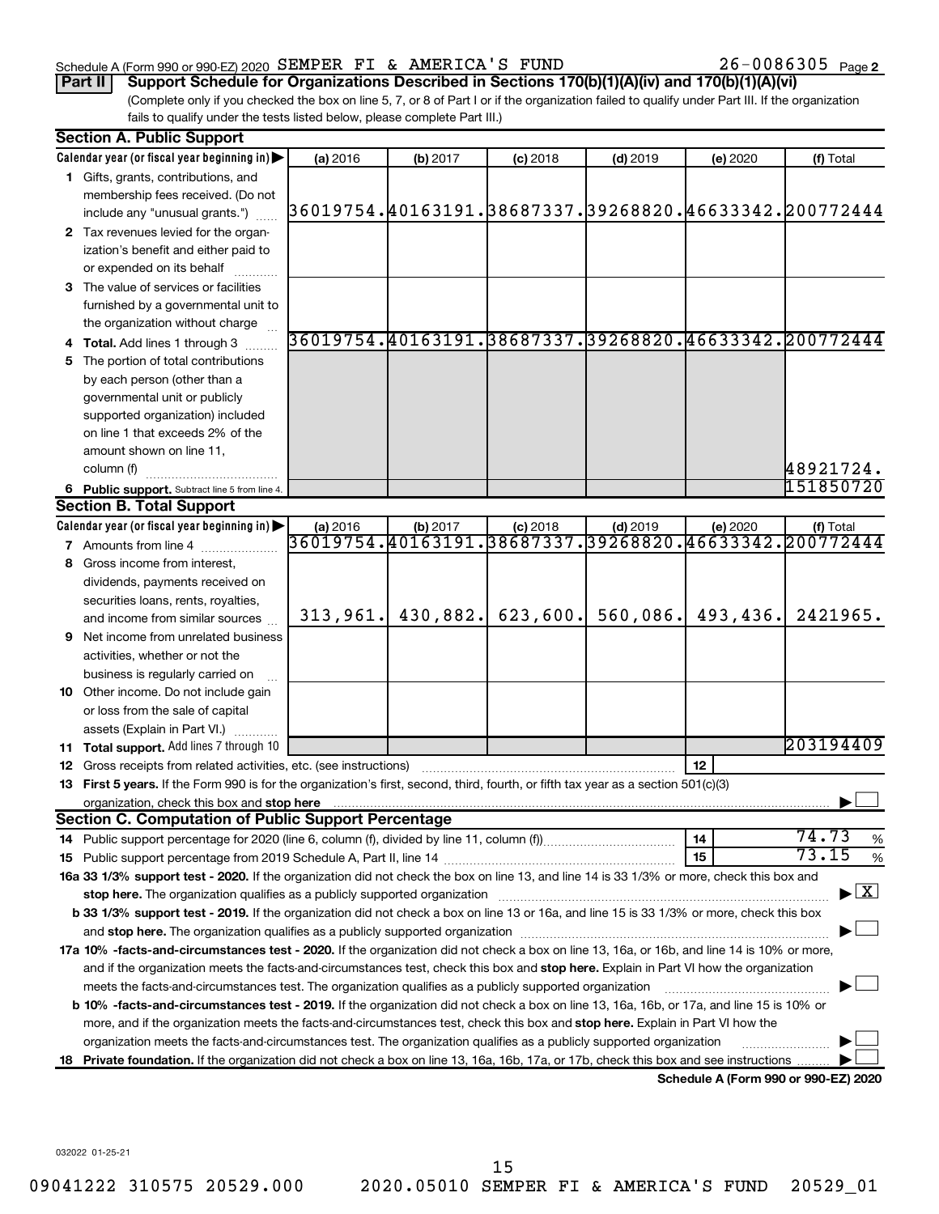Schedule A (Form 990 or 990-EZ) 2020 SEMPER FI & AMERICA'S FUND 26-0086305 Page 2

**Part II** **Support Schedule for Organizations Described in Sections 170(b)(1)(A)(iv) and 170(b)(1)(A)(vi)**

(Complete only if you checked the box on line 5, 7, or 8 of Part I or if the organization failed to qualify under Part III. If the organization fails to qualify under the tests listed below, please complete Part III.)

### Section A. Public Support

| Calendar year (or fiscal year beginning in) ▶ | (a) 2016 | (b) 2017 | (c) 2018 | (d) 2019 | (e) 2020 | (f) Total |
|---|---|---|---|---|---|---|
| **1** Gifts, grants, contributions, and membership fees received. (Do not include any "unusual grants.") | 36019754. | 40163191. | 38687337. | 39268820. | 46633342. | 200772444 |
| **2** Tax revenues levied for the organization's benefit and either paid to or expended on its behalf | | | | | | |
| **3** The value of services or facilities furnished by a governmental unit to the organization without charge | | | | | | |
| **4 Total.** Add lines 1 through 3 | 36019754. | 40163191. | 38687337. | 39268820. | 46633342. | 200772444 |
| **5** The portion of total contributions by each person (other than a governmental unit or publicly supported organization) included on line 1 that exceeds 2% of the amount shown on line 11, column (f) | | | | | | 48921724. |
| **6 Public support.** Subtract line 5 from line 4. | | | | | | 151850720 |

### Section B. Total Support

| Calendar year (or fiscal year beginning in) ▶ | (a) 2016 | (b) 2017 | (c) 2018 | (d) 2019 | (e) 2020 | (f) Total |
|---|---|---|---|---|---|---|
| **7** Amounts from line 4 | 36019754. | 40163191. | 38687337. | 39268820. | 46633342. | 200772444 |
| **8** Gross income from interest, dividends, payments received on securities loans, rents, royalties, and income from similar sources | 313,961. | 430,882. | 623,600. | 560,086. | 493,436. | 2421965. |
| **9** Net income from unrelated business activities, whether or not the business is regularly carried on | | | | | | |
| **10** Other income. Do not include gain or loss from the sale of capital assets (Explain in Part VI.) | | | | | | |
| **11 Total support.** Add lines 7 through 10 | | | | | | 203194409 |

**12** Gross receipts from related activities, etc. (see instructions) | **12** |

**13 First 5 years.** If the Form 990 is for the organization's first, second, third, fourth, or fifth tax year as a section 501(c)(3) organization, check this box and **stop here** ▶ ☐

### Section C. Computation of Public Support Percentage

**14** Public support percentage for 2020 (line 6, column (f), divided by line 11, column (f)) | **14** | 74.73 %

**15** Public support percentage from 2019 Schedule A, Part II, line 14 | **15** | 73.15 %

**16a 33 1/3% support test - 2020.** If the organization did not check the box on line 13, and line 14 is 33 1/3% or more, check this box and **stop here.** The organization qualifies as a publicly supported organization ▶ ☒

**b 33 1/3% support test - 2019.** If the organization did not check a box on line 13 or 16a, and line 15 is 33 1/3% or more, check this box and **stop here.** The organization qualifies as a publicly supported organization ▶ ☐

**17a 10% -facts-and-circumstances test - 2020.** If the organization did not check a box on line 13, 16a, or 16b, and line 14 is 10% or more, and if the organization meets the facts-and-circumstances test, check this box and **stop here.** Explain in Part VI how the organization meets the facts-and-circumstances test. The organization qualifies as a publicly supported organization ▶ ☐

**b 10% -facts-and-circumstances test - 2019.** If the organization did not check a box on line 13, 16a, 16b, or 17a, and line 15 is 10% or more, and if the organization meets the facts-and-circumstances test, check this box and **stop here.** Explain in Part VI how the organization meets the facts-and-circumstances test. The organization qualifies as a publicly supported organization ▶ ☐

**18 Private foundation.** If the organization did not check a box on line 13, 16a, 16b, 17a, or 17b, check this box and see instructions ▶ ☐

**Schedule A (Form 990 or 990-EZ) 2020**

032022 01-25-21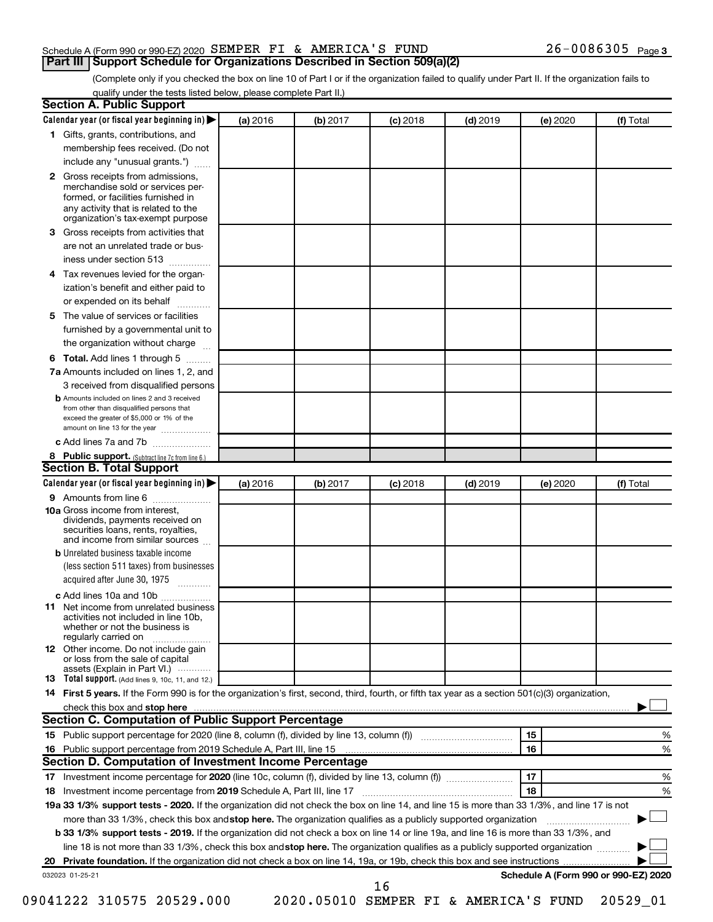Schedule A (Form 990 or 990-EZ) 2020 SEMPER FI & AMERICA'S FUND 26-0086305 Page 3

## Part III Support Schedule for Organizations Described in Section 509(a)(2)

(Complete only if you checked the box on line 10 of Part I or if the organization failed to qualify under Part II. If the organization fails to qualify under the tests listed below, please complete Part II.)

### Section A. Public Support

| Calendar year (or fiscal year beginning in) ▶ | (a) 2016 | (b) 2017 | (c) 2018 | (d) 2019 | (e) 2020 | (f) Total |
|---|---|---|---|---|---|---|
| 1 Gifts, grants, contributions, and membership fees received. (Do not include any "unusual grants.") | | | | | | |
| 2 Gross receipts from admissions, merchandise sold or services performed, or facilities furnished in any activity that is related to the organization's tax-exempt purpose | | | | | | |
| 3 Gross receipts from activities that are not an unrelated trade or business under section 513 | | | | | | |
| 4 Tax revenues levied for the organization's benefit and either paid to or expended on its behalf | | | | | | |
| 5 The value of services or facilities furnished by a governmental unit to the organization without charge | | | | | | |
| 6 **Total.** Add lines 1 through 5 | | | | | | |
| 7a Amounts included on lines 1, 2, and 3 received from disqualified persons | | | | | | |
| b Amounts included on lines 2 and 3 received from other than disqualified persons that exceed the greater of $5,000 or 1% of the amount on line 13 for the year | | | | | | |
| c Add lines 7a and 7b | | | | | | |
| 8 **Public support.** (Subtract line 7c from line 6.) | | | | | | |

### Section B. Total Support

| Calendar year (or fiscal year beginning in) ▶ | (a) 2016 | (b) 2017 | (c) 2018 | (d) 2019 | (e) 2020 | (f) Total |
|---|---|---|---|---|---|---|
| 9 Amounts from line 6 | | | | | | |
| 10a Gross income from interest, dividends, payments received on securities loans, rents, royalties, and income from similar sources | | | | | | |
| b Unrelated business taxable income (less section 511 taxes) from businesses acquired after June 30, 1975 | | | | | | |
| c Add lines 10a and 10b | | | | | | |
| 11 Net income from unrelated business activities not included in line 10b, whether or not the business is regularly carried on | | | | | | |
| 12 Other income. Do not include gain or loss from the sale of capital assets (Explain in Part VI.) | | | | | | |
| 13 **Total support.** (Add lines 9, 10c, 11, and 12.) | | | | | | |

14 **First 5 years.** If the Form 990 is for the organization's first, second, third, fourth, or fifth tax year as a section 501(c)(3) organization, check this box and **stop here** ▶ ☐

### Section C. Computation of Public Support Percentage

| | | | |
|---|---|---|---|
| 15 | Public support percentage for 2020 (line 8, column (f), divided by line 13, column (f)) | 15 | % |
| 16 | Public support percentage from 2019 Schedule A, Part III, line 15 | 16 | % |

### Section D. Computation of Investment Income Percentage

| | | | |
|---|---|---|---|
| 17 | Investment income percentage for **2020** (line 10c, column (f), divided by line 13, column (f)) | 17 | % |
| 18 | Investment income percentage from **2019** Schedule A, Part III, line 17 | 18 | % |

**19a 33 1/3% support tests - 2020.** If the organization did not check the box on line 14, and line 15 is more than 33 1/3%, and line 17 is not more than 33 1/3%, check this box and **stop here.** The organization qualifies as a publicly supported organization ▶ ☐

**b 33 1/3% support tests - 2019.** If the organization did not check a box on line 14 or line 19a, and line 16 is more than 33 1/3%, and line 18 is not more than 33 1/3%, check this box and **stop here.** The organization qualifies as a publicly supported organization ▶ ☐

**20 Private foundation.** If the organization did not check a box on line 14, 19a, or 19b, check this box and see instructions ▶ ☐

032023 01-25-21 **Schedule A (Form 990 or 990-EZ) 2020**

09041222 310575 20529.000 2020.05010 SEMPER FI & AMERICA'S FUND 20529_01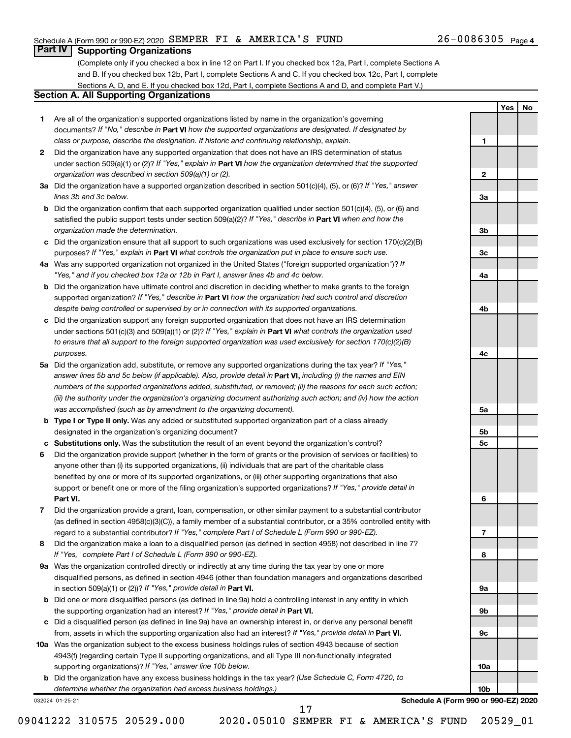Schedule A (Form 990 or 990-EZ) 2020 SEMPER FI & AMERICA'S FUND 26-0086305 Page 4

## Part IV Supporting Organizations

(Complete only if you checked a box in line 12 on Part I. If you checked box 12a, Part I, complete Sections A and B. If you checked box 12b, Part I, complete Sections A and C. If you checked box 12c, Part I, complete Sections A, D, and E. If you checked box 12d, Part I, complete Sections A and D, and complete Part V.)

### Section A. All Supporting Organizations

| | | | Yes | No |
|---|---|---|---|---|
| **1** | Are all of the organization's supported organizations listed by name in the organization's governing documents? *If "No," describe in* **Part VI** *how the supported organizations are designated. If designated by class or purpose, describe the designation. If historic and continuing relationship, explain.* | 1 | | |
| **2** | Did the organization have any supported organization that does not have an IRS determination of status under section 509(a)(1) or (2)? *If "Yes," explain in* **Part VI** *how the organization determined that the supported organization was described in section 509(a)(1) or (2).* | 2 | | |
| **3a** | Did the organization have a supported organization described in section 501(c)(4), (5), or (6)? *If "Yes," answer lines 3b and 3c below.* | 3a | | |
| **b** | Did the organization confirm that each supported organization qualified under section 501(c)(4), (5), or (6) and satisfied the public support tests under section 509(a)(2)? *If "Yes," describe in* **Part VI** *when and how the organization made the determination.* | 3b | | |
| **c** | Did the organization ensure that all support to such organizations was used exclusively for section 170(c)(2)(B) purposes? *If "Yes," explain in* **Part VI** *what controls the organization put in place to ensure such use.* | 3c | | |
| **4a** | Was any supported organization not organized in the United States ("foreign supported organization")? *If "Yes," and if you checked box 12a or 12b in Part I, answer lines 4b and 4c below.* | 4a | | |
| **b** | Did the organization have ultimate control and discretion in deciding whether to make grants to the foreign supported organization? *If "Yes," describe in* **Part VI** *how the organization had such control and discretion despite being controlled or supervised by or in connection with its supported organizations.* | 4b | | |
| **c** | Did the organization support any foreign supported organization that does not have an IRS determination under sections 501(c)(3) and 509(a)(1) or (2)? *If "Yes," explain in* **Part VI** *what controls the organization used to ensure that all support to the foreign supported organization was used exclusively for section 170(c)(2)(B) purposes.* | 4c | | |
| **5a** | Did the organization add, substitute, or remove any supported organizations during the tax year? *If "Yes," answer lines 5b and 5c below (if applicable). Also, provide detail in* **Part VI,** *including (i) the names and EIN numbers of the supported organizations added, substituted, or removed; (ii) the reasons for each such action; (iii) the authority under the organization's organizing document authorizing such action; and (iv) how the action was accomplished (such as by amendment to the organizing document).* | 5a | | |
| **b** | **Type I or Type II only.** Was any added or substituted supported organization part of a class already designated in the organization's organizing document? | 5b | | |
| **c** | **Substitutions only.** Was the substitution the result of an event beyond the organization's control? | 5c | | |
| **6** | Did the organization provide support (whether in the form of grants or the provision of services or facilities) to anyone other than (i) its supported organizations, (ii) individuals that are part of the charitable class benefited by one or more of its supported organizations, or (iii) other supporting organizations that also support or benefit one or more of the filing organization's supported organizations? *If "Yes," provide detail in* **Part VI.** | 6 | | |
| **7** | Did the organization provide a grant, loan, compensation, or other similar payment to a substantial contributor (as defined in section 4958(c)(3)(C)), a family member of a substantial contributor, or a 35% controlled entity with regard to a substantial contributor? *If "Yes," complete Part I of Schedule L (Form 990 or 990-EZ).* | 7 | | |
| **8** | Did the organization make a loan to a disqualified person (as defined in section 4958) not described in line 7? *If "Yes," complete Part I of Schedule L (Form 990 or 990-EZ).* | 8 | | |
| **9a** | Was the organization controlled directly or indirectly at any time during the tax year by one or more disqualified persons, as defined in section 4946 (other than foundation managers and organizations described in section 509(a)(1) or (2))? *If "Yes," provide detail in* **Part VI.** | 9a | | |
| **b** | Did one or more disqualified persons (as defined in line 9a) hold a controlling interest in any entity in which the supporting organization had an interest? *If "Yes," provide detail in* **Part VI.** | 9b | | |
| **c** | Did a disqualified person (as defined in line 9a) have an ownership interest in, or derive any personal benefit from, assets in which the supporting organization also had an interest? *If "Yes," provide detail in* **Part VI.** | 9c | | |
| **10a** | Was the organization subject to the excess business holdings rules of section 4943 because of section 4943(f) (regarding certain Type II supporting organizations, and all Type III non-functionally integrated supporting organizations)? *If "Yes," answer line 10b below.* | 10a | | |
| **b** | Did the organization have any excess business holdings in the tax year? *(Use Schedule C, Form 4720, to determine whether the organization had excess business holdings.)* | 10b | | |

032024 01-25-21 **Schedule A (Form 990 or 990-EZ) 2020**

09041222 310575 20529.000 2020.05010 SEMPER FI & AMERICA'S FUND 20529_01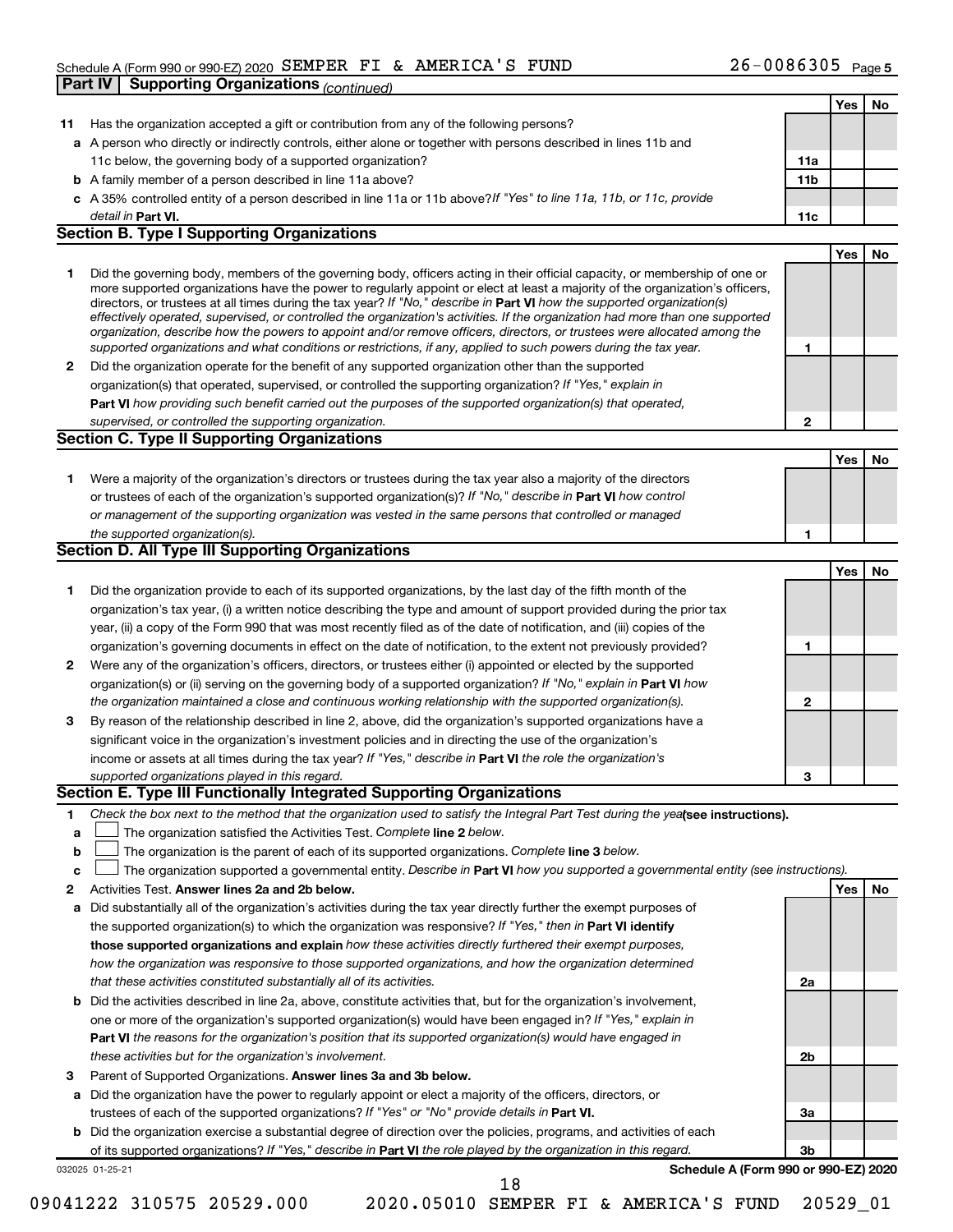Schedule A (Form 990 or 990-EZ) 2020 SEMPER FI & AMERICA'S FUND 26-0086305 Page 5

**Part IV Supporting Organizations** *(continued)*

| | | | Yes | No |
|---|---|---|---|---|
| **11** | Has the organization accepted a gift or contribution from any of the following persons? | | | |
| **a** | A person who directly or indirectly controls, either alone or together with persons described in lines 11b and 11c below, the governing body of a supported organization? | **11a** | | |
| **b** | A family member of a person described in line 11a above? | **11b** | | |
| **c** | A 35% controlled entity of a person described in line 11a or 11b above? *If "Yes" to line 11a, 11b, or 11c, provide detail in* **Part VI.** | **11c** | | |

**Section B. Type I Supporting Organizations**

| | | | Yes | No |
|---|---|---|---|---|
| **1** | Did the governing body, members of the governing body, officers acting in their official capacity, or membership of one or more supported organizations have the power to regularly appoint or elect at least a majority of the organization's officers, directors, or trustees at all times during the tax year? *If "No," describe in* **Part VI** *how the supported organization(s) effectively operated, supervised, or controlled the organization's activities. If the organization had more than one supported organization, describe how the powers to appoint and/or remove officers, directors, or trustees were allocated among the supported organizations and what conditions or restrictions, if any, applied to such powers during the tax year.* | **1** | | |
| **2** | Did the organization operate for the benefit of any supported organization other than the supported organization(s) that operated, supervised, or controlled the supporting organization? *If "Yes," explain in* **Part VI** *how providing such benefit carried out the purposes of the supported organization(s) that operated, supervised, or controlled the supporting organization.* | **2** | | |

**Section C. Type II Supporting Organizations**

| | | | Yes | No |
|---|---|---|---|---|
| **1** | Were a majority of the organization's directors or trustees during the tax year also a majority of the directors or trustees of each of the organization's supported organization(s)? *If "No," describe in* **Part VI** *how control or management of the supporting organization was vested in the same persons that controlled or managed the supported organization(s).* | **1** | | |

**Section D. All Type III Supporting Organizations**

| | | | Yes | No |
|---|---|---|---|---|
| **1** | Did the organization provide to each of its supported organizations, by the last day of the fifth month of the organization's tax year, (i) a written notice describing the type and amount of support provided during the prior tax year, (ii) a copy of the Form 990 that was most recently filed as of the date of notification, and (iii) copies of the organization's governing documents in effect on the date of notification, to the extent not previously provided? | **1** | | |
| **2** | Were any of the organization's officers, directors, or trustees either (i) appointed or elected by the supported organization(s) or (ii) serving on the governing body of a supported organization? *If "No," explain in* **Part VI** *how the organization maintained a close and continuous working relationship with the supported organization(s).* | **2** | | |
| **3** | By reason of the relationship described in line 2, above, did the organization's supported organizations have a significant voice in the organization's investment policies and in directing the use of the organization's income or assets at all times during the tax year? *If "Yes," describe in* **Part VI** *the role the organization's supported organizations played in this regard.* | **3** | | |

**Section E. Type III Functionally Integrated Supporting Organizations**

**1** *Check the box next to the method that the organization used to satisfy the Integral Part Test during the year* **(see instructions).**

- **a** ☐ The organization satisfied the Activities Test. *Complete* **line 2** *below.*
- **b** ☐ The organization is the parent of each of its supported organizations. *Complete* **line 3** *below.*
- **c** ☐ The organization supported a governmental entity. *Describe in* **Part VI** *how you supported a governmental entity (see instructions).*

| | | | Yes | No |
|---|---|---|---|---|
| **2** | Activities Test. **Answer lines 2a and 2b below.** | | | |
| **a** | Did substantially all of the organization's activities during the tax year directly further the exempt purposes of the supported organization(s) to which the organization was responsive? *If "Yes," then in* **Part VI identify those supported organizations and explain** *how these activities directly furthered their exempt purposes, how the organization was responsive to those supported organizations, and how the organization determined that these activities constituted substantially all of its activities.* | **2a** | | |
| **b** | Did the activities described in line 2a, above, constitute activities that, but for the organization's involvement, one or more of the organization's supported organization(s) would have been engaged in? *If "Yes," explain in* **Part VI** *the reasons for the organization's position that its supported organization(s) would have engaged in these activities but for the organization's involvement.* | **2b** | | |
| **3** | Parent of Supported Organizations. **Answer lines 3a and 3b below.** | | | |
| **a** | Did the organization have the power to regularly appoint or elect a majority of the officers, directors, or trustees of each of the supported organizations? *If "Yes" or "No" provide details in* **Part VI.** | **3a** | | |
| **b** | Did the organization exercise a substantial degree of direction over the policies, programs, and activities of each of its supported organizations? *If "Yes," describe in* **Part VI** *the role played by the organization in this regard.* | **3b** | | |

032025 01-25-21 **Schedule A (Form 990 or 990-EZ) 2020**

09041222 310575 20529.000 2020.05010 SEMPER FI & AMERICA'S FUND 20529_01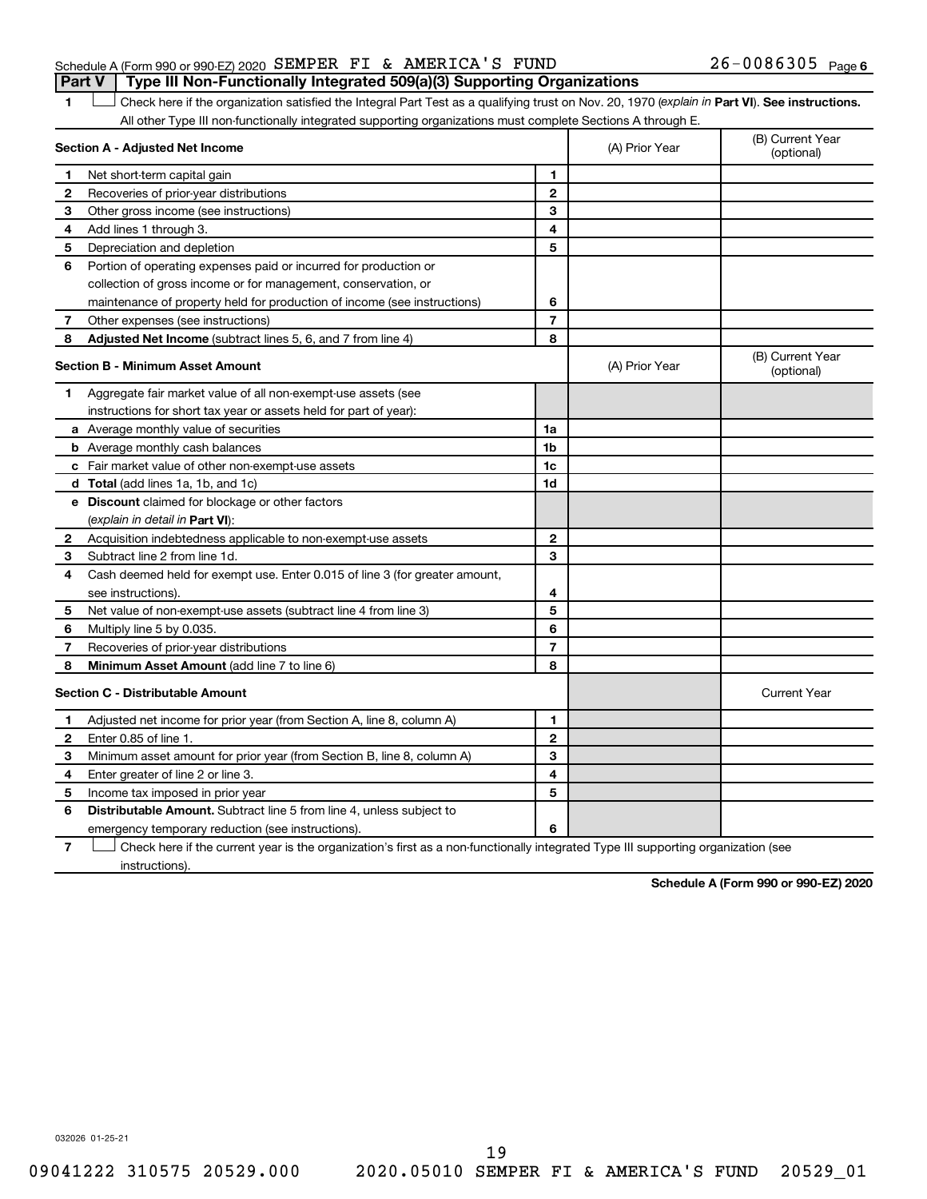Schedule A (Form 990 or 990-EZ) 2020 SEMPER FI & AMERICA'S FUND 26-0086305 Page 6

## Part V Type III Non-Functionally Integrated 509(a)(3) Supporting Organizations

1 ☐ Check here if the organization satisfied the Integral Part Test as a qualifying trust on Nov. 20, 1970 (*explain in* **Part VI**). **See instructions.** All other Type III non-functionally integrated supporting organizations must complete Sections A through E.

| **Section A - Adjusted Net Income** | | (A) Prior Year | (B) Current Year (optional) |
|---|---|---|---|
| **1** Net short-term capital gain | 1 | | |
| **2** Recoveries of prior-year distributions | 2 | | |
| **3** Other gross income (see instructions) | 3 | | |
| **4** Add lines 1 through 3. | 4 | | |
| **5** Depreciation and depletion | 5 | | |
| **6** Portion of operating expenses paid or incurred for production or collection of gross income or for management, conservation, or maintenance of property held for production of income (see instructions) | 6 | | |
| **7** Other expenses (see instructions) | 7 | | |
| **8** **Adjusted Net Income** (subtract lines 5, 6, and 7 from line 4) | 8 | | |

| **Section B - Minimum Asset Amount** | | (A) Prior Year | (B) Current Year (optional) |
|---|---|---|---|
| **1** Aggregate fair market value of all non-exempt-use assets (see instructions for short tax year or assets held for part of year): | | | |
| **a** Average monthly value of securities | 1a | | |
| **b** Average monthly cash balances | 1b | | |
| **c** Fair market value of other non-exempt-use assets | 1c | | |
| **d** **Total** (add lines 1a, 1b, and 1c) | 1d | | |
| **e** **Discount** claimed for blockage or other factors (*explain in detail in* **Part VI**): | | | |
| **2** Acquisition indebtedness applicable to non-exempt-use assets | 2 | | |
| **3** Subtract line 2 from line 1d. | 3 | | |
| **4** Cash deemed held for exempt use. Enter 0.015 of line 3 (for greater amount, see instructions). | 4 | | |
| **5** Net value of non-exempt-use assets (subtract line 4 from line 3) | 5 | | |
| **6** Multiply line 5 by 0.035. | 6 | | |
| **7** Recoveries of prior-year distributions | 7 | | |
| **8** **Minimum Asset Amount** (add line 7 to line 6) | 8 | | |

| **Section C - Distributable Amount** | | | Current Year |
|---|---|---|---|
| **1** Adjusted net income for prior year (from Section A, line 8, column A) | 1 | | |
| **2** Enter 0.85 of line 1. | 2 | | |
| **3** Minimum asset amount for prior year (from Section B, line 8, column A) | 3 | | |
| **4** Enter greater of line 2 or line 3. | 4 | | |
| **5** Income tax imposed in prior year | 5 | | |
| **6** **Distributable Amount.** Subtract line 5 from line 4, unless subject to emergency temporary reduction (see instructions). | 6 | | |

7 ☐ Check here if the current year is the organization's first as a non-functionally integrated Type III supporting organization (see instructions).

**Schedule A (Form 990 or 990-EZ) 2020**

032026 01-25-21

09041222 310575 20529.000 2020.05010 SEMPER FI & AMERICA'S FUND 20529_01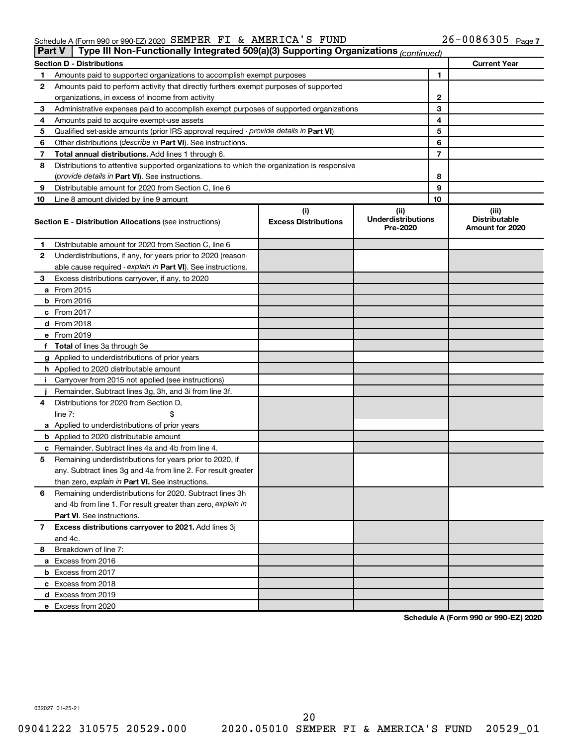Schedule A (Form 990 or 990-EZ) 2020 SEMPER FI & AMERICA'S FUND 26-0086305 Page 7

**Part V | Type III Non-Functionally Integrated 509(a)(3) Supporting Organizations** *(continued)*

| **Section D - Distributions** | | | **Current Year** |
|---|---|---|---|
| 1 | Amounts paid to supported organizations to accomplish exempt purposes | 1 | |
| 2 | Amounts paid to perform activity that directly furthers exempt purposes of supported organizations, in excess of income from activity | 2 | |
| 3 | Administrative expenses paid to accomplish exempt purposes of supported organizations | 3 | |
| 4 | Amounts paid to acquire exempt-use assets | 4 | |
| 5 | Qualified set-aside amounts (prior IRS approval required - *provide details in* **Part VI**) | 5 | |
| 6 | Other distributions (*describe in* **Part VI**). See instructions. | 6 | |
| 7 | **Total annual distributions.** Add lines 1 through 6. | 7 | |
| 8 | Distributions to attentive supported organizations to which the organization is responsive (*provide details in* **Part VI**). See instructions. | 8 | |
| 9 | Distributable amount for 2020 from Section C, line 6 | 9 | |
| 10 | Line 8 amount divided by line 9 amount | 10 | |

| | **Section E - Distribution Allocations** (see instructions) | (i) **Excess Distributions** | (ii) **Underdistributions Pre-2020** | (iii) **Distributable Amount for 2020** |
|---|---|---|---|---|
| 1 | Distributable amount for 2020 from Section C, line 6 | | | |
| 2 | Underdistributions, if any, for years prior to 2020 (reasonable cause required - *explain in* **Part VI**). See instructions. | | | |
| 3 | Excess distributions carryover, if any, to 2020 | | | |
| a | From 2015 | | | |
| b | From 2016 | | | |
| c | From 2017 | | | |
| d | From 2018 | | | |
| e | From 2019 | | | |
| f | **Total** of lines 3a through 3e | | | |
| g | Applied to underdistributions of prior years | | | |
| h | Applied to 2020 distributable amount | | | |
| i | Carryover from 2015 not applied (see instructions) | | | |
| j | Remainder. Subtract lines 3g, 3h, and 3i from line 3f. | | | |
| 4 | Distributions for 2020 from Section D, line 7: $ | | | |
| a | Applied to underdistributions of prior years | | | |
| b | Applied to 2020 distributable amount | | | |
| c | Remainder. Subtract lines 4a and 4b from line 4. | | | |
| 5 | Remaining underdistributions for years prior to 2020, if any. Subtract lines 3g and 4a from line 2. For result greater than zero, *explain in* **Part VI.** See instructions. | | | |
| 6 | Remaining underdistributions for 2020. Subtract lines 3h and 4b from line 1. For result greater than zero, *explain in* **Part VI**. See instructions. | | | |
| 7 | **Excess distributions carryover to 2021.** Add lines 3j and 4c. | | | |
| 8 | Breakdown of line 7: | | | |
| a | Excess from 2016 | | | |
| b | Excess from 2017 | | | |
| c | Excess from 2018 | | | |
| d | Excess from 2019 | | | |
| e | Excess from 2020 | | | |

**Schedule A (Form 990 or 990-EZ) 2020**

032027 01-25-21

09041222 310575 20529.000 2020.05010 SEMPER FI & AMERICA'S FUND 20529_01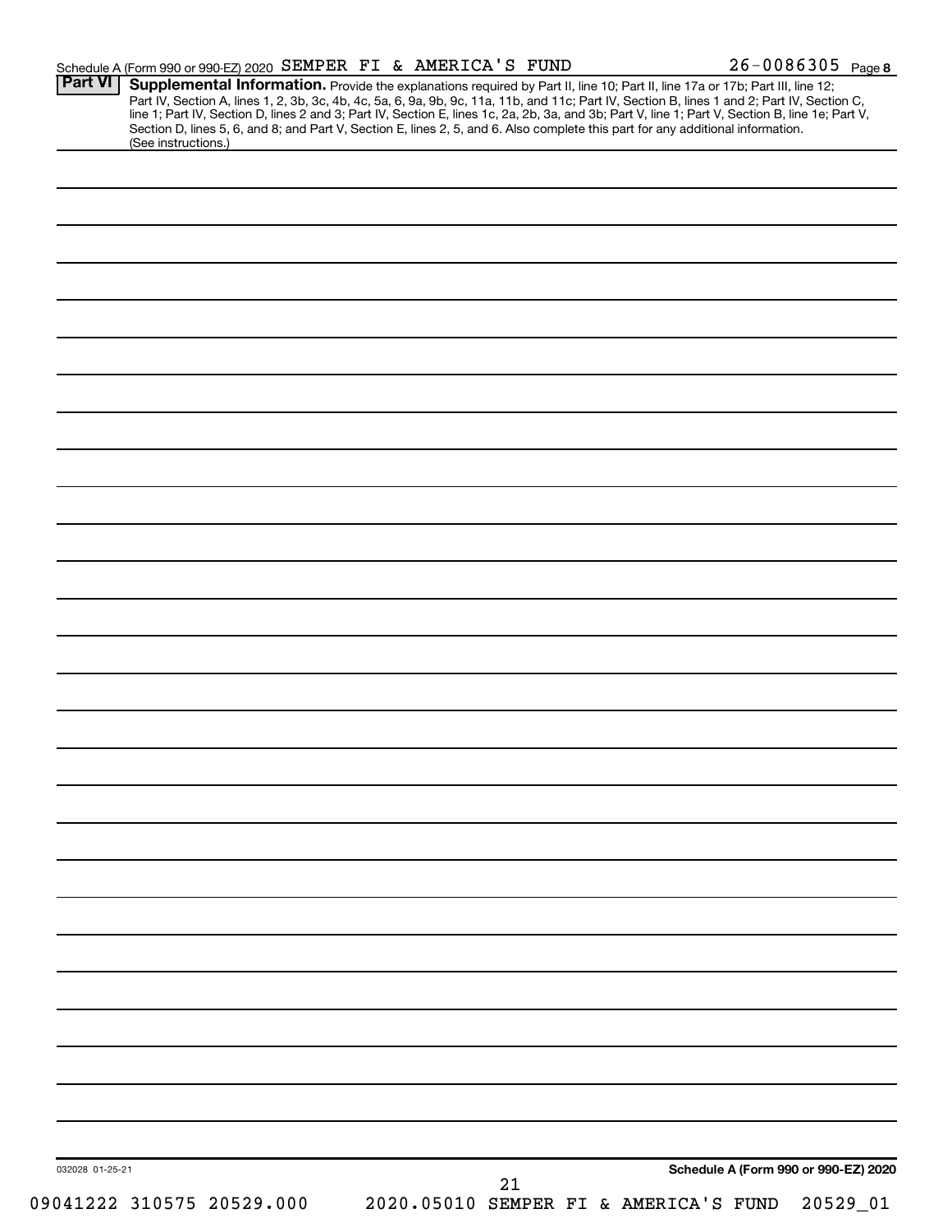Schedule A (Form 990 or 990-EZ) 2020 SEMPER FI & AMERICA'S FUND 26-0086305 Page 8

**Part VI** **Supplemental Information.** Provide the explanations required by Part II, line 10; Part II, line 17a or 17b; Part III, line 12; Part IV, Section A, lines 1, 2, 3b, 3c, 4b, 4c, 5a, 6, 9a, 9b, 9c, 11a, 11b, and 11c; Part IV, Section B, lines 1 and 2; Part IV, Section C, line 1; Part IV, Section D, lines 2 and 3; Part IV, Section E, lines 1c, 2a, 2b, 3a, and 3b; Part V, line 1; Part V, Section B, line 1e; Part V, Section D, lines 5, 6, and 8; and Part V, Section E, lines 2, 5, and 6. Also complete this part for any additional information. (See instructions.)

032028 01-25-21

Schedule A (Form 990 or 990-EZ) 2020

09041222 310575 20529.000 2020.05010 SEMPER FI & AMERICA'S FUND 20529_01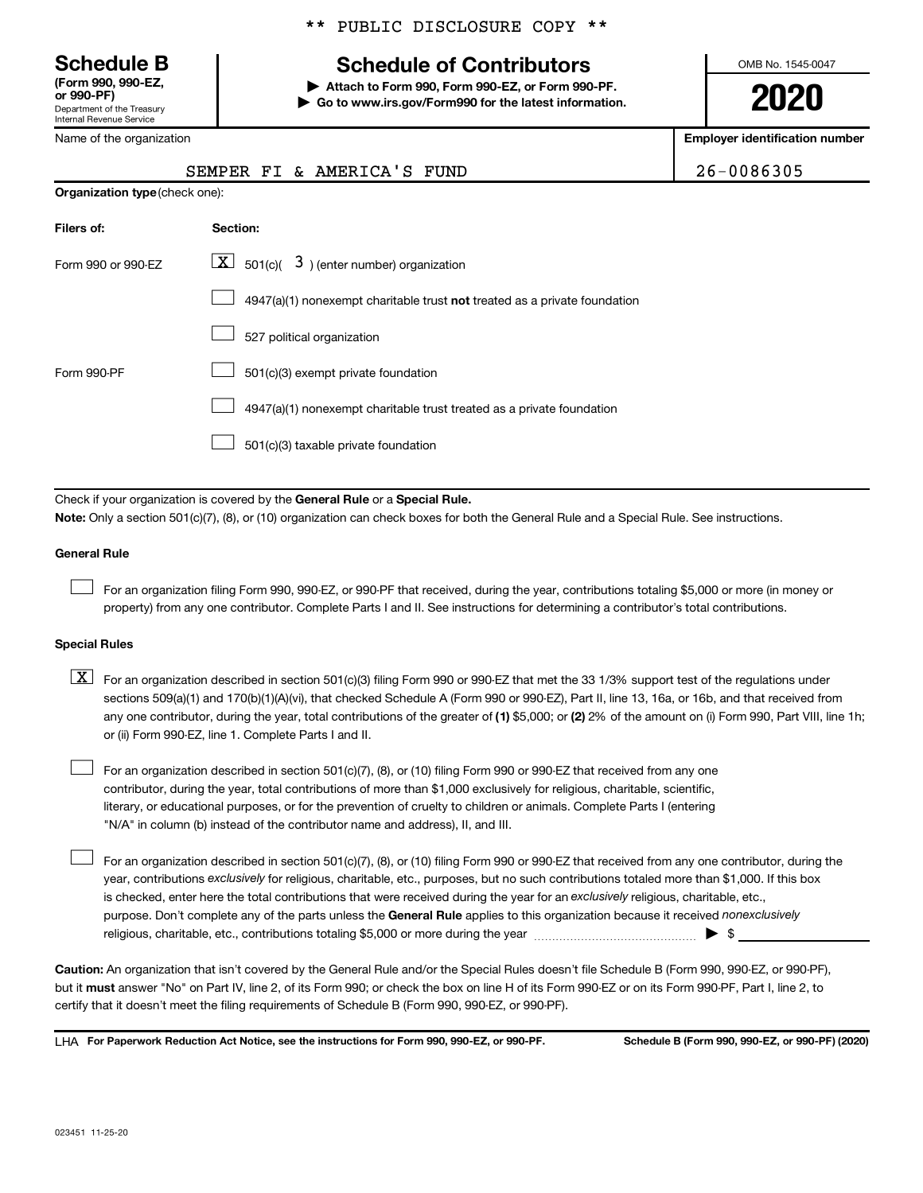\*\* PUBLIC DISCLOSURE COPY \*\*

**Schedule B**
**(Form 990, 990-EZ, or 990-PF)**
Department of the Treasury
Internal Revenue Service

# Schedule of Contributors

▶ **Attach to Form 990, Form 990-EZ, or Form 990-PF.**
▶ **Go to www.irs.gov/Form990 for the latest information.**

OMB No. 1545-0047

**2020**

| Name of the organization | Employer identification number |
|---|---|
| SEMPER FI & AMERICA'S FUND | 26-0086305 |

**Organization type** (check one):

| Filers of: | Section: |
|---|---|
| Form 990 or 990-EZ | [X] 501(c)( 3 ) (enter number) organization |
| | [ ] 4947(a)(1) nonexempt charitable trust **not** treated as a private foundation |
| | [ ] 527 political organization |
| Form 990-PF | [ ] 501(c)(3) exempt private foundation |
| | [ ] 4947(a)(1) nonexempt charitable trust treated as a private foundation |
| | [ ] 501(c)(3) taxable private foundation |

Check if your organization is covered by the **General Rule** or a **Special Rule.**

**Note:** Only a section 501(c)(7), (8), or (10) organization can check boxes for both the General Rule and a Special Rule. See instructions.

**General Rule**

[ ] For an organization filing Form 990, 990-EZ, or 990-PF that received, during the year, contributions totaling $5,000 or more (in money or property) from any one contributor. Complete Parts I and II. See instructions for determining a contributor's total contributions.

**Special Rules**

[X] For an organization described in section 501(c)(3) filing Form 990 or 990-EZ that met the 33 1/3% support test of the regulations under sections 509(a)(1) and 170(b)(1)(A)(vi), that checked Schedule A (Form 990 or 990-EZ), Part II, line 13, 16a, or 16b, and that received from any one contributor, during the year, total contributions of the greater of **(1)** $5,000; or **(2)** 2% of the amount on (i) Form 990, Part VIII, line 1h; or (ii) Form 990-EZ, line 1. Complete Parts I and II.

[ ] For an organization described in section 501(c)(7), (8), or (10) filing Form 990 or 990-EZ that received from any one contributor, during the year, total contributions of more than $1,000 exclusively for religious, charitable, scientific, literary, or educational purposes, or for the prevention of cruelty to children or animals. Complete Parts I (entering "N/A" in column (b) instead of the contributor name and address), II, and III.

[ ] For an organization described in section 501(c)(7), (8), or (10) filing Form 990 or 990-EZ that received from any one contributor, during the year, contributions *exclusively* for religious, charitable, etc., purposes, but no such contributions totaled more than $1,000. If this box is checked, enter here the total contributions that were received during the year for an *exclusively* religious, charitable, etc., purpose. Don't complete any of the parts unless the **General Rule** applies to this organization because it received *nonexclusively* religious, charitable, etc., contributions totaling $5,000 or more during the year ▶ $ \_\_\_\_\_\_\_\_\_\_

**Caution:** An organization that isn't covered by the General Rule and/or the Special Rules doesn't file Schedule B (Form 990, 990-EZ, or 990-PF), but it **must** answer "No" on Part IV, line 2, of its Form 990; or check the box on line H of its Form 990-EZ or on its Form 990-PF, Part I, line 2, to certify that it doesn't meet the filing requirements of Schedule B (Form 990, 990-EZ, or 990-PF).

LHA **For Paperwork Reduction Act Notice, see the instructions for Form 990, 990-EZ, or 990-PF.** **Schedule B (Form 990, 990-EZ, or 990-PF) (2020)**

023451 11-25-20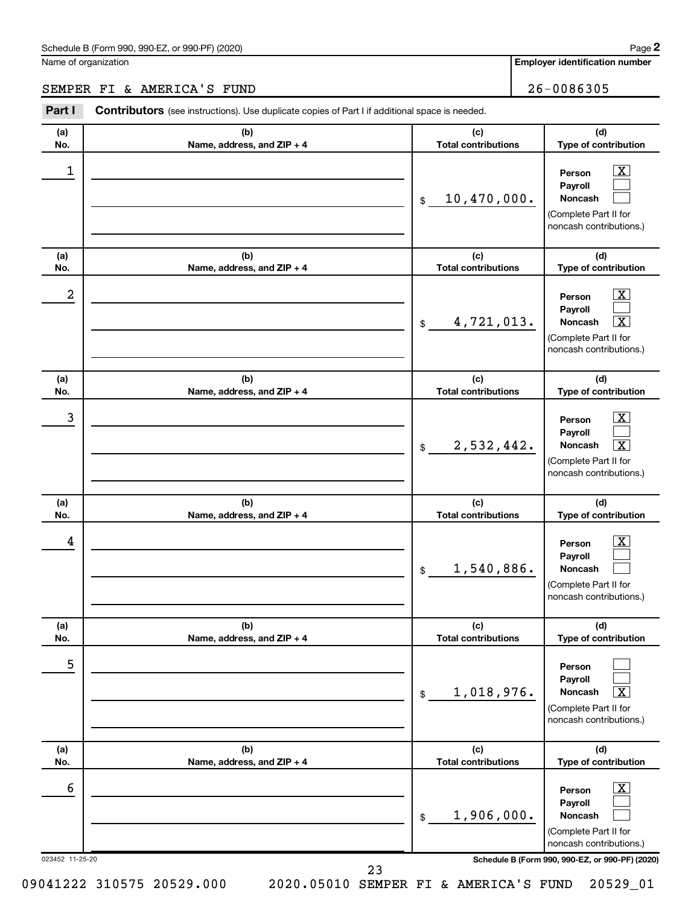Schedule B (Form 990, 990-EZ, or 990-PF) (2020)

Name of organization

SEMPER FI & AMERICA'S FUND

**Employer identification number**

26-0086305

**Part I** **Contributors** (see instructions). Use duplicate copies of Part I if additional space is needed.

| (a) No. | (b) Name, address, and ZIP + 4 | (c) Total contributions | (d) Type of contribution |
|---|---|---|---|
| 1 | | $ 10,470,000. | Person [X] Payroll [ ] Noncash [ ] (Complete Part II for noncash contributions.) |
| 2 | | $ 4,721,013. | Person [X] Payroll [ ] Noncash [X] (Complete Part II for noncash contributions.) |
| 3 | | $ 2,532,442. | Person [X] Payroll [ ] Noncash [X] (Complete Part II for noncash contributions.) |
| 4 | | $ 1,540,886. | Person [X] Payroll [ ] Noncash [ ] (Complete Part II for noncash contributions.) |
| 5 | | $ 1,018,976. | Person [ ] Payroll [ ] Noncash [X] (Complete Part II for noncash contributions.) |
| 6 | | $ 1,906,000. | Person [X] Payroll [ ] Noncash [ ] (Complete Part II for noncash contributions.) |

023452 11-25-20

**Schedule B (Form 990, 990-EZ, or 990-PF) (2020)**

09041222 310575 20529.000 2020.05010 SEMPER FI & AMERICA'S FUND 20529_01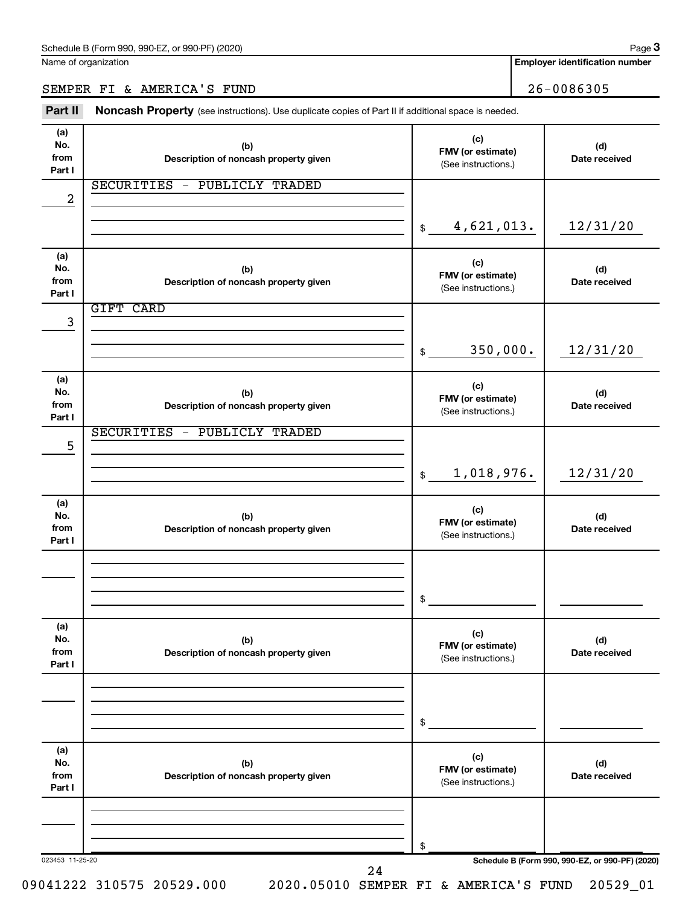Name of organization

SEMPER FI & AMERICA'S FUND

**Employer identification number**

26-0086305

## Part II Noncash Property

(see instructions). Use duplicate copies of Part II if additional space is needed.

| (a) No. from Part I | (b) Description of noncash property given | (c) FMV (or estimate) (See instructions.) | (d) Date received |
|---|---|---|---|
| 2 | SECURITIES - PUBLICLY TRADED | $ 4,621,013. | 12/31/20 |
| 3 | GIFT CARD | $ 350,000. | 12/31/20 |
| 5 | SECURITIES - PUBLICLY TRADED | $ 1,018,976. | 12/31/20 |
| | | $ | |
| | | $ | |
| | | $ | |

023453 11-25-20

**Schedule B (Form 990, 990-EZ, or 990-PF) (2020)**

09041222 310575 20529.000 2020.05010 SEMPER FI & AMERICA'S FUND 20529_01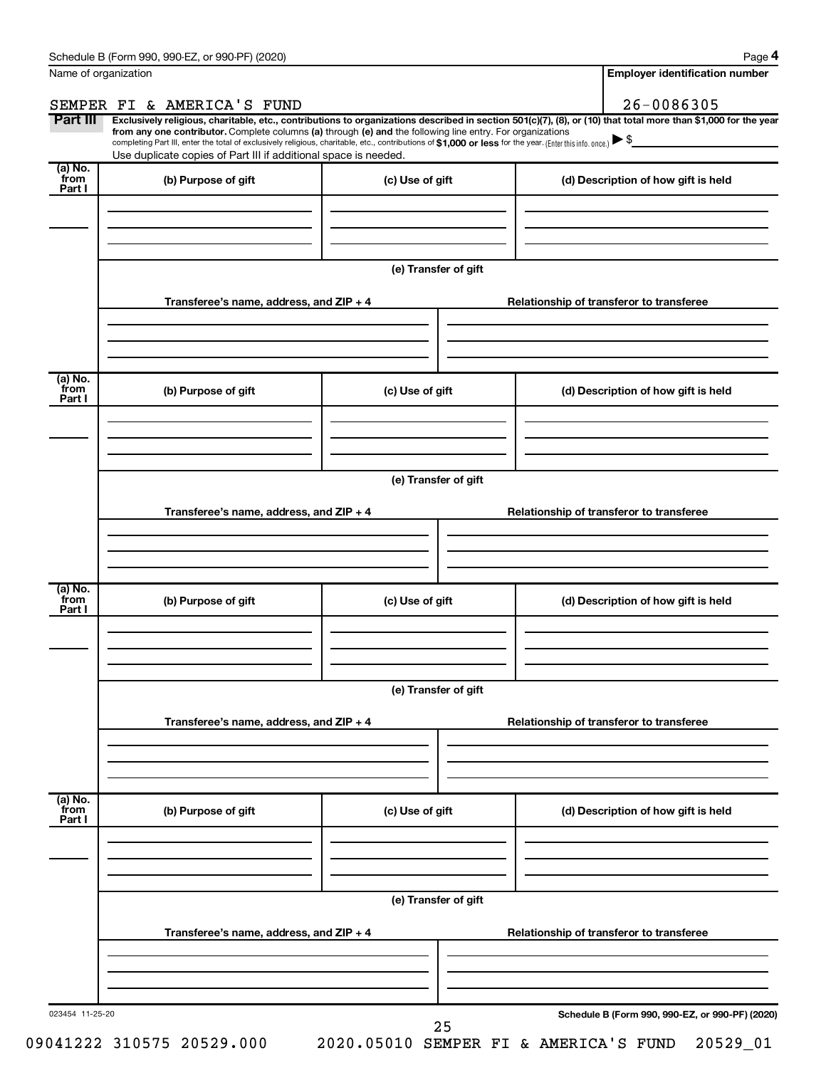Schedule B (Form 990, 990-EZ, or 990-PF) (2020)

Name of organization: SEMPER FI & AMERICA'S FUND

Employer identification number: 26-0086305

**Part III** **Exclusively religious, charitable, etc., contributions to organizations described in section 501(c)(7), (8), or (10) that total more than $1,000 for the year from any one contributor.** Complete columns **(a)** through **(e)** and the following line entry. For organizations completing Part III, enter the total of exclusively religious, charitable, etc., contributions of **$1,000 or less** for the year. (Enter this info. once.) ▶ $

Use duplicate copies of Part III if additional space is needed.

| (a) No. from Part I | (b) Purpose of gift | (c) Use of gift | (d) Description of how gift is held |
|---|---|---|---|
| | | | |

(e) Transfer of gift

| Transferee's name, address, and ZIP + 4 | Relationship of transferor to transferee |
|---|---|
| | |

| (a) No. from Part I | (b) Purpose of gift | (c) Use of gift | (d) Description of how gift is held |
|---|---|---|---|
| | | | |

(e) Transfer of gift

| Transferee's name, address, and ZIP + 4 | Relationship of transferor to transferee |
|---|---|
| | |

| (a) No. from Part I | (b) Purpose of gift | (c) Use of gift | (d) Description of how gift is held |
|---|---|---|---|
| | | | |

(e) Transfer of gift

| Transferee's name, address, and ZIP + 4 | Relationship of transferor to transferee |
|---|---|
| | |

| (a) No. from Part I | (b) Purpose of gift | (c) Use of gift | (d) Description of how gift is held |
|---|---|---|---|
| | | | |

(e) Transfer of gift

| Transferee's name, address, and ZIP + 4 | Relationship of transferor to transferee |
|---|---|
| | |

023454 11-25-20

Schedule B (Form 990, 990-EZ, or 990-PF) (2020)

09041222 310575 20529.000 2020.05010 SEMPER FI & AMERICA'S FUND 20529_01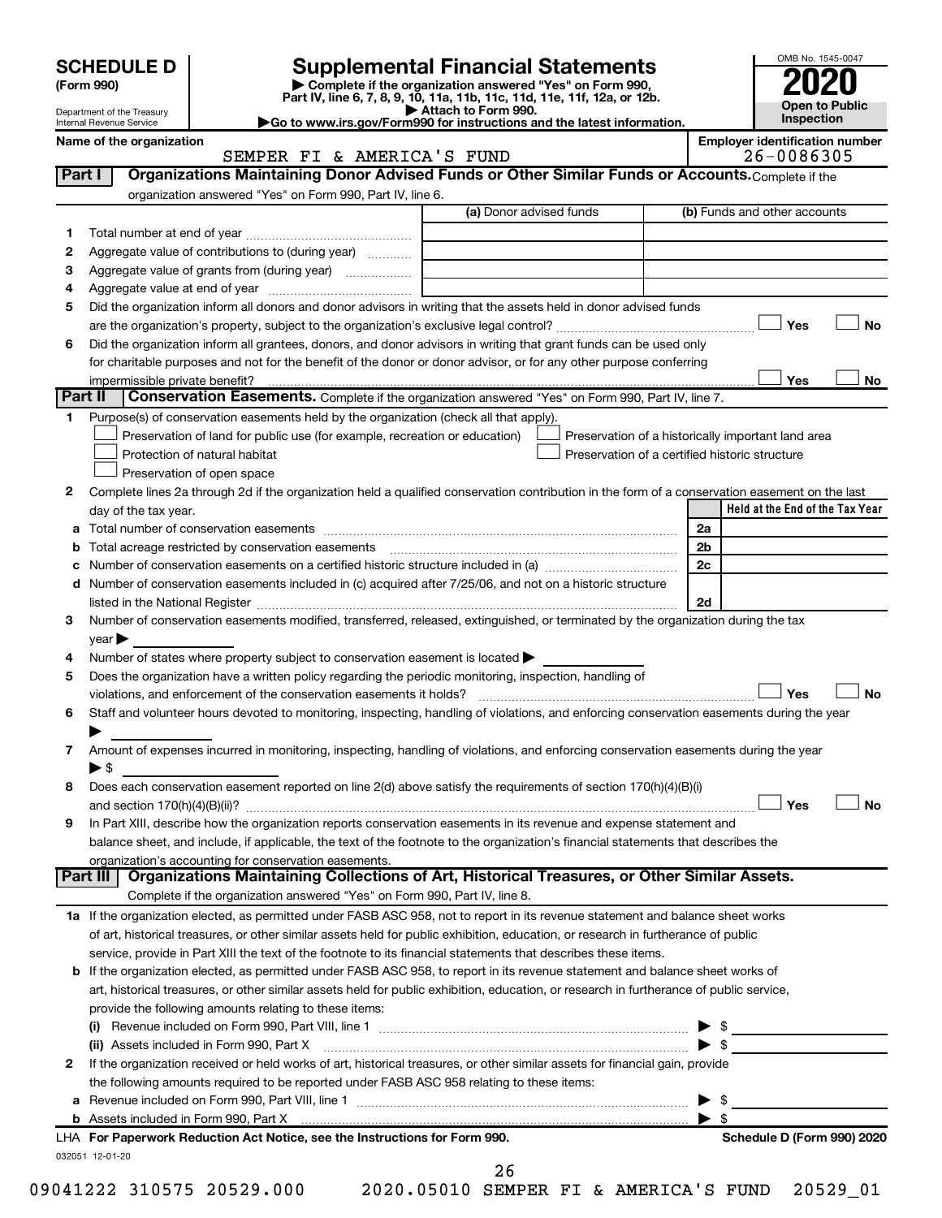**SCHEDULE D (Form 990)**

Department of the Treasury
Internal Revenue Service

# Supplemental Financial Statements

▶ Complete if the organization answered "Yes" on Form 990, Part IV, line 6, 7, 8, 9, 10, 11a, 11b, 11c, 11d, 11e, 11f, 12a, or 12b.
▶ Attach to Form 990.
▶Go to www.irs.gov/Form990 for instructions and the latest information.

OMB No. 1545-0047
**2020**
**Open to Public Inspection**

**Name of the organization:** SEMPER FI & AMERICA'S FUND
**Employer identification number:** 26-0086305

## Part I Organizations Maintaining Donor Advised Funds or Other Similar Funds or Accounts.
Complete if the organization answered "Yes" on Form 990, Part IV, line 6.

| | | (a) Donor advised funds | (b) Funds and other accounts |
|---|---|---|---|
| 1 | Total number at end of year | | |
| 2 | Aggregate value of contributions to (during year) | | |
| 3 | Aggregate value of grants from (during year) | | |
| 4 | Aggregate value at end of year | | |

5 Did the organization inform all donors and donor advisors in writing that the assets held in donor advised funds are the organization's property, subject to the organization's exclusive legal control? ☐ Yes ☐ No

6 Did the organization inform all grantees, donors, and donor advisors in writing that grant funds can be used only for charitable purposes and not for the benefit of the donor or donor advisor, or for any other purpose conferring impermissible private benefit? ☐ Yes ☐ No

## Part II Conservation Easements.
Complete if the organization answered "Yes" on Form 990, Part IV, line 7.

1 Purpose(s) of conservation easements held by the organization (check all that apply).
- ☐ Preservation of land for public use (for example, recreation or education)
- ☐ Protection of natural habitat
- ☐ Preservation of open space
- ☐ Preservation of a historically important land area
- ☐ Preservation of a certified historic structure

2 Complete lines 2a through 2d if the organization held a qualified conservation contribution in the form of a conservation easement on the last day of the tax year.

| | | | Held at the End of the Tax Year |
|---|---|---|---|
| a | Total number of conservation easements | 2a | |
| b | Total acreage restricted by conservation easements | 2b | |
| c | Number of conservation easements on a certified historic structure included in (a) | 2c | |
| d | Number of conservation easements included in (c) acquired after 7/25/06, and not on a historic structure listed in the National Register | 2d | |

3 Number of conservation easements modified, transferred, released, extinguished, or terminated by the organization during the tax year ▶

4 Number of states where property subject to conservation easement is located ▶

5 Does the organization have a written policy regarding the periodic monitoring, inspection, handling of violations, and enforcement of the conservation easements it holds? ☐ Yes ☐ No

6 Staff and volunteer hours devoted to monitoring, inspecting, handling of violations, and enforcing conservation easements during the year ▶

7 Amount of expenses incurred in monitoring, inspecting, handling of violations, and enforcing conservation easements during the year ▶ $

8 Does each conservation easement reported on line 2(d) above satisfy the requirements of section 170(h)(4)(B)(i) and section 170(h)(4)(B)(ii)? ☐ Yes ☐ No

9 In Part XIII, describe how the organization reports conservation easements in its revenue and expense statement and balance sheet, and include, if applicable, the text of the footnote to the organization's financial statements that describes the organization's accounting for conservation easements.

## Part III Organizations Maintaining Collections of Art, Historical Treasures, or Other Similar Assets.
Complete if the organization answered "Yes" on Form 990, Part IV, line 8.

1a If the organization elected, as permitted under FASB ASC 958, not to report in its revenue statement and balance sheet works of art, historical treasures, or other similar assets held for public exhibition, education, or research in furtherance of public service, provide in Part XIII the text of the footnote to its financial statements that describes these items.

b If the organization elected, as permitted under FASB ASC 958, to report in its revenue statement and balance sheet works of art, historical treasures, or other similar assets held for public exhibition, education, or research in furtherance of public service, provide the following amounts relating to these items:

(i) Revenue included on Form 990, Part VIII, line 1 ▶ $

(ii) Assets included in Form 990, Part X ▶ $

2 If the organization received or held works of art, historical treasures, or other similar assets for financial gain, provide the following amounts required to be reported under FASB ASC 958 relating to these items:

a Revenue included on Form 990, Part VIII, line 1 ▶ $

b Assets included in Form 990, Part X ▶ $

**LHA For Paperwork Reduction Act Notice, see the Instructions for Form 990.** **Schedule D (Form 990) 2020**

032051 12-01-20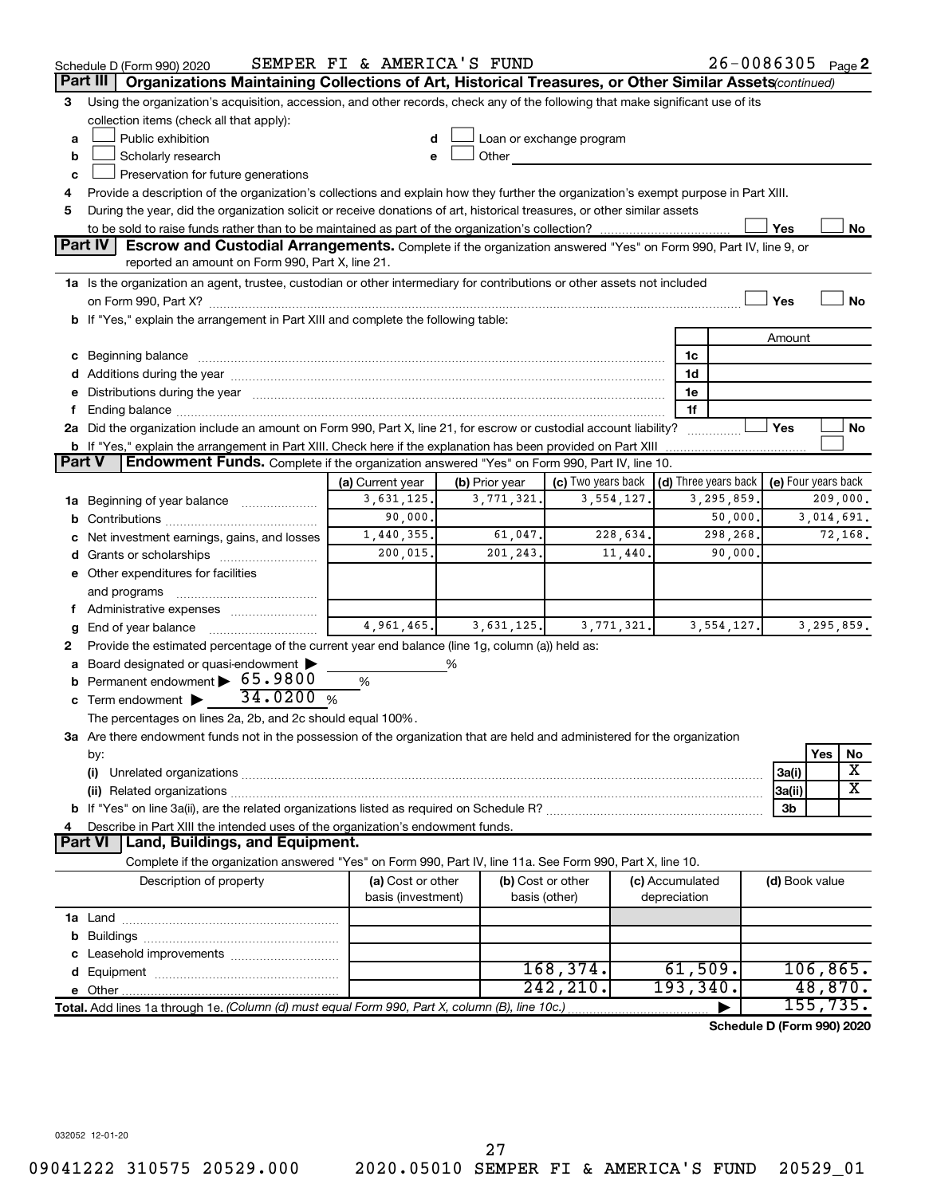Schedule D (Form 990) 2020 SEMPER FI & AMERICA'S FUND 26-0086305 Page 2

**Part III | Organizations Maintaining Collections of Art, Historical Treasures, or Other Similar Assets** *(continued)*

3 Using the organization's acquisition, accession, and other records, check any of the following that make significant use of its collection items (check all that apply):

- a ☐ Public exhibition
- b ☐ Scholarly research
- c ☐ Preservation for future generations
- d ☐ Loan or exchange program
- e ☐ Other

4 Provide a description of the organization's collections and explain how they further the organization's exempt purpose in Part XIII.

5 During the year, did the organization solicit or receive donations of art, historical treasures, or other similar assets to be sold to raise funds rather than to be maintained as part of the organization's collection? ☐ Yes ☐ No

**Part IV | Escrow and Custodial Arrangements.** Complete if the organization answered "Yes" on Form 990, Part IV, line 9, or reported an amount on Form 990, Part X, line 21.

1a Is the organization an agent, trustee, custodian or other intermediary for contributions or other assets not included on Form 990, Part X? ☐ Yes ☐ No

b If "Yes," explain the arrangement in Part XIII and complete the following table:

| | | Amount |
|---|---|---|
| c Beginning balance | 1c | |
| d Additions during the year | 1d | |
| e Distributions during the year | 1e | |
| f Ending balance | 1f | |

2a Did the organization include an amount on Form 990, Part X, line 21, for escrow or custodial account liability? ☐ Yes ☐ No

b If "Yes," explain the arrangement in Part XIII. Check here if the explanation has been provided on Part XIII ☐

**Part V | Endowment Funds.** Complete if the organization answered "Yes" on Form 990, Part IV, line 10.

| | (a) Current year | (b) Prior year | (c) Two years back | (d) Three years back | (e) Four years back |
|---|---|---|---|---|---|
| 1a Beginning of year balance | 3,631,125. | 3,771,321. | 3,554,127. | 3,295,859. | 209,000. |
| b Contributions | 90,000. | | | 50,000. | 3,014,691. |
| c Net investment earnings, gains, and losses | 1,440,355. | 61,047. | 228,634. | 298,268. | 72,168. |
| d Grants or scholarships | 200,015. | 201,243. | 11,440. | 90,000. | |
| e Other expenditures for facilities and programs | | | | | |
| f Administrative expenses | | | | | |
| g End of year balance | 4,961,465. | 3,631,125. | 3,771,321. | 3,554,127. | 3,295,859. |

2 Provide the estimated percentage of the current year end balance (line 1g, column (a)) held as:

- a Board designated or quasi-endowment ▶ ______ %
- b Permanent endowment ▶ 65.9800 %
- c Term endowment ▶ 34.0200 %

The percentages on lines 2a, 2b, and 2c should equal 100%.

3a Are there endowment funds not in the possession of the organization that are held and administered for the organization by:

| | | Yes | No |
|---|---|---|---|
| (i) Unrelated organizations | 3a(i) | | X |
| (ii) Related organizations | 3a(ii) | | X |
| b If "Yes" on line 3a(ii), are the related organizations listed as required on Schedule R? | 3b | | |

4 Describe in Part XIII the intended uses of the organization's endowment funds.

**Part VI | Land, Buildings, and Equipment.**

Complete if the organization answered "Yes" on Form 990, Part IV, line 11a. See Form 990, Part X, line 10.

| Description of property | (a) Cost or other basis (investment) | (b) Cost or other basis (other) | (c) Accumulated depreciation | (d) Book value |
|---|---|---|---|---|
| 1a Land | | | | |
| b Buildings | | | | |
| c Leasehold improvements | | | | |
| d Equipment | | 168,374. | 61,509. | 106,865. |
| e Other | | 242,210. | 193,340. | 48,870. |
| **Total.** Add lines 1a through 1e. *(Column (d) must equal Form 990, Part X, column (B), line 10c.)* | | | ▶ | 155,735. |

**Schedule D (Form 990) 2020**

032052 12-01-20

09041222 310575 20529.000 2020.05010 SEMPER FI & AMERICA'S FUND 20529_01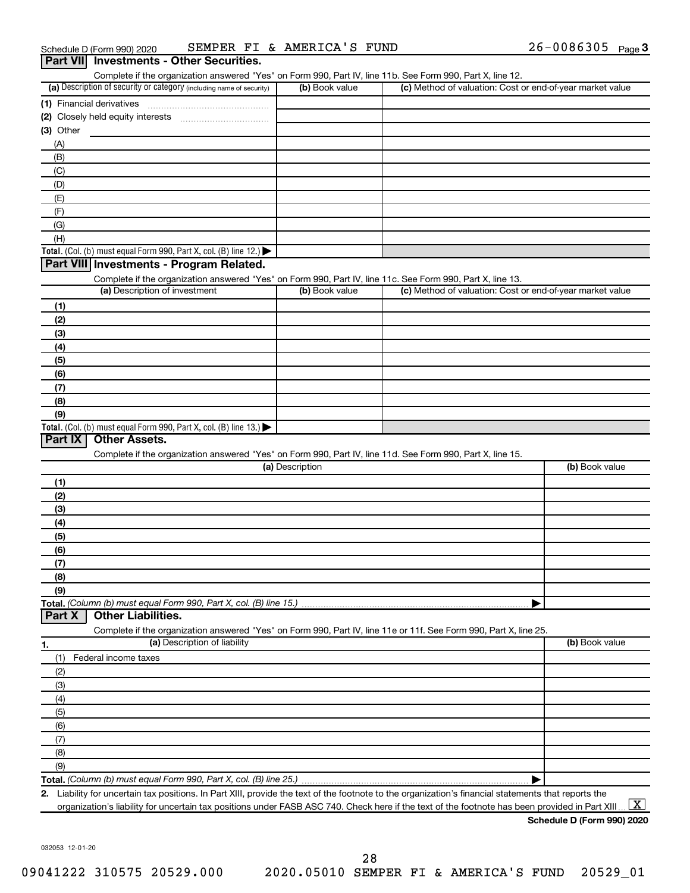Schedule D (Form 990) 2020 SEMPER FI & AMERICA'S FUND 26-0086305 Page 3

## Part VII Investments - Other Securities.

Complete if the organization answered "Yes" on Form 990, Part IV, line 11b. See Form 990, Part X, line 12.

| (a) Description of security or category (including name of security) | (b) Book value | (c) Method of valuation: Cost or end-of-year market value |
|---|---|---|
| (1) Financial derivatives | | |
| (2) Closely held equity interests | | |
| (3) Other | | |
| (A) | | |
| (B) | | |
| (C) | | |
| (D) | | |
| (E) | | |
| (F) | | |
| (G) | | |
| (H) | | |
| **Total.** (Col. (b) must equal Form 990, Part X, col. (B) line 12.) ▶ | | |

## Part VIII Investments - Program Related.

Complete if the organization answered "Yes" on Form 990, Part IV, line 11c. See Form 990, Part X, line 13.

| (a) Description of investment | (b) Book value | (c) Method of valuation: Cost or end-of-year market value |
|---|---|---|
| (1) | | |
| (2) | | |
| (3) | | |
| (4) | | |
| (5) | | |
| (6) | | |
| (7) | | |
| (8) | | |
| (9) | | |
| **Total.** (Col. (b) must equal Form 990, Part X, col. (B) line 13.) ▶ | | |

## Part IX Other Assets.

Complete if the organization answered "Yes" on Form 990, Part IV, line 11d. See Form 990, Part X, line 15.

| (a) Description | (b) Book value |
|---|---|
| (1) | |
| (2) | |
| (3) | |
| (4) | |
| (5) | |
| (6) | |
| (7) | |
| (8) | |
| (9) | |
| **Total.** *(Column (b) must equal Form 990, Part X, col. (B) line 15.)* ▶ | |

## Part X Other Liabilities.

Complete if the organization answered "Yes" on Form 990, Part IV, line 11e or 11f. See Form 990, Part X, line 25.

| 1. (a) Description of liability | (b) Book value |
|---|---|
| (1) Federal income taxes | |
| (2) | |
| (3) | |
| (4) | |
| (5) | |
| (6) | |
| (7) | |
| (8) | |
| (9) | |
| **Total.** *(Column (b) must equal Form 990, Part X, col. (B) line 25.)* ▶ | |

**2.** Liability for uncertain tax positions. In Part XIII, provide the text of the footnote to the organization's financial statements that reports the organization's liability for uncertain tax positions under FASB ASC 740. Check here if the text of the footnote has been provided in Part XIII ... [X]

**Schedule D (Form 990) 2020**

032053 12-01-20

09041222 310575 20529.000 2020.05010 SEMPER FI & AMERICA'S FUND 20529_01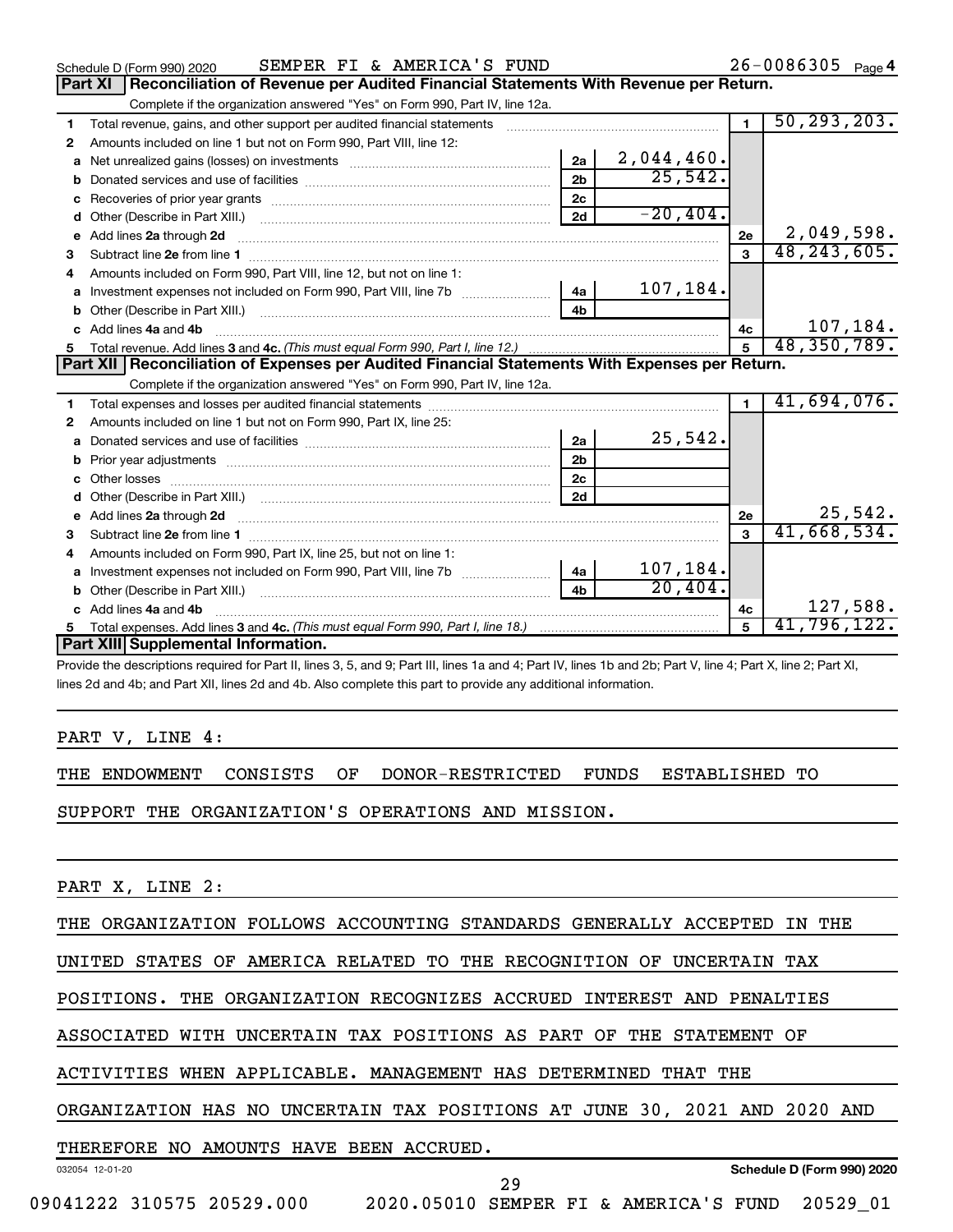Schedule D (Form 990) 2020 SEMPER FI & AMERICA'S FUND 26-0086305 Page 4

## Part XI Reconciliation of Revenue per Audited Financial Statements With Revenue per Return.

Complete if the organization answered "Yes" on Form 990, Part IV, line 12a.

| | | | | | |
|---|---|---|---|---|---|
| 1 | Total revenue, gains, and other support per audited financial statements | | | 1 | 50,293,203. |
| 2 | Amounts included on line 1 but not on Form 990, Part VIII, line 12: | | | | |
| a | Net unrealized gains (losses) on investments | 2a | 2,044,460. | | |
| b | Donated services and use of facilities | 2b | 25,542. | | |
| c | Recoveries of prior year grants | 2c | | | |
| d | Other (Describe in Part XIII.) | 2d | -20,404. | | |
| e | Add lines 2a through 2d | | | 2e | 2,049,598. |
| 3 | Subtract line 2e from line 1 | | | 3 | 48,243,605. |
| 4 | Amounts included on Form 990, Part VIII, line 12, but not on line 1: | | | | |
| a | Investment expenses not included on Form 990, Part VIII, line 7b | 4a | 107,184. | | |
| b | Other (Describe in Part XIII.) | 4b | | | |
| c | Add lines 4a and 4b | | | 4c | 107,184. |
| 5 | Total revenue. Add lines 3 and 4c. *(This must equal Form 990, Part I, line 12.)* | | | 5 | 48,350,789. |

## Part XII Reconciliation of Expenses per Audited Financial Statements With Expenses per Return.

Complete if the organization answered "Yes" on Form 990, Part IV, line 12a.

| | | | | | |
|---|---|---|---|---|---|
| 1 | Total expenses and losses per audited financial statements | | | 1 | 41,694,076. |
| 2 | Amounts included on line 1 but not on Form 990, Part IX, line 25: | | | | |
| a | Donated services and use of facilities | 2a | 25,542. | | |
| b | Prior year adjustments | 2b | | | |
| c | Other losses | 2c | | | |
| d | Other (Describe in Part XIII.) | 2d | | | |
| e | Add lines 2a through 2d | | | 2e | 25,542. |
| 3 | Subtract line 2e from line 1 | | | 3 | 41,668,534. |
| 4 | Amounts included on Form 990, Part IX, line 25, but not on line 1: | | | | |
| a | Investment expenses not included on Form 990, Part VIII, line 7b | 4a | 107,184. | | |
| b | Other (Describe in Part XIII.) | 4b | 20,404. | | |
| c | Add lines 4a and 4b | | | 4c | 127,588. |
| 5 | Total expenses. Add lines 3 and 4c. *(This must equal Form 990, Part I, line 18.)* | | | 5 | 41,796,122. |

## Part XIII Supplemental Information.

Provide the descriptions required for Part II, lines 3, 5, and 9; Part III, lines 1a and 4; Part IV, lines 1b and 2b; Part V, line 4; Part X, line 2; Part XI, lines 2d and 4b; and Part XII, lines 2d and 4b. Also complete this part to provide any additional information.

PART V, LINE 4:

THE ENDOWMENT CONSISTS OF DONOR-RESTRICTED FUNDS ESTABLISHED TO SUPPORT THE ORGANIZATION'S OPERATIONS AND MISSION.

PART X, LINE 2:

THE ORGANIZATION FOLLOWS ACCOUNTING STANDARDS GENERALLY ACCEPTED IN THE UNITED STATES OF AMERICA RELATED TO THE RECOGNITION OF UNCERTAIN TAX POSITIONS. THE ORGANIZATION RECOGNIZES ACCRUED INTEREST AND PENALTIES ASSOCIATED WITH UNCERTAIN TAX POSITIONS AS PART OF THE STATEMENT OF ACTIVITIES WHEN APPLICABLE. MANAGEMENT HAS DETERMINED THAT THE ORGANIZATION HAS NO UNCERTAIN TAX POSITIONS AT JUNE 30, 2021 AND 2020 AND THEREFORE NO AMOUNTS HAVE BEEN ACCRUED.

032054 12-01-20 Schedule D (Form 990) 2020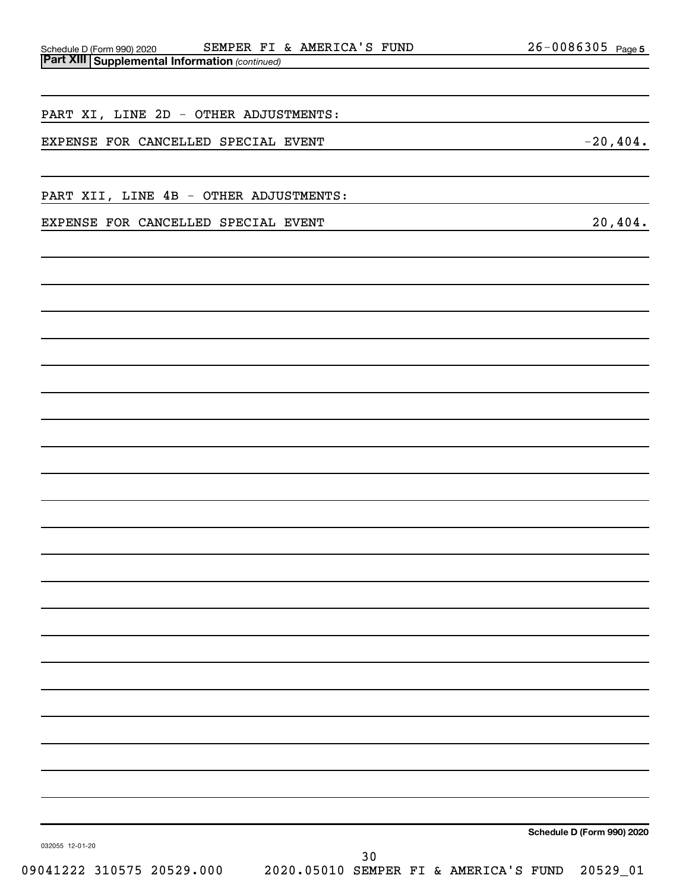## Part XIII Supplemental Information *(continued)*

PART XI, LINE 2D - OTHER ADJUSTMENTS:

| | |
|---|---|
| EXPENSE FOR CANCELLED SPECIAL EVENT | -20,404. |

PART XII, LINE 4B - OTHER ADJUSTMENTS:

| | |
|---|---|
| EXPENSE FOR CANCELLED SPECIAL EVENT | 20,404. |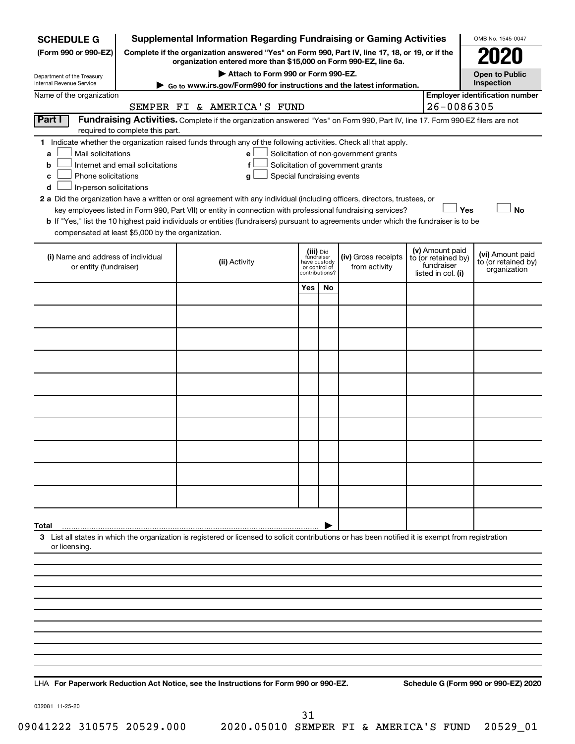**SCHEDULE G** (Form 990 or 990-EZ)

Department of the Treasury
Internal Revenue Service

# Supplemental Information Regarding Fundraising or Gaming Activities

**Complete if the organization answered "Yes" on Form 990, Part IV, line 17, 18, or 19, or if the organization entered more than $15,000 on Form 990-EZ, line 6a.**

**▶ Attach to Form 990 or Form 990-EZ.**

**▶ Go to www.irs.gov/Form990 for instructions and the latest information.**

OMB No. 1545-0047

**2020**

**Open to Public Inspection**

Name of the organization: SEMPER FI & AMERICA'S FUND

**Employer identification number:** 26-0086305

**Part I** **Fundraising Activities.** Complete if the organization answered "Yes" on Form 990, Part IV, line 17. Form 990-EZ filers are not required to complete this part.

**1** Indicate whether the organization raised funds through any of the following activities. Check all that apply.

- **a** ☐ Mail solicitations
- **b** ☐ Internet and email solicitations
- **c** ☐ Phone solicitations
- **d** ☐ In-person solicitations
- **e** ☐ Solicitation of non-government grants
- **f** ☐ Solicitation of government grants
- **g** ☐ Special fundraising events

**2 a** Did the organization have a written or oral agreement with any individual (including officers, directors, trustees, or key employees listed in Form 990, Part VII) or entity in connection with professional fundraising services? ☐ **Yes** ☐ **No**

**b** If "Yes," list the 10 highest paid individuals or entities (fundraisers) pursuant to agreements under which the fundraiser is to be compensated at least $5,000 by the organization.

| (i) Name and address of individual or entity (fundraiser) | (ii) Activity | (iii) Did fundraiser have custody or control of contributions? | | (iv) Gross receipts from activity | (v) Amount paid to (or retained by) fundraiser listed in col. (i) | (vi) Amount paid to (or retained by) organization |
|---|---|---|---|---|---|---|
| | | Yes | No | | | |
| | | | | | | |
| | | | | | | |
| | | | | | | |
| | | | | | | |
| | | | | | | |
| | | | | | | |
| | | | | | | |
| | | | | | | |
| | | | | | | |
| | | | | | | |
| **Total** ▶ | | | | | | |

**3** List all states in which the organization is registered or licensed to solicit contributions or has been notified it is exempt from registration or licensing.

LHA **For Paperwork Reduction Act Notice, see the Instructions for Form 990 or 990-EZ.** **Schedule G (Form 990 or 990-EZ) 2020**

032081 11-25-20

09041222 310575 20529.000 2020.05010 SEMPER FI & AMERICA'S FUND 20529_01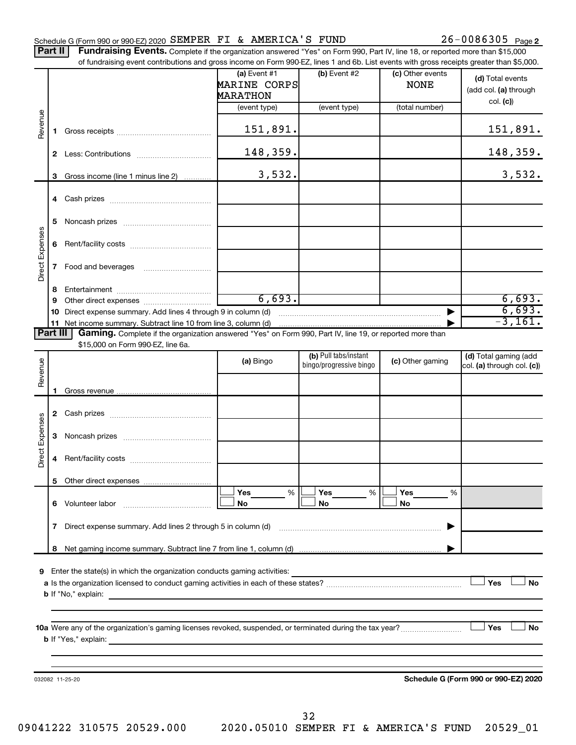Schedule G (Form 990 or 990-EZ) 2020 SEMPER FI & AMERICA'S FUND 26-0086305 Page 2

**Part II** **Fundraising Events.** Complete if the organization answered "Yes" on Form 990, Part IV, line 18, or reported more than $15,000 of fundraising event contributions and gross income on Form 990-EZ, lines 1 and 6b. List events with gross receipts greater than $5,000.

| | | (a) Event #1 MARINE CORPS MARATHON (event type) | (b) Event #2 (event type) | (c) Other events NONE (total number) | (d) Total events (add col. (a) through col. (c)) |
|---|---|---|---|---|---|
| Revenue | 1 Gross receipts | 151,891. | | | 151,891. |
| | 2 Less: Contributions | 148,359. | | | 148,359. |
| | 3 Gross income (line 1 minus line 2) | 3,532. | | | 3,532. |
| Direct Expenses | 4 Cash prizes | | | | |
| | 5 Noncash prizes | | | | |
| | 6 Rent/facility costs | | | | |
| | 7 Food and beverages | | | | |
| | 8 Entertainment | | | | |
| | 9 Other direct expenses | 6,693. | | | 6,693. |
| | 10 Direct expense summary. Add lines 4 through 9 in column (d) | | | | 6,693. |
| | 11 Net income summary. Subtract line 10 from line 3, column (d) | | | | -3,161. |

**Part III** **Gaming.** Complete if the organization answered "Yes" on Form 990, Part IV, line 19, or reported more than $15,000 on Form 990-EZ, line 6a.

| | | (a) Bingo | (b) Pull tabs/instant bingo/progressive bingo | (c) Other gaming | (d) Total gaming (add col. (a) through col. (c)) |
|---|---|---|---|---|---|
| Revenue | 1 Gross revenue | | | | |
| Direct Expenses | 2 Cash prizes | | | | |
| | 3 Noncash prizes | | | | |
| | 4 Rent/facility costs | | | | |
| | 5 Other direct expenses | | | | |
| | 6 Volunteer labor | ☐ Yes ___ % ☐ No | ☐ Yes ___ % ☐ No | ☐ Yes ___ % ☐ No | |
| | 7 Direct expense summary. Add lines 2 through 5 in column (d) | | | | |
| | 8 Net gaming income summary. Subtract line 7 from line 1, column (d) | | | | |

9 Enter the state(s) in which the organization conducts gaming activities:

a Is the organization licensed to conduct gaming activities in each of these states? ☐ Yes ☐ No

b If "No," explain:

10a Were any of the organization's gaming licenses revoked, suspended, or terminated during the tax year? ☐ Yes ☐ No

b If "Yes," explain:

032082 11-25-20 **Schedule G (Form 990 or 990-EZ) 2020**

09041222 310575 20529.000 2020.05010 SEMPER FI & AMERICA'S FUND 20529_01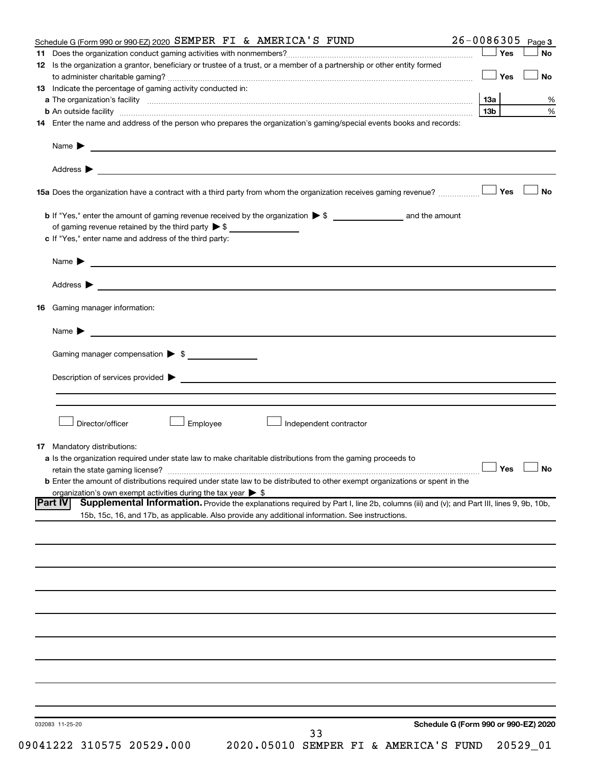Schedule G (Form 990 or 990-EZ) 2020 SEMPER FI & AMERICA'S FUND 26-0086305 Page 3

**11** Does the organization conduct gaming activities with nonmembers? ☐ Yes ☐ No

**12** Is the organization a grantor, beneficiary or trustee of a trust, or a member of a partnership or other entity formed to administer charitable gaming? ☐ Yes ☐ No

**13** Indicate the percentage of gaming activity conducted in:

**a** The organization's facility **13a** %

**b** An outside facility **13b** %

**14** Enter the name and address of the person who prepares the organization's gaming/special events books and records:

Name ▶

Address ▶

**15a** Does the organization have a contract with a third party from whom the organization receives gaming revenue? ☐ Yes ☐ No

**b** If "Yes," enter the amount of gaming revenue received by the organization ▶ $ ______ and the amount of gaming revenue retained by the third party ▶ $ ______

**c** If "Yes," enter name and address of the third party:

Name ▶

Address ▶

**16** Gaming manager information:

Name ▶

Gaming manager compensation ▶ $

Description of services provided ▶

☐ Director/officer ☐ Employee ☐ Independent contractor

**17** Mandatory distributions:

**a** Is the organization required under state law to make charitable distributions from the gaming proceeds to retain the state gaming license? ☐ Yes ☐ No

**b** Enter the amount of distributions required under state law to be distributed to other exempt organizations or spent in the organization's own exempt activities during the tax year ▶ $

**Part IV** **Supplemental Information.** Provide the explanations required by Part I, line 2b, columns (iii) and (v); and Part III, lines 9, 9b, 10b, 15b, 15c, 16, and 17b, as applicable. Also provide any additional information. See instructions.

032083 11-25-20 **Schedule G (Form 990 or 990-EZ) 2020**

09041222 310575 20529.000 2020.05010 SEMPER FI & AMERICA'S FUND 20529_01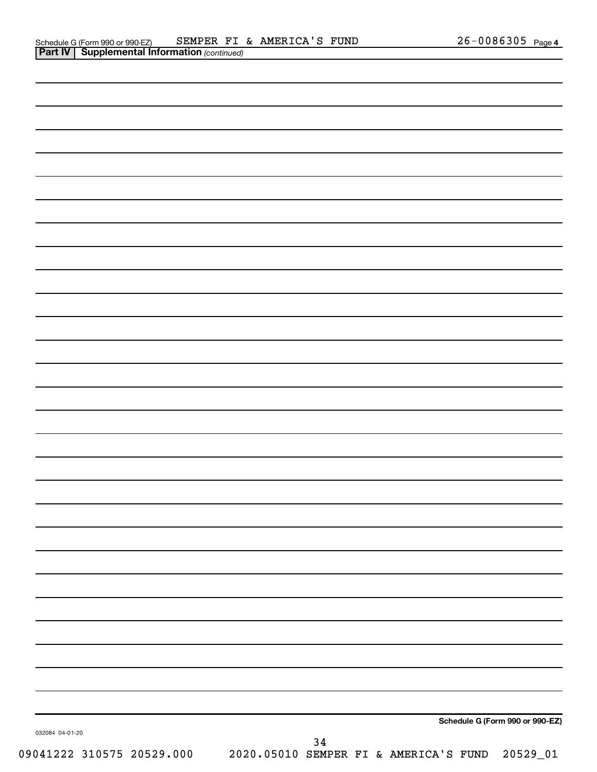Schedule G (Form 990 or 990-EZ) SEMPER FI & AMERICA'S FUND 26-0086305 Page 4

**Part IV | Supplemental Information** *(continued)*

**Schedule G (Form 990 or 990-EZ)**

032084 04-01-20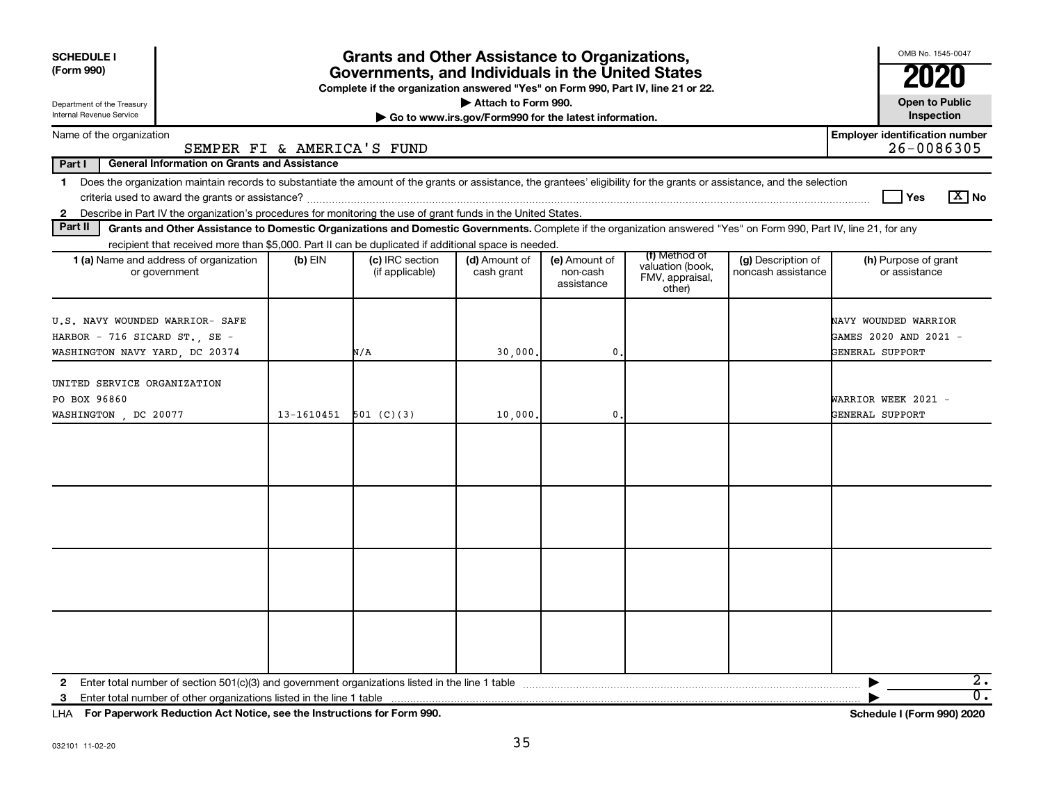**SCHEDULE I**
**(Form 990)**

Department of the Treasury
Internal Revenue Service

# Grants and Other Assistance to Organizations, Governments, and Individuals in the United States

**Complete if the organization answered "Yes" on Form 990, Part IV, line 21 or 22.**
**▶ Attach to Form 990.**
**▶ Go to www.irs.gov/Form990 for the latest information.**

OMB No. 1545-0047
**2020**
**Open to Public Inspection**

Name of the organization: SEMPER FI & AMERICA'S FUND

**Employer identification number:** 26-0086305

**Part I — General Information on Grants and Assistance**

1 Does the organization maintain records to substantiate the amount of the grants or assistance, the grantees' eligibility for the grants or assistance, and the selection criteria used to award the grants or assistance? ☐ Yes ☒ No

2 Describe in Part IV the organization's procedures for monitoring the use of grant funds in the United States.

**Part II — Grants and Other Assistance to Domestic Organizations and Domestic Governments.** Complete if the organization answered "Yes" on Form 990, Part IV, line 21, for any recipient that received more than $5,000. Part II can be duplicated if additional space is needed.

| 1 (a) Name and address of organization or government | (b) EIN | (c) IRC section (if applicable) | (d) Amount of cash grant | (e) Amount of non-cash assistance | (f) Method of valuation (book, FMV, appraisal, other) | (g) Description of noncash assistance | (h) Purpose of grant or assistance |
|---|---|---|---|---|---|---|---|
| U.S. NAVY WOUNDED WARRIOR- SAFE HARBOR - 716 SICARD ST., SE - WASHINGTON NAVY YARD, DC 20374 | | N/A | 30,000. | 0. | | | NAVY WOUNDED WARRIOR GAMES 2020 AND 2021 - GENERAL SUPPORT |
| UNITED SERVICE ORGANIZATION PO BOX 96860 WASHINGTON , DC 20077 | 13-1610451 | 501 (C)(3) | 10,000. | 0. | | | WARRIOR WEEK 2021 - GENERAL SUPPORT |
| | | | | | | | |
| | | | | | | | |
| | | | | | | | |
| | | | | | | | |

2 Enter total number of section 501(c)(3) and government organizations listed in the line 1 table ▶ 2.

3 Enter total number of other organizations listed in the line 1 table ▶ 0.

LHA **For Paperwork Reduction Act Notice, see the Instructions for Form 990.** **Schedule I (Form 990) 2020**

032101 11-02-20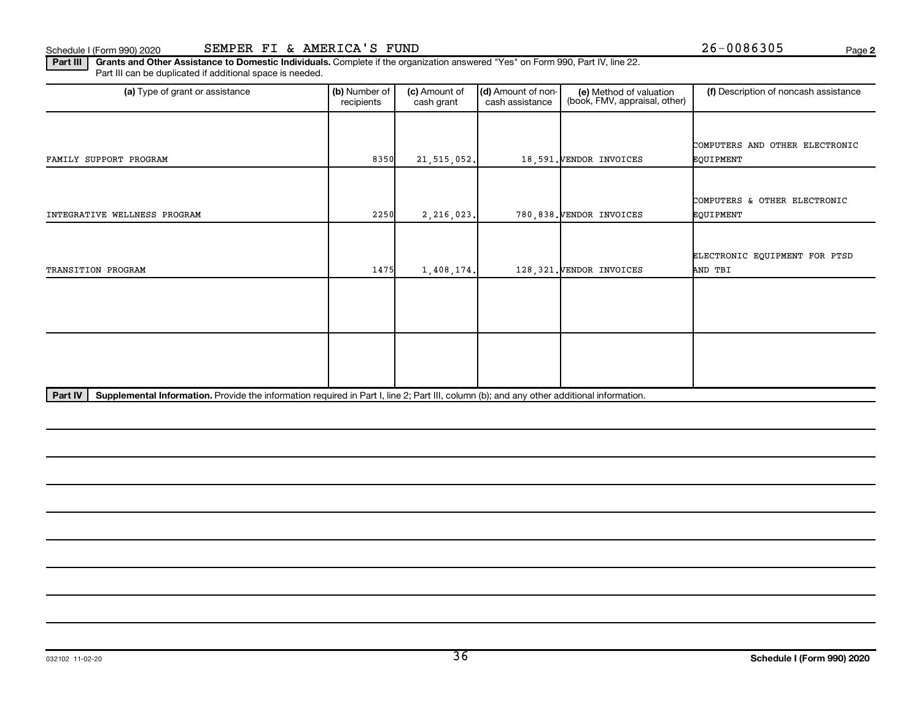Schedule I (Form 990) 2020 SEMPER FI & AMERICA'S FUND 26-0086305 Page 2

**Part III** **Grants and Other Assistance to Domestic Individuals.** Complete if the organization answered "Yes" on Form 990, Part IV, line 22. Part III can be duplicated if additional space is needed.

| (a) Type of grant or assistance | (b) Number of recipients | (c) Amount of cash grant | (d) Amount of non-cash assistance | (e) Method of valuation (book, FMV, appraisal, other) | (f) Description of noncash assistance |
|---|---|---|---|---|---|
| FAMILY SUPPORT PROGRAM | 8350 | 21,515,052. | 18,591. | VENDOR INVOICES | COMPUTERS AND OTHER ELECTRONIC EQUIPMENT |
| INTEGRATIVE WELLNESS PROGRAM | 2250 | 2,216,023. | 780,838. | VENDOR INVOICES | COMPUTERS & OTHER ELECTRONIC EQUIPMENT |
| TRANSITION PROGRAM | 1475 | 1,408,174. | 128,321. | VENDOR INVOICES | ELECTRONIC EQUIPMENT FOR PTSD AND TBI |
| | | | | | |
| | | | | | |

**Part IV** **Supplemental Information.** Provide the information required in Part I, line 2; Part III, column (b); and any other additional information.

032102 11-02-20 **Schedule I (Form 990) 2020**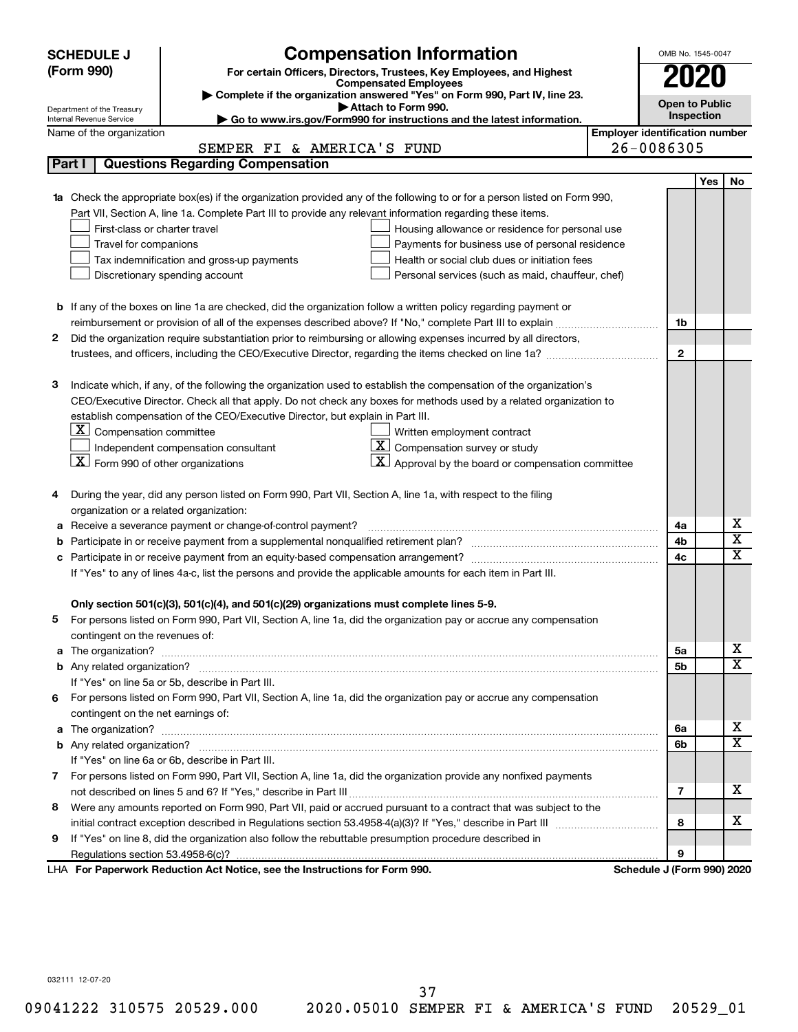**SCHEDULE J (Form 990)**

Department of the Treasury
Internal Revenue Service

# Compensation Information

**For certain Officers, Directors, Trustees, Key Employees, and Highest Compensated Employees**

▶ Complete if the organization answered "Yes" on Form 990, Part IV, line 23.

▶ Attach to Form 990.

▶ Go to www.irs.gov/Form990 for instructions and the latest information.

OMB No. 1545-0047

**2020**

**Open to Public Inspection**

Name of the organization: SEMPER FI & AMERICA'S FUND

Employer identification number: 26-0086305

## Part I Questions Regarding Compensation

| | | | Yes | No |
|---|---|---|---|---|
| **1a** | Check the appropriate box(es) if the organization provided any of the following to or for a person listed on Form 990, Part VII, Section A, line 1a. Complete Part III to provide any relevant information regarding these items.<br>☐ First-class or charter travel ☐ Housing allowance or residence for personal use<br>☐ Travel for companions ☐ Payments for business use of personal residence<br>☐ Tax indemnification and gross-up payments ☐ Health or social club dues or initiation fees<br>☐ Discretionary spending account ☐ Personal services (such as maid, chauffeur, chef) | | | |
| **b** | If any of the boxes on line 1a are checked, did the organization follow a written policy regarding payment or reimbursement or provision of all of the expenses described above? If "No," complete Part III to explain | 1b | | |
| **2** | Did the organization require substantiation prior to reimbursing or allowing expenses incurred by all directors, trustees, and officers, including the CEO/Executive Director, regarding the items checked on line 1a? | 2 | | |
| **3** | Indicate which, if any, of the following the organization used to establish the compensation of the organization's CEO/Executive Director. Check all that apply. Do not check any boxes for methods used by a related organization to establish compensation of the CEO/Executive Director, but explain in Part III.<br>☒ Compensation committee ☐ Written employment contract<br>☐ Independent compensation consultant ☒ Compensation survey or study<br>☒ Form 990 of other organizations ☒ Approval by the board or compensation committee | | | |
| **4** | During the year, did any person listed on Form 990, Part VII, Section A, line 1a, with respect to the filing organization or a related organization: | | | |
| **a** | Receive a severance payment or change-of-control payment? | 4a | | X |
| **b** | Participate in or receive payment from a supplemental nonqualified retirement plan? | 4b | | X |
| **c** | Participate in or receive payment from an equity-based compensation arrangement? | 4c | | X |
| | If "Yes" to any of lines 4a-c, list the persons and provide the applicable amounts for each item in Part III. | | | |
| | **Only section 501(c)(3), 501(c)(4), and 501(c)(29) organizations must complete lines 5-9.** | | | |
| **5** | For persons listed on Form 990, Part VII, Section A, line 1a, did the organization pay or accrue any compensation contingent on the revenues of: | | | |
| **a** | The organization? | 5a | | X |
| **b** | Any related organization? | 5b | | X |
| | If "Yes" on line 5a or 5b, describe in Part III. | | | |
| **6** | For persons listed on Form 990, Part VII, Section A, line 1a, did the organization pay or accrue any compensation contingent on the net earnings of: | | | |
| **a** | The organization? | 6a | | X |
| **b** | Any related organization? | 6b | | X |
| | If "Yes" on line 6a or 6b, describe in Part III. | | | |
| **7** | For persons listed on Form 990, Part VII, Section A, line 1a, did the organization provide any nonfixed payments not described on lines 5 and 6? If "Yes," describe in Part III | 7 | | X |
| **8** | Were any amounts reported on Form 990, Part VII, paid or accrued pursuant to a contract that was subject to the initial contract exception described in Regulations section 53.4958-4(a)(3)? If "Yes," describe in Part III | 8 | | X |
| **9** | If "Yes" on line 8, did the organization also follow the rebuttable presumption procedure described in Regulations section 53.4958-6(c)? | 9 | | |

LHA **For Paperwork Reduction Act Notice, see the Instructions for Form 990.** **Schedule J (Form 990) 2020**

032111 12-07-20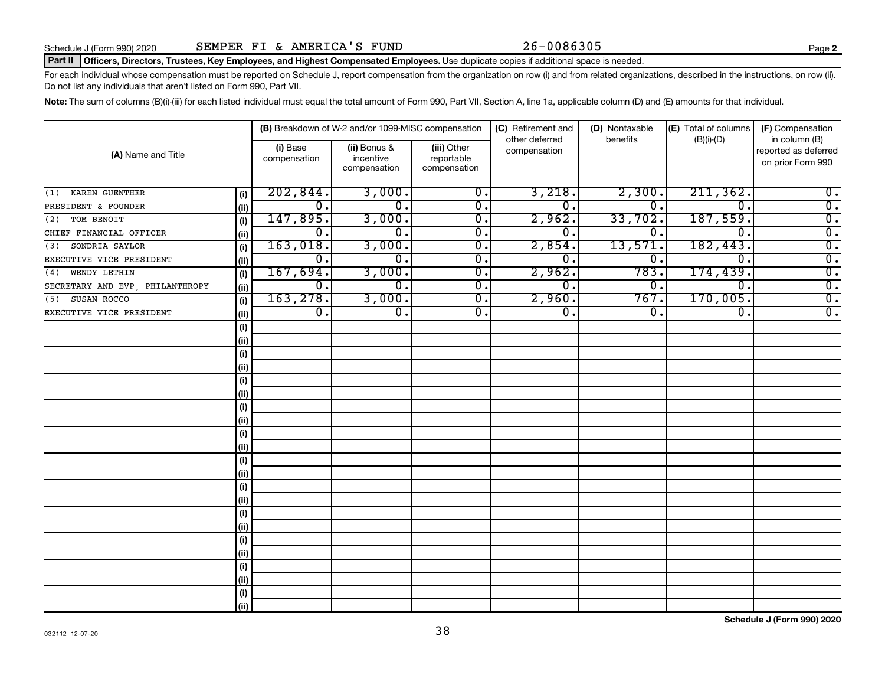Schedule J (Form 990) 2020 SEMPER FI & AMERICA'S FUND 26-0086305 Page **2**

**Part II** **Officers, Directors, Trustees, Key Employees, and Highest Compensated Employees.** Use duplicate copies if additional space is needed.

For each individual whose compensation must be reported on Schedule J, report compensation from the organization on row (i) and from related organizations, described in the instructions, on row (ii). Do not list any individuals that aren't listed on Form 990, Part VII.

**Note:** The sum of columns (B)(i)-(iii) for each listed individual must equal the total amount of Form 990, Part VII, Section A, line 1a, applicable column (D) and (E) amounts for that individual.

| (A) Name and Title | | (B) Breakdown of W-2 and/or 1099-MISC compensation | | | (C) Retirement and other deferred compensation | (D) Nontaxable benefits | (E) Total of columns (B)(i)-(D) | (F) Compensation in column (B) reported as deferred on prior Form 990 |
|---|---|---|---|---|---|---|---|---|
| | | (i) Base compensation | (ii) Bonus & incentive compensation | (iii) Other reportable compensation | | | | |
| (1) KAREN GUENTHER | (i) | 202,844. | 3,000. | 0. | 3,218. | 2,300. | 211,362. | 0. |
| PRESIDENT & FOUNDER | (ii) | 0. | 0. | 0. | 0. | 0. | 0. | 0. |
| (2) TOM BENOIT | (i) | 147,895. | 3,000. | 0. | 2,962. | 33,702. | 187,559. | 0. |
| CHIEF FINANCIAL OFFICER | (ii) | 0. | 0. | 0. | 0. | 0. | 0. | 0. |
| (3) SONDRIA SAYLOR | (i) | 163,018. | 3,000. | 0. | 2,854. | 13,571. | 182,443. | 0. |
| EXECUTIVE VICE PRESIDENT | (ii) | 0. | 0. | 0. | 0. | 0. | 0. | 0. |
| (4) WENDY LETHIN | (i) | 167,694. | 3,000. | 0. | 2,962. | 783. | 174,439. | 0. |
| SECRETARY AND EVP, PHILANTHROPY | (ii) | 0. | 0. | 0. | 0. | 0. | 0. | 0. |
| (5) SUSAN ROCCO | (i) | 163,278. | 3,000. | 0. | 2,960. | 767. | 170,005. | 0. |
| EXECUTIVE VICE PRESIDENT | (ii) | 0. | 0. | 0. | 0. | 0. | 0. | 0. |
| | (i) | | | | | | | |
| | (ii) | | | | | | | |
| | (i) | | | | | | | |
| | (ii) | | | | | | | |
| | (i) | | | | | | | |
| | (ii) | | | | | | | |
| | (i) | | | | | | | |
| | (ii) | | | | | | | |
| | (i) | | | | | | | |
| | (ii) | | | | | | | |
| | (i) | | | | | | | |
| | (ii) | | | | | | | |
| | (i) | | | | | | | |
| | (ii) | | | | | | | |
| | (i) | | | | | | | |
| | (ii) | | | | | | | |
| | (i) | | | | | | | |
| | (ii) | | | | | | | |
| | (i) | | | | | | | |
| | (ii) | | | | | | | |
| | (i) | | | | | | | |
| | (ii) | | | | | | | |

**Schedule J (Form 990) 2020**

032112 12-07-20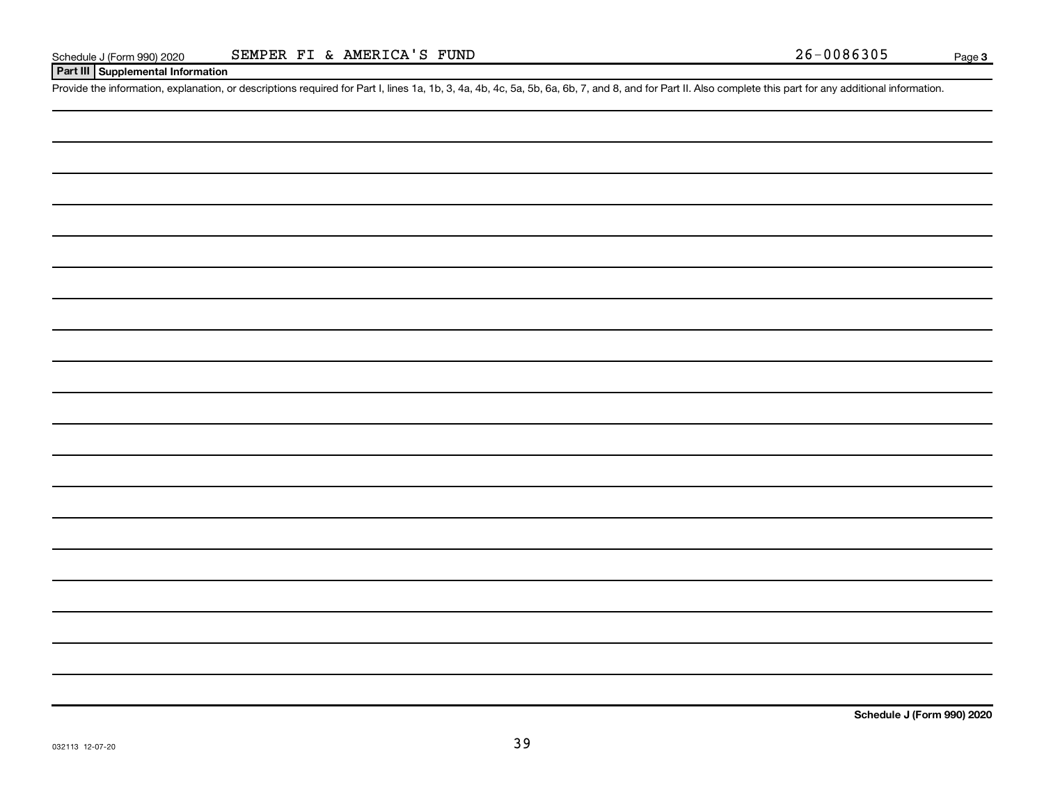Schedule J (Form 990) 2020 SEMPER FI & AMERICA'S FUND 26-0086305 Page 3

**Part III Supplemental Information**

Provide the information, explanation, or descriptions required for Part I, lines 1a, 1b, 3, 4a, 4b, 4c, 5a, 5b, 6a, 6b, 7, and 8, and for Part II. Also complete this part for any additional information.

**Schedule J (Form 990) 2020**

032113 12-07-20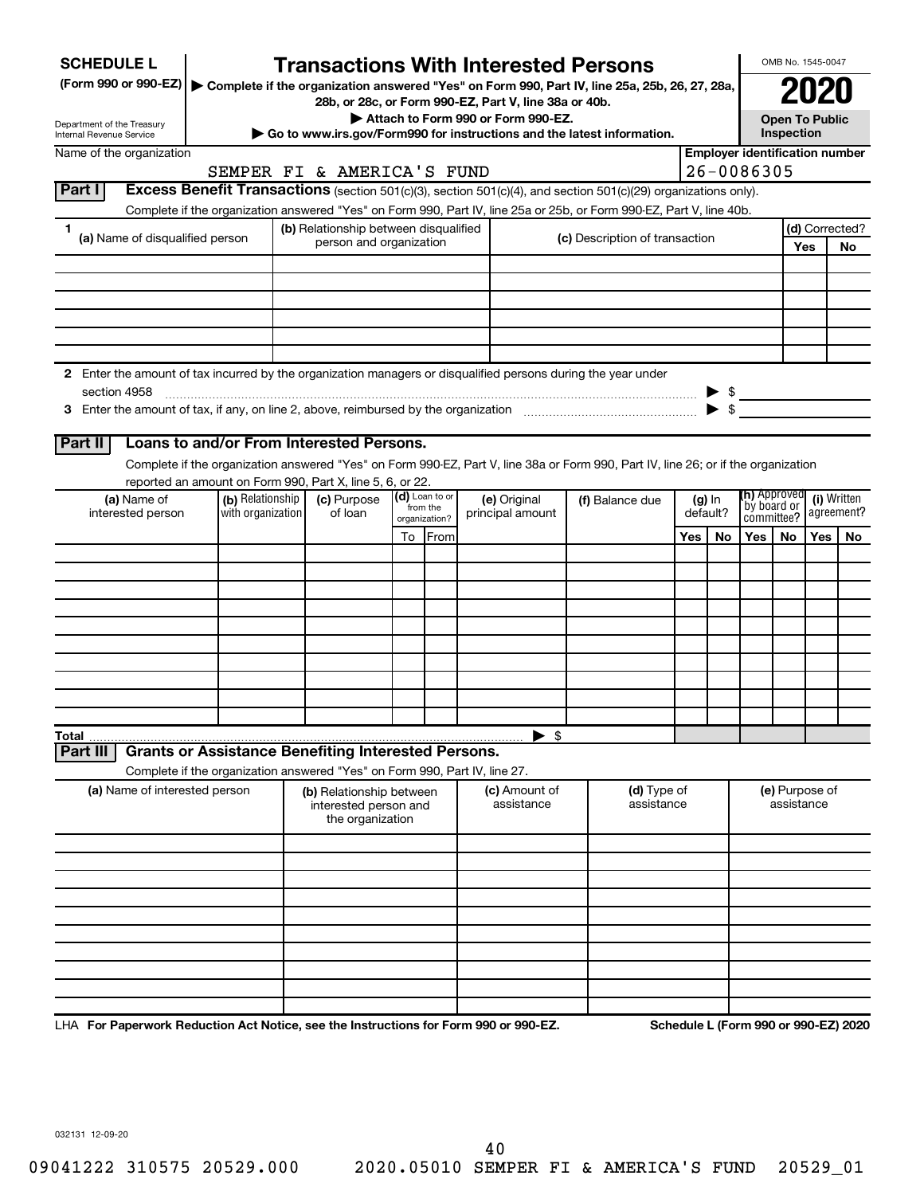**SCHEDULE L**
**(Form 990 or 990-EZ)**

Department of the Treasury
Internal Revenue Service

# Transactions With Interested Persons

▶ **Complete if the organization answered "Yes" on Form 990, Part IV, line 25a, 25b, 26, 27, 28a, 28b, or 28c, or Form 990-EZ, Part V, line 38a or 40b.**
▶ **Attach to Form 990 or Form 990-EZ.**
▶ **Go to www.irs.gov/Form990 for instructions and the latest information.**

OMB No. 1545-0047
**2020**
**Open To Public Inspection**

Name of the organization: SEMPER FI & AMERICA'S FUND
**Employer identification number**: 26-0086305

## Part I — Excess Benefit Transactions (section 501(c)(3), section 501(c)(4), and section 501(c)(29) organizations only).

Complete if the organization answered "Yes" on Form 990, Part IV, line 25a or 25b, or Form 990-EZ, Part V, line 40b.

| 1 (a) Name of disqualified person | (b) Relationship between disqualified person and organization | (c) Description of transaction | (d) Corrected? Yes | No |
|---|---|---|---|---|
| | | | | |
| | | | | |
| | | | | |
| | | | | |
| | | | | |
| | | | | |

**2** Enter the amount of tax incurred by the organization managers or disqualified persons during the year under section 4958 ▶ $

**3** Enter the amount of tax, if any, on line 2, above, reimbursed by the organization ▶ $

## Part II — Loans to and/or From Interested Persons.

Complete if the organization answered "Yes" on Form 990-EZ, Part V, line 38a or Form 990, Part IV, line 26; or if the organization reported an amount on Form 990, Part X, line 5, 6, or 22.

| (a) Name of interested person | (b) Relationship with organization | (c) Purpose of loan | (d) Loan to or from the organization? To | From | (e) Original principal amount | (f) Balance due | (g) In default? Yes | No | (h) Approved by board or committee? Yes | No | (i) Written agreement? Yes | No |
|---|---|---|---|---|---|---|---|---|---|---|---|---|
| | | | | | | | | | | | | |
| | | | | | | | | | | | | |
| | | | | | | | | | | | | |
| | | | | | | | | | | | | |
| | | | | | | | | | | | | |
| | | | | | | | | | | | | |
| | | | | | | | | | | | | |
| | | | | | | | | | | | | |
| | | | | | | | | | | | | |
| | | | | | | | | | | | | |
| **Total** | | | | | ▶ $ | | | | | | | |

## Part III — Grants or Assistance Benefiting Interested Persons.

Complete if the organization answered "Yes" on Form 990, Part IV, line 27.

| (a) Name of interested person | (b) Relationship between interested person and the organization | (c) Amount of assistance | (d) Type of assistance | (e) Purpose of assistance |
|---|---|---|---|---|
| | | | | |
| | | | | |
| | | | | |
| | | | | |
| | | | | |
| | | | | |
| | | | | |
| | | | | |
| | | | | |
| | | | | |

LHA **For Paperwork Reduction Act Notice, see the Instructions for Form 990 or 990-EZ.** **Schedule L (Form 990 or 990-EZ) 2020**

032131 12-09-20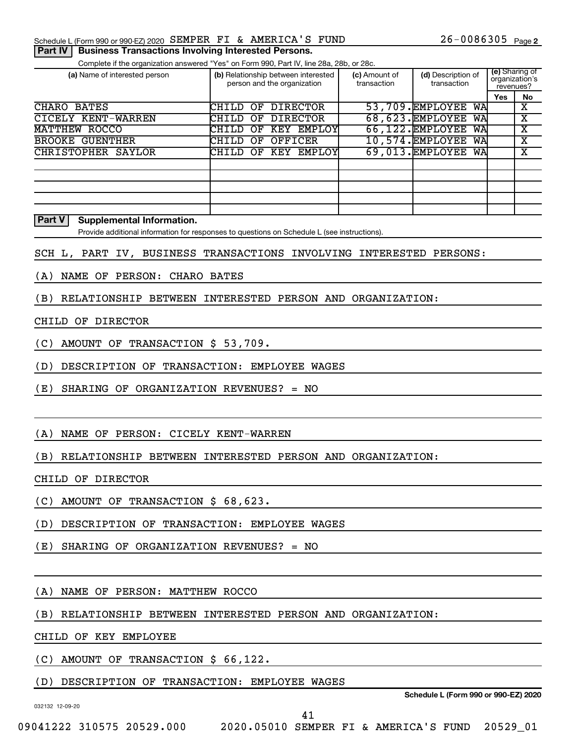Schedule L (Form 990 or 990-EZ) 2020 SEMPER FI & AMERICA'S FUND 26-0086305 Page 2

## Part IV Business Transactions Involving Interested Persons.

Complete if the organization answered "Yes" on Form 990, Part IV, line 28a, 28b, or 28c.

| (a) Name of interested person | (b) Relationship between interested person and the organization | (c) Amount of transaction | (d) Description of transaction | (e) Sharing of organization's revenues? Yes | No |
|---|---|---|---|---|---|
| CHARO BATES | CHILD OF DIRECTOR | 53,709. | EMPLOYEE WA | | X |
| CICELY KENT-WARREN | CHILD OF DIRECTOR | 68,623. | EMPLOYEE WA | | X |
| MATTHEW ROCCO | CHILD OF KEY EMPLOY | 66,122. | EMPLOYEE WA | | X |
| BROOKE GUENTHER | CHILD OF OFFICER | 10,574. | EMPLOYEE WA | | X |
| CHRISTOPHER SAYLOR | CHILD OF KEY EMPLOY | 69,013. | EMPLOYEE WA | | X |
| | | | | | |
| | | | | | |
| | | | | | |
| | | | | | |
| | | | | | |

## Part V Supplemental Information.

Provide additional information for responses to questions on Schedule L (see instructions).

SCH L, PART IV, BUSINESS TRANSACTIONS INVOLVING INTERESTED PERSONS:

(A) NAME OF PERSON: CHARO BATES

(B) RELATIONSHIP BETWEEN INTERESTED PERSON AND ORGANIZATION:

CHILD OF DIRECTOR

(C) AMOUNT OF TRANSACTION $ 53,709.

(D) DESCRIPTION OF TRANSACTION: EMPLOYEE WAGES

(E) SHARING OF ORGANIZATION REVENUES? = NO

(A) NAME OF PERSON: CICELY KENT-WARREN

(B) RELATIONSHIP BETWEEN INTERESTED PERSON AND ORGANIZATION:

CHILD OF DIRECTOR

(C) AMOUNT OF TRANSACTION $ 68,623.

(D) DESCRIPTION OF TRANSACTION: EMPLOYEE WAGES

(E) SHARING OF ORGANIZATION REVENUES? = NO

(A) NAME OF PERSON: MATTHEW ROCCO

(B) RELATIONSHIP BETWEEN INTERESTED PERSON AND ORGANIZATION:

CHILD OF KEY EMPLOYEE

(C) AMOUNT OF TRANSACTION $ 66,122.

(D) DESCRIPTION OF TRANSACTION: EMPLOYEE WAGES

Schedule L (Form 990 or 990-EZ) 2020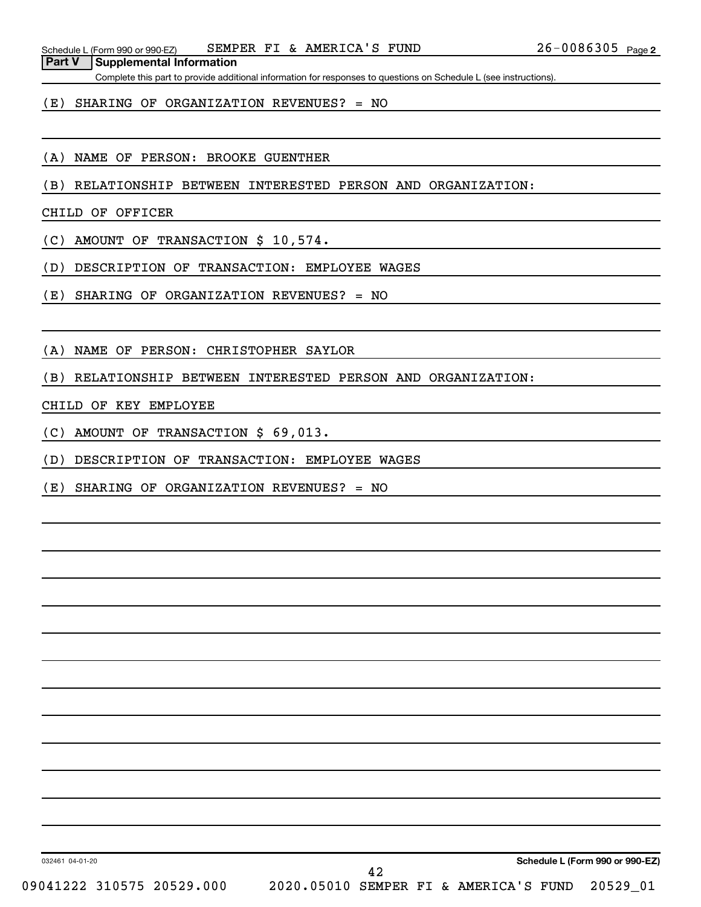Schedule L (Form 990 or 990-EZ) SEMPER FI & AMERICA'S FUND 26-0086305 Page 2

**Part V Supplemental Information**

Complete this part to provide additional information for responses to questions on Schedule L (see instructions).

(E) SHARING OF ORGANIZATION REVENUES? = NO

(A) NAME OF PERSON: BROOKE GUENTHER

(B) RELATIONSHIP BETWEEN INTERESTED PERSON AND ORGANIZATION:

CHILD OF OFFICER

(C) AMOUNT OF TRANSACTION $ 10,574.

(D) DESCRIPTION OF TRANSACTION: EMPLOYEE WAGES

(E) SHARING OF ORGANIZATION REVENUES? = NO

(A) NAME OF PERSON: CHRISTOPHER SAYLOR

(B) RELATIONSHIP BETWEEN INTERESTED PERSON AND ORGANIZATION:

CHILD OF KEY EMPLOYEE

(C) AMOUNT OF TRANSACTION $ 69,013.

(D) DESCRIPTION OF TRANSACTION: EMPLOYEE WAGES

(E) SHARING OF ORGANIZATION REVENUES? = NO

032461 04-01-20 **Schedule L (Form 990 or 990-EZ)**

09041222 310575 20529.000 2020.05010 SEMPER FI & AMERICA'S FUND 20529_01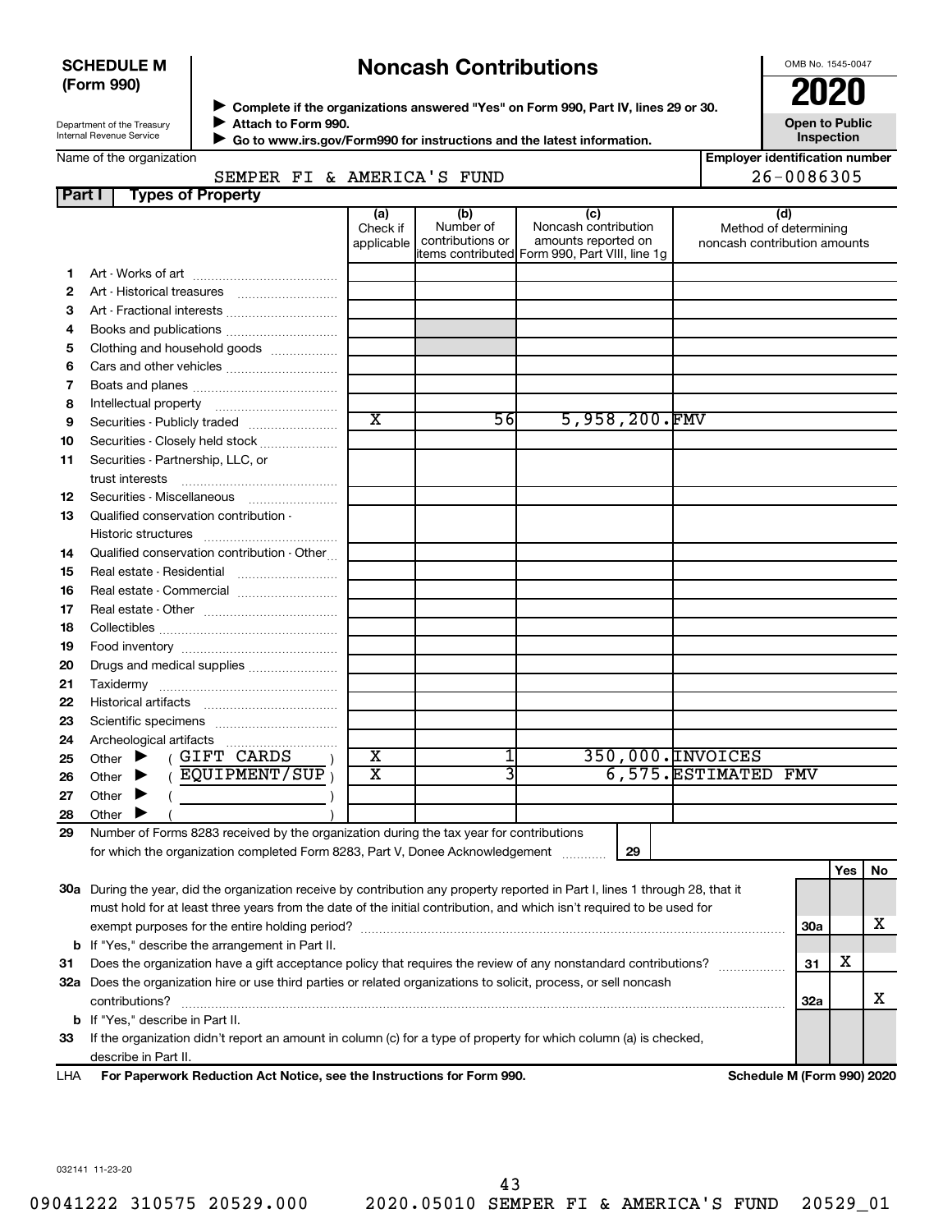**SCHEDULE M**
**(Form 990)**

Department of the Treasury
Internal Revenue Service

# Noncash Contributions

▶ **Complete if the organizations answered "Yes" on Form 990, Part IV, lines 29 or 30.**
▶ **Attach to Form 990.**
▶ **Go to www.irs.gov/Form990 for instructions and the latest information.**

OMB No. 1545-0047

**2020**

**Open to Public Inspection**

Name of the organization: SEMPER FI & AMERICA'S FUND

**Employer identification number:** 26-0086305

## Part I Types of Property

| | | (a) Check if applicable | (b) Number of contributions or items contributed | (c) Noncash contribution amounts reported on Form 990, Part VIII, line 1g | (d) Method of determining noncash contribution amounts |
|---|---|---|---|---|---|
| 1 | Art - Works of art | | | | |
| 2 | Art - Historical treasures | | | | |
| 3 | Art - Fractional interests | | | | |
| 4 | Books and publications | | | | |
| 5 | Clothing and household goods | | | | |
| 6 | Cars and other vehicles | | | | |
| 7 | Boats and planes | | | | |
| 8 | Intellectual property | | | | |
| 9 | Securities - Publicly traded | X | 56 | 5,958,200. | FMV |
| 10 | Securities - Closely held stock | | | | |
| 11 | Securities - Partnership, LLC, or trust interests | | | | |
| 12 | Securities - Miscellaneous | | | | |
| 13 | Qualified conservation contribution - Historic structures | | | | |
| 14 | Qualified conservation contribution - Other | | | | |
| 15 | Real estate - Residential | | | | |
| 16 | Real estate - Commercial | | | | |
| 17 | Real estate - Other | | | | |
| 18 | Collectibles | | | | |
| 19 | Food inventory | | | | |
| 20 | Drugs and medical supplies | | | | |
| 21 | Taxidermy | | | | |
| 22 | Historical artifacts | | | | |
| 23 | Scientific specimens | | | | |
| 24 | Archeological artifacts | | | | |
| 25 | Other ▶ ( GIFT CARDS ) | X | 1 | 350,000. | INVOICES |
| 26 | Other ▶ ( EQUIPMENT/SUP ) | X | 3 | 6,575. | ESTIMATED FMV |
| 27 | Other ▶ ( ) | | | | |
| 28 | Other ▶ ( ) | | | | |

**29** Number of Forms 8283 received by the organization during the tax year for contributions for which the organization completed Form 8283, Part V, Donee Acknowledgement ........ **29**

| | | | Yes | No |
|---|---|---|---|---|
| **30a** | During the year, did the organization receive by contribution any property reported in Part I, lines 1 through 28, that it must hold for at least three years from the date of the initial contribution, and which isn't required to be used for exempt purposes for the entire holding period? | 30a | | X |
| **b** | If "Yes," describe the arrangement in Part II. | | | |
| **31** | Does the organization have a gift acceptance policy that requires the review of any nonstandard contributions? | 31 | X | |
| **32a** | Does the organization hire or use third parties or related organizations to solicit, process, or sell noncash contributions? | 32a | | X |
| **b** | If "Yes," describe in Part II. | | | |
| **33** | If the organization didn't report an amount in column (c) for a type of property for which column (a) is checked, describe in Part II. | | | |

LHA **For Paperwork Reduction Act Notice, see the Instructions for Form 990.** **Schedule M (Form 990) 2020**

032141 11-23-20

09041222 310575 20529.000 2020.05010 SEMPER FI & AMERICA'S FUND 20529_01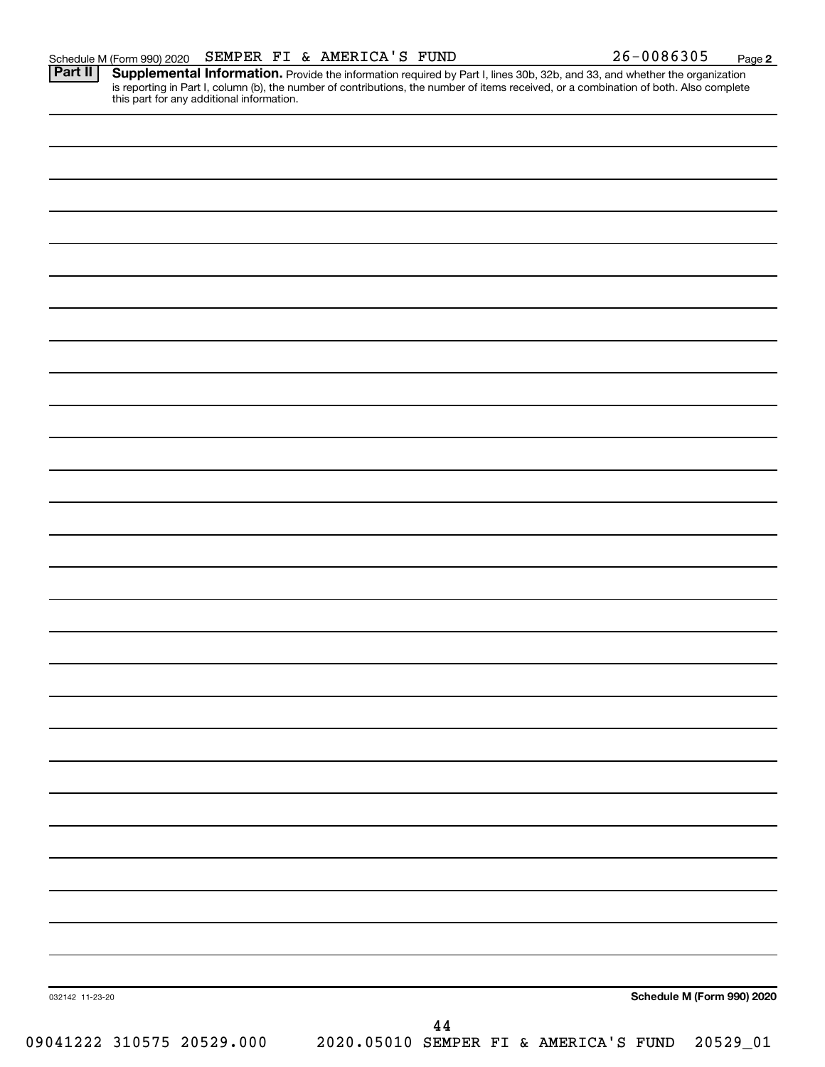Schedule M (Form 990) 2020 SEMPER FI & AMERICA'S FUND 26-0086305

**Part II** **Supplemental Information.** Provide the information required by Part I, lines 30b, 32b, and 33, and whether the organization is reporting in Part I, column (b), the number of contributions, the number of items received, or a combination of both. Also complete this part for any additional information.

032142 11-23-20

**Schedule M (Form 990) 2020**

09041222 310575 20529.000 2020.05010 SEMPER FI & AMERICA'S FUND 20529_01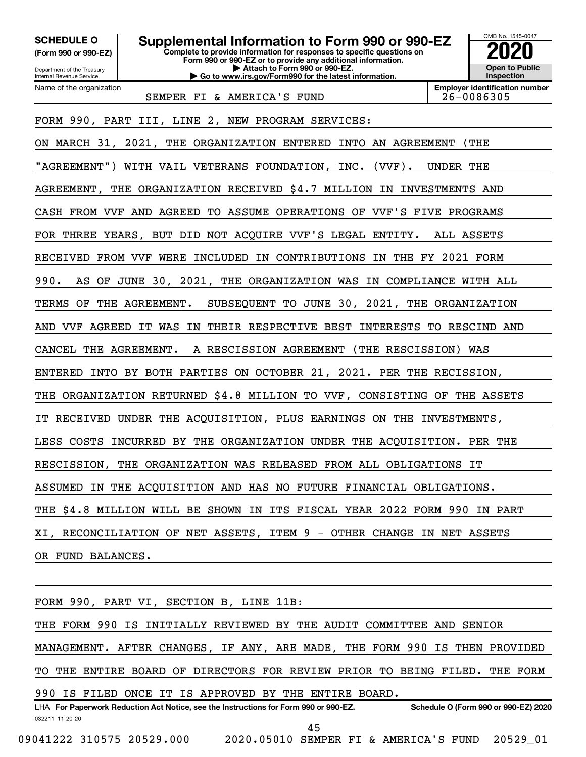**SCHEDULE O (Form 990 or 990-EZ)**

Department of the Treasury
Internal Revenue Service

# Supplemental Information to Form 990 or 990-EZ

**Complete to provide information for responses to specific questions on Form 990 or 990-EZ or to provide any additional information.**
**▶ Attach to Form 990 or 990-EZ.**
**▶ Go to www.irs.gov/Form990 for the latest information.**

OMB No. 1545-0047

**2020**

**Open to Public Inspection**

| Name of the organization | Employer identification number |
|---|---|
| SEMPER FI & AMERICA'S FUND | 26-0086305 |

FORM 990, PART III, LINE 2, NEW PROGRAM SERVICES:

ON MARCH 31, 2021, THE ORGANIZATION ENTERED INTO AN AGREEMENT (THE "AGREEMENT") WITH VAIL VETERANS FOUNDATION, INC. (VVF). UNDER THE AGREEMENT, THE ORGANIZATION RECEIVED $4.7 MILLION IN INVESTMENTS AND CASH FROM VVF AND AGREED TO ASSUME OPERATIONS OF VVF'S FIVE PROGRAMS FOR THREE YEARS, BUT DID NOT ACQUIRE VVF'S LEGAL ENTITY. ALL ASSETS RECEIVED FROM VVF WERE INCLUDED IN CONTRIBUTIONS IN THE FY 2021 FORM 990. AS OF JUNE 30, 2021, THE ORGANIZATION WAS IN COMPLIANCE WITH ALL TERMS OF THE AGREEMENT. SUBSEQUENT TO JUNE 30, 2021, THE ORGANIZATION AND VVF AGREED IT WAS IN THEIR RESPECTIVE BEST INTERESTS TO RESCIND AND CANCEL THE AGREEMENT. A RESCISSION AGREEMENT (THE RESCISSION) WAS ENTERED INTO BY BOTH PARTIES ON OCTOBER 21, 2021. PER THE RECISSION, THE ORGANIZATION RETURNED $4.8 MILLION TO VVF, CONSISTING OF THE ASSETS IT RECEIVED UNDER THE ACQUISITION, PLUS EARNINGS ON THE INVESTMENTS, LESS COSTS INCURRED BY THE ORGANIZATION UNDER THE ACQUISITION. PER THE RESCISSION, THE ORGANIZATION WAS RELEASED FROM ALL OBLIGATIONS IT ASSUMED IN THE ACQUISITION AND HAS NO FUTURE FINANCIAL OBLIGATIONS. THE $4.8 MILLION WILL BE SHOWN IN ITS FISCAL YEAR 2022 FORM 990 IN PART XI, RECONCILIATION OF NET ASSETS, ITEM 9 - OTHER CHANGE IN NET ASSETS OR FUND BALANCES.

FORM 990, PART VI, SECTION B, LINE 11B:

THE FORM 990 IS INITIALLY REVIEWED BY THE AUDIT COMMITTEE AND SENIOR MANAGEMENT. AFTER CHANGES, IF ANY, ARE MADE, THE FORM 990 IS THEN PROVIDED TO THE ENTIRE BOARD OF DIRECTORS FOR REVIEW PRIOR TO BEING FILED. THE FORM 990 IS FILED ONCE IT IS APPROVED BY THE ENTIRE BOARD.

LHA **For Paperwork Reduction Act Notice, see the Instructions for Form 990 or 990-EZ.** **Schedule O (Form 990 or 990-EZ) 2020**

032211 11-20-20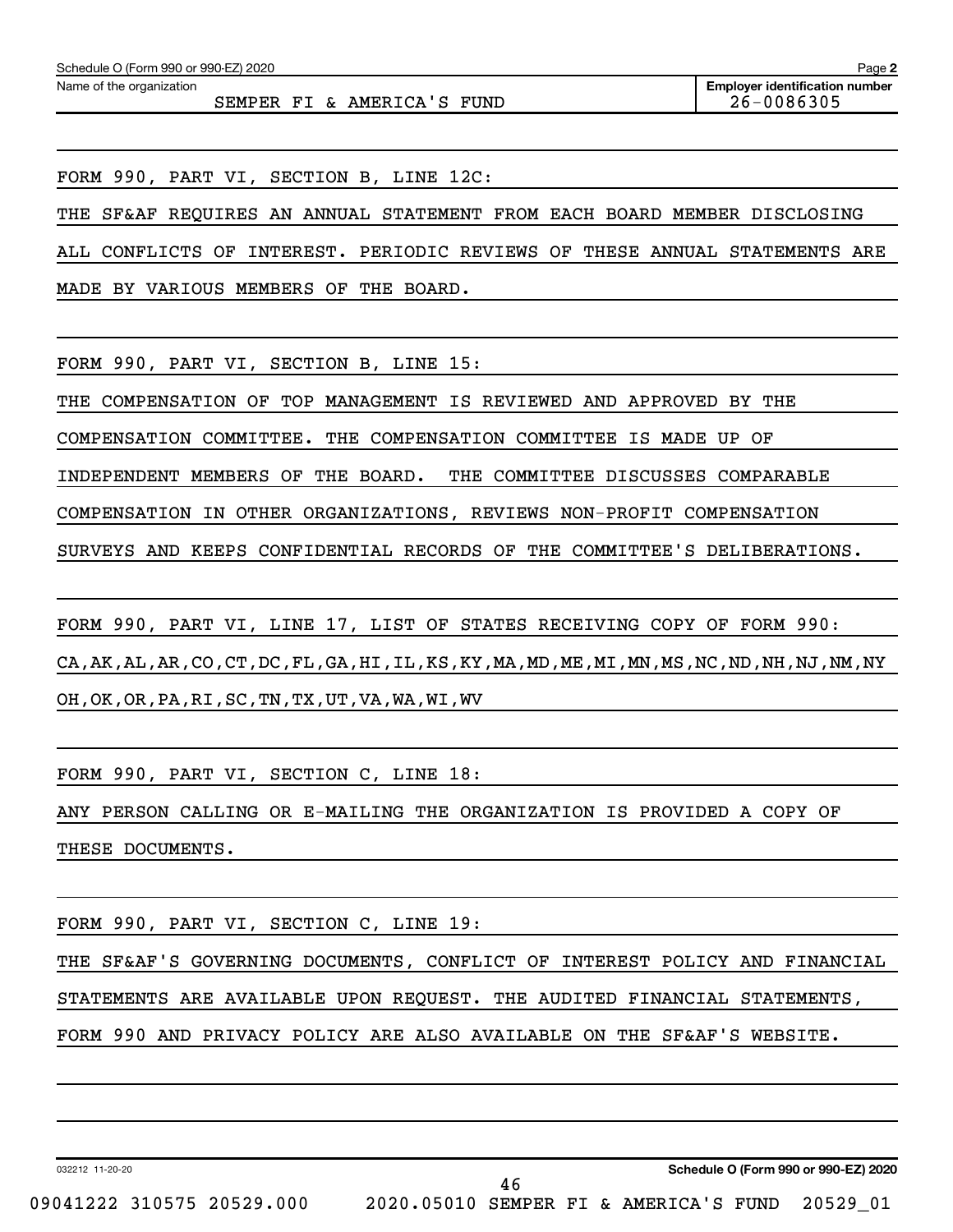Name of the organization: SEMPER FI & AMERICA'S FUND

Employer identification number: 26-0086305

FORM 990, PART VI, SECTION B, LINE 12C:

THE SF&AF REQUIRES AN ANNUAL STATEMENT FROM EACH BOARD MEMBER DISCLOSING ALL CONFLICTS OF INTEREST. PERIODIC REVIEWS OF THESE ANNUAL STATEMENTS ARE MADE BY VARIOUS MEMBERS OF THE BOARD.

FORM 990, PART VI, SECTION B, LINE 15:

THE COMPENSATION OF TOP MANAGEMENT IS REVIEWED AND APPROVED BY THE COMPENSATION COMMITTEE. THE COMPENSATION COMMITTEE IS MADE UP OF INDEPENDENT MEMBERS OF THE BOARD. THE COMMITTEE DISCUSSES COMPARABLE COMPENSATION IN OTHER ORGANIZATIONS, REVIEWS NON-PROFIT COMPENSATION SURVEYS AND KEEPS CONFIDENTIAL RECORDS OF THE COMMITTEE'S DELIBERATIONS.

FORM 990, PART VI, LINE 17, LIST OF STATES RECEIVING COPY OF FORM 990:

CA,AK,AL,AR,CO,CT,DC,FL,GA,HI,IL,KS,KY,MA,MD,ME,MI,MN,MS,NC,ND,NH,NJ,NM,NY OH,OK,OR,PA,RI,SC,TN,TX,UT,VA,WA,WI,WV

FORM 990, PART VI, SECTION C, LINE 18:

ANY PERSON CALLING OR E-MAILING THE ORGANIZATION IS PROVIDED A COPY OF THESE DOCUMENTS.

FORM 990, PART VI, SECTION C, LINE 19:

THE SF&AF'S GOVERNING DOCUMENTS, CONFLICT OF INTEREST POLICY AND FINANCIAL STATEMENTS ARE AVAILABLE UPON REQUEST. THE AUDITED FINANCIAL STATEMENTS, FORM 990 AND PRIVACY POLICY ARE ALSO AVAILABLE ON THE SF&AF'S WEBSITE.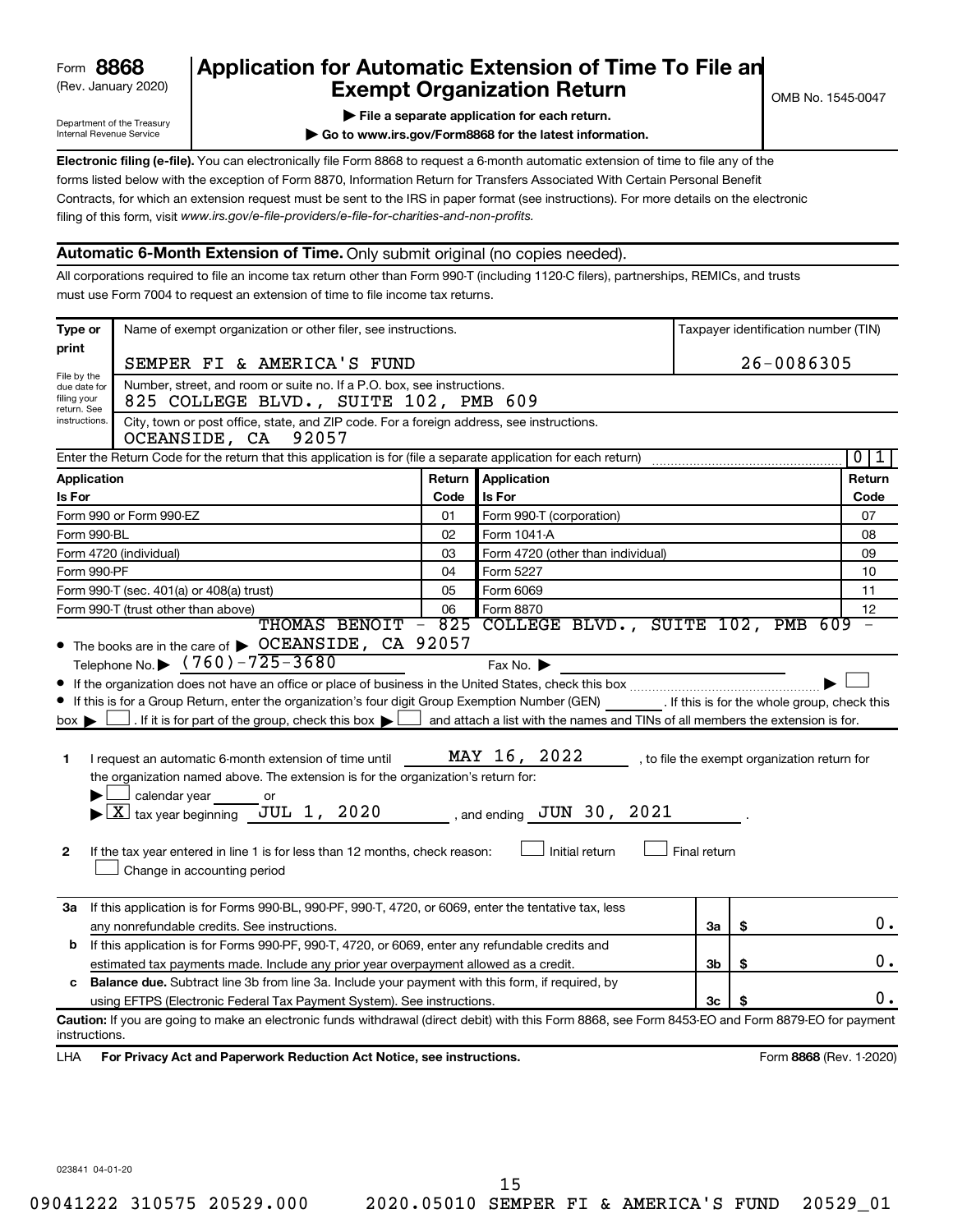Form **8868** (Rev. January 2020)

Department of the Treasury Internal Revenue Service

# Application for Automatic Extension of Time To File an Exempt Organization Return

▶ File a separate application for each return.

▶ Go to www.irs.gov/Form8868 for the latest information.

OMB No. 1545-0047

**Electronic filing (e-file).** You can electronically file Form 8868 to request a 6-month automatic extension of time to file any of the forms listed below with the exception of Form 8870, Information Return for Transfers Associated With Certain Personal Benefit Contracts, for which an extension request must be sent to the IRS in paper format (see instructions). For more details on the electronic filing of this form, visit *www.irs.gov/e-file-providers/e-file-for-charities-and-non-profits.*

## Automatic 6-Month Extension of Time. Only submit original (no copies needed).

All corporations required to file an income tax return other than Form 990-T (including 1120-C filers), partnerships, REMICs, and trusts must use Form 7004 to request an extension of time to file income tax returns.

| Type or print | | |
|---|---|---|
| File by the due date for filing your return. See instructions. | Name of exempt organization or other filer, see instructions. SEMPER FI & AMERICA'S FUND | Taxpayer identification number (TIN) 26-0086305 |
| | Number, street, and room or suite no. If a P.O. box, see instructions. 825 COLLEGE BLVD., SUITE 102, PMB 609 | |
| | City, town or post office, state, and ZIP code. For a foreign address, see instructions. OCEANSIDE, CA 92057 | |

Enter the Return Code for the return that this application is for (file a separate application for each return) 0 1

| Application Is For | Return Code | Application Is For | Return Code |
|---|---|---|---|
| Form 990 or Form 990-EZ | 01 | Form 990-T (corporation) | 07 |
| Form 990-BL | 02 | Form 1041-A | 08 |
| Form 4720 (individual) | 03 | Form 4720 (other than individual) | 09 |
| Form 990-PF | 04 | Form 5227 | 10 |
| Form 990-T (sec. 401(a) or 408(a) trust) | 05 | Form 6069 | 11 |
| Form 990-T (trust other than above) | 06 | Form 8870 | 12 |

- The books are in the care of ▶ THOMAS BENOIT - 825 COLLEGE BLVD., SUITE 102, PMB 609 - OCEANSIDE, CA 92057
  Telephone No. ▶ (760)-725-3680 Fax No. ▶
- If the organization does not have an office or place of business in the United States, check this box ▶ ☐
- If this is for a Group Return, enter the organization's four digit Group Exemption Number (GEN) ______ . If this is for the whole group, check this box ▶ ☐ . If it is for part of the group, check this box ▶ ☐ and attach a list with the names and TINs of all members the extension is for.

**1** I request an automatic 6-month extension of time until MAY 16, 2022 , to file the exempt organization return for the organization named above. The extension is for the organization's return for:
▶ ☐ calendar year ______ or
▶ ☒ tax year beginning JUL 1, 2020 , and ending JUN 30, 2021 .

**2** If the tax year entered in line 1 is for less than 12 months, check reason: ☐ Initial return ☐ Final return ☐ Change in accounting period

| | | | |
|---|---|---|---|
| **3a** | If this application is for Forms 990-BL, 990-PF, 990-T, 4720, or 6069, enter the tentative tax, less any nonrefundable credits. See instructions. | 3a | $ 0. |
| **b** | If this application is for Forms 990-PF, 990-T, 4720, or 6069, enter any refundable credits and estimated tax payments made. Include any prior year overpayment allowed as a credit. | 3b | $ 0. |
| **c** | **Balance due.** Subtract line 3b from line 3a. Include your payment with this form, if required, by using EFTPS (Electronic Federal Tax Payment System). See instructions. | 3c | $ 0. |

**Caution:** If you are going to make an electronic funds withdrawal (direct debit) with this Form 8868, see Form 8453-EO and Form 8879-EO for payment instructions.

LHA **For Privacy Act and Paperwork Reduction Act Notice, see instructions.** Form **8868** (Rev. 1-2020)

023841 04-01-20

09041222 310575 20529.000 2020.05010 SEMPER FI & AMERICA'S FUND 20529_01